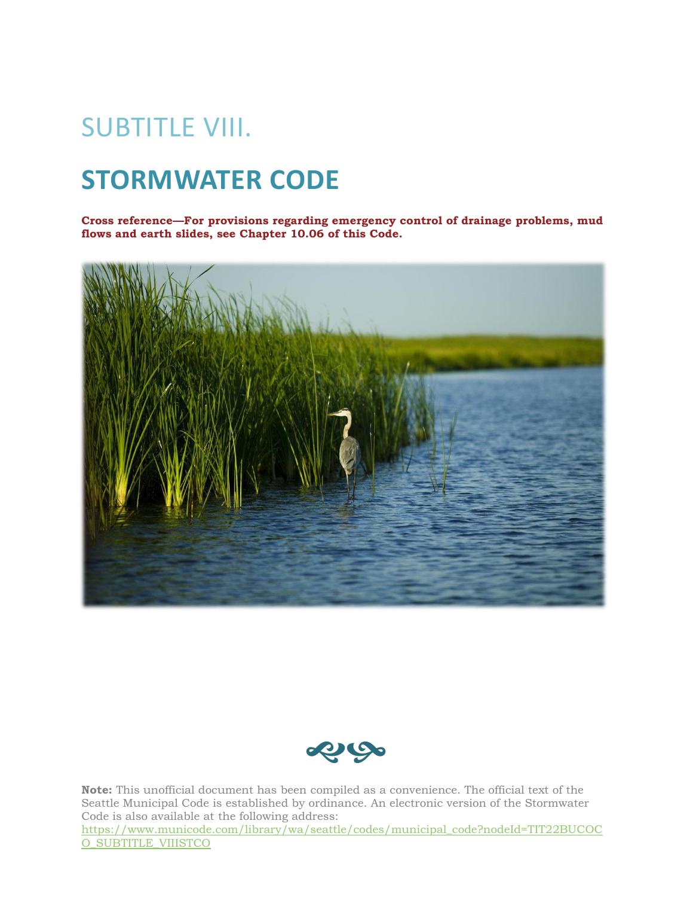# SUBTITLE VIII.

# STORMWATER CODE

**Cross reference—For provisions regarding emergency control of drainage problems, mud flows and earth slides, see Chapter 10.06 of this Code.**

**Note:** This unofficial document has been compiled as a convenience. The official text of the Seattle Municipal Code is established by ordinance. An electronic version of the Stormwater Code is also available at the following address: https://www.municode.com/library/wa/seattle/codes/municipal_code?nodeId=TIT22BUCOCO_SUBTITLE_VIIISTCO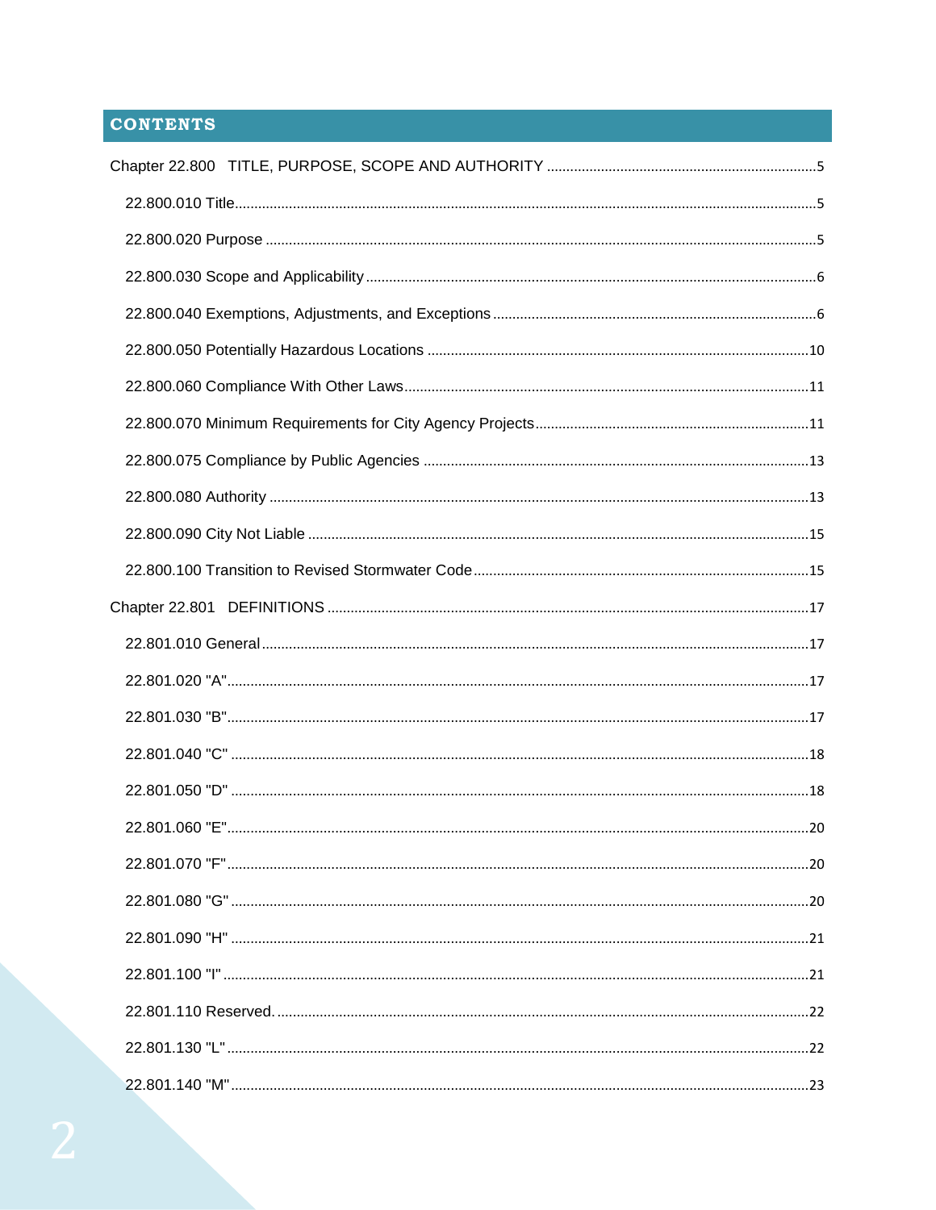## CONTENTS

Chapter 22.800 TITLE, PURPOSE, SCOPE AND AUTHORITY ........................................................ 5

- 22.800.010 Title ........................................................ 5
- 22.800.020 Purpose ........................................................ 5
- 22.800.030 Scope and Applicability ........................................................ 6
- 22.800.040 Exemptions, Adjustments, and Exceptions ........................................................ 6
- 22.800.050 Potentially Hazardous Locations ........................................................ 10
- 22.800.060 Compliance With Other Laws ........................................................ 11
- 22.800.070 Minimum Requirements for City Agency Projects ........................................................ 11
- 22.800.075 Compliance by Public Agencies ........................................................ 13
- 22.800.080 Authority ........................................................ 13
- 22.800.090 City Not Liable ........................................................ 15
- 22.800.100 Transition to Revised Stormwater Code ........................................................ 15

Chapter 22.801 DEFINITIONS ........................................................ 17

- 22.801.010 General ........................................................ 17
- 22.801.020 "A" ........................................................ 17
- 22.801.030 "B" ........................................................ 17
- 22.801.040 "C" ........................................................ 18
- 22.801.050 "D" ........................................................ 18
- 22.801.060 "E" ........................................................ 20
- 22.801.070 "F" ........................................................ 20
- 22.801.080 "G" ........................................................ 20
- 22.801.090 "H" ........................................................ 21
- 22.801.100 "I" ........................................................ 21
- 22.801.110 Reserved. ........................................................ 22
- 22.801.130 "L" ........................................................ 22
- 22.801.140 "M" ........................................................ 23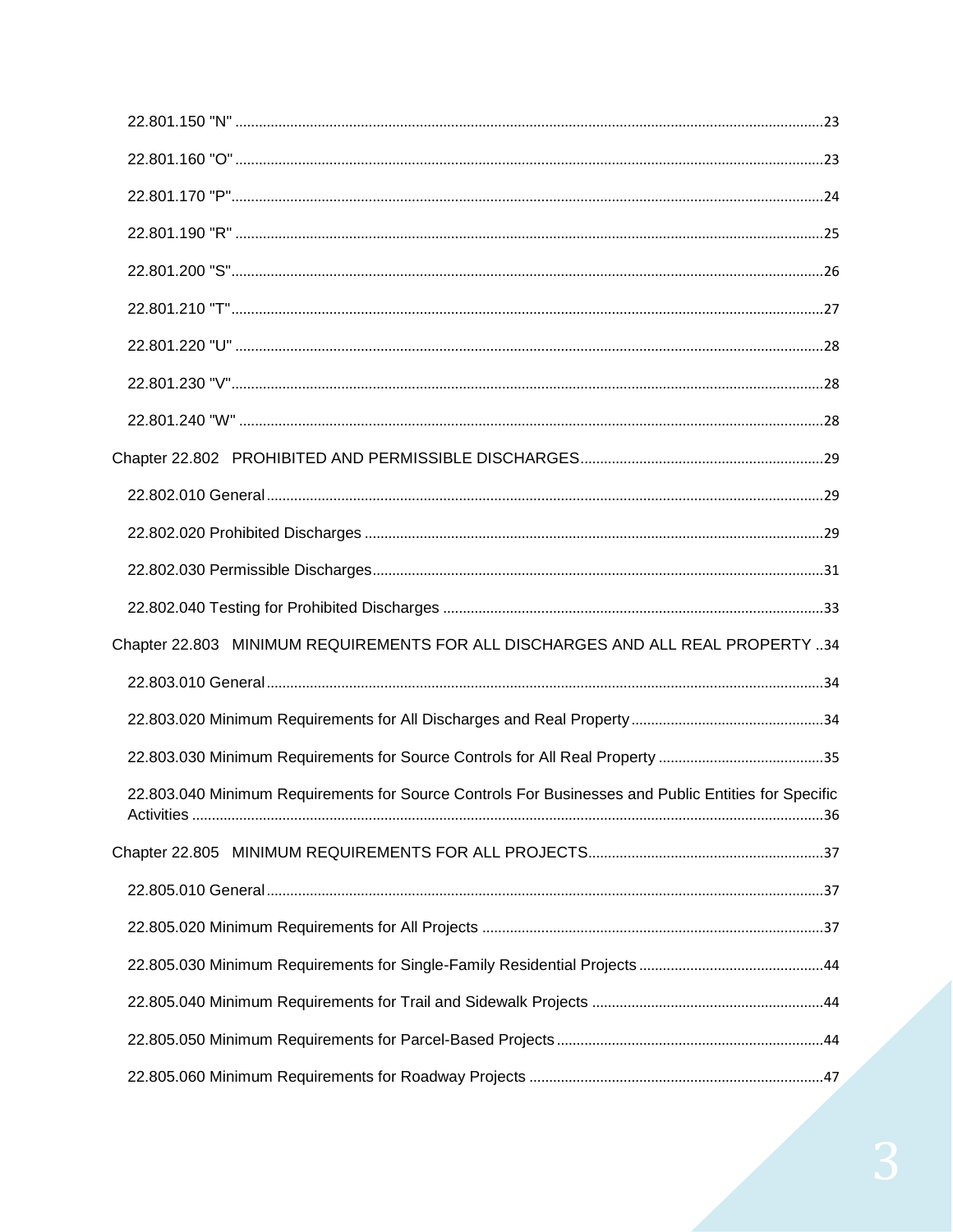22.801.150 "N" ..... 23

22.801.160 "O" ..... 23

22.801.170 "P" ..... 24

22.801.190 "R" ..... 25

22.801.200 "S" ..... 26

22.801.210 "T" ..... 27

22.801.220 "U" ..... 28

22.801.230 "V" ..... 28

22.801.240 "W" ..... 28

Chapter 22.802 PROHIBITED AND PERMISSIBLE DISCHARGES ..... 29

22.802.010 General ..... 29

22.802.020 Prohibited Discharges ..... 29

22.802.030 Permissible Discharges ..... 31

22.802.040 Testing for Prohibited Discharges ..... 33

Chapter 22.803 MINIMUM REQUIREMENTS FOR ALL DISCHARGES AND ALL REAL PROPERTY ..... 34

22.803.010 General ..... 34

22.803.020 Minimum Requirements for All Discharges and Real Property ..... 34

22.803.030 Minimum Requirements for Source Controls for All Real Property ..... 35

22.803.040 Minimum Requirements for Source Controls For Businesses and Public Entities for Specific Activities ..... 36

Chapter 22.805 MINIMUM REQUIREMENTS FOR ALL PROJECTS ..... 37

22.805.010 General ..... 37

22.805.020 Minimum Requirements for All Projects ..... 37

22.805.030 Minimum Requirements for Single-Family Residential Projects ..... 44

22.805.040 Minimum Requirements for Trail and Sidewalk Projects ..... 44

22.805.050 Minimum Requirements for Parcel-Based Projects ..... 44

22.805.060 Minimum Requirements for Roadway Projects ..... 47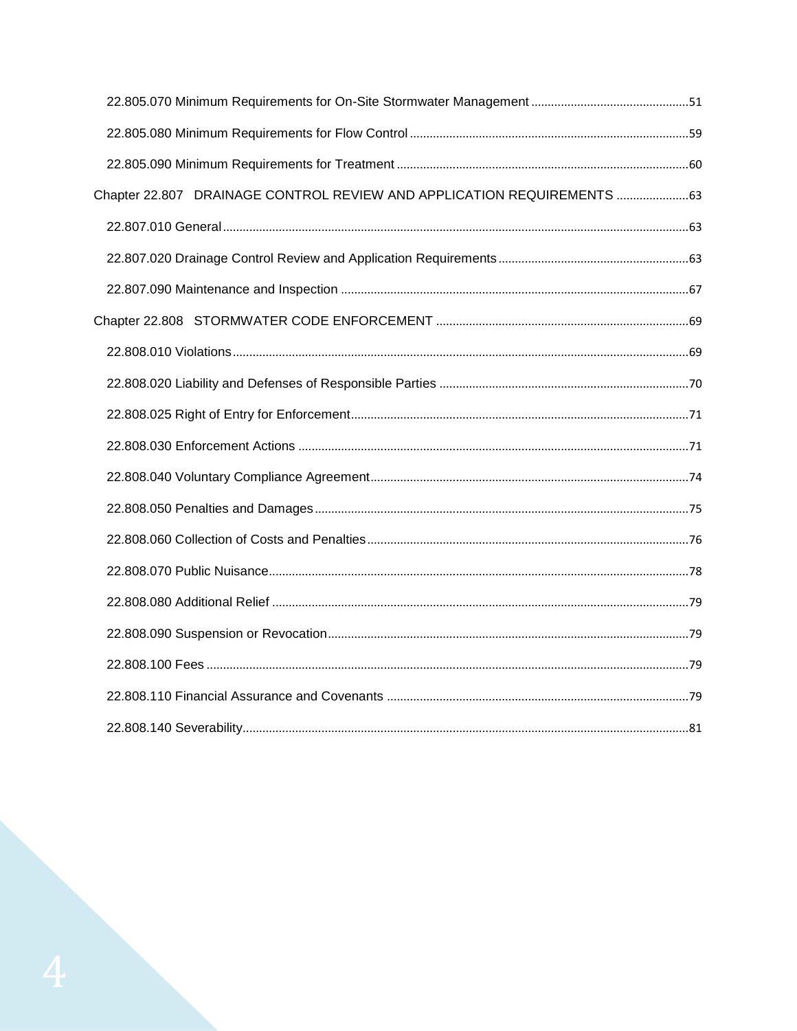22.805.070 Minimum Requirements for On-Site Stormwater Management ....51

22.805.080 Minimum Requirements for Flow Control ....59

22.805.090 Minimum Requirements for Treatment ....60

Chapter 22.807 DRAINAGE CONTROL REVIEW AND APPLICATION REQUIREMENTS ....63

22.807.010 General ....63

22.807.020 Drainage Control Review and Application Requirements ....63

22.807.090 Maintenance and Inspection ....67

Chapter 22.808 STORMWATER CODE ENFORCEMENT ....69

22.808.010 Violations ....69

22.808.020 Liability and Defenses of Responsible Parties ....70

22.808.025 Right of Entry for Enforcement ....71

22.808.030 Enforcement Actions ....71

22.808.040 Voluntary Compliance Agreement ....74

22.808.050 Penalties and Damages ....75

22.808.060 Collection of Costs and Penalties ....76

22.808.070 Public Nuisance ....78

22.808.080 Additional Relief ....79

22.808.090 Suspension or Revocation ....79

22.808.100 Fees ....79

22.808.110 Financial Assurance and Covenants ....79

22.808.140 Severability ....81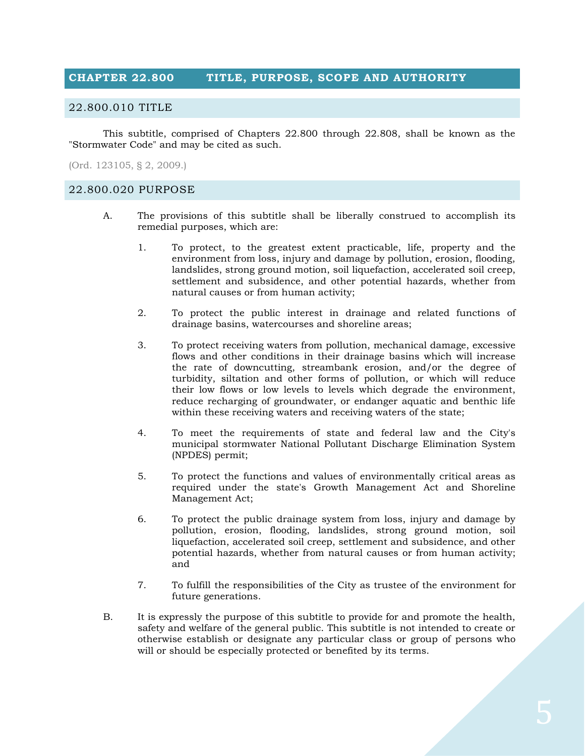# CHAPTER 22.800 TITLE, PURPOSE, SCOPE AND AUTHORITY

## 22.800.010 TITLE

This subtitle, comprised of Chapters 22.800 through 22.808, shall be known as the "Stormwater Code" and may be cited as such.

(Ord. 123105, § 2, 2009.)

## 22.800.020 PURPOSE

A. The provisions of this subtitle shall be liberally construed to accomplish its remedial purposes, which are:

1. To protect, to the greatest extent practicable, life, property and the environment from loss, injury and damage by pollution, erosion, flooding, landslides, strong ground motion, soil liquefaction, accelerated soil creep, settlement and subsidence, and other potential hazards, whether from natural causes or from human activity;

2. To protect the public interest in drainage and related functions of drainage basins, watercourses and shoreline areas;

3. To protect receiving waters from pollution, mechanical damage, excessive flows and other conditions in their drainage basins which will increase the rate of downcutting, streambank erosion, and/or the degree of turbidity, siltation and other forms of pollution, or which will reduce their low flows or low levels to levels which degrade the environment, reduce recharging of groundwater, or endanger aquatic and benthic life within these receiving waters and receiving waters of the state;

4. To meet the requirements of state and federal law and the City's municipal stormwater National Pollutant Discharge Elimination System (NPDES) permit;

5. To protect the functions and values of environmentally critical areas as required under the state's Growth Management Act and Shoreline Management Act;

6. To protect the public drainage system from loss, injury and damage by pollution, erosion, flooding, landslides, strong ground motion, soil liquefaction, accelerated soil creep, settlement and subsidence, and other potential hazards, whether from natural causes or from human activity; and

7. To fulfill the responsibilities of the City as trustee of the environment for future generations.

B. It is expressly the purpose of this subtitle to provide for and promote the health, safety and welfare of the general public. This subtitle is not intended to create or otherwise establish or designate any particular class or group of persons who will or should be especially protected or benefited by its terms.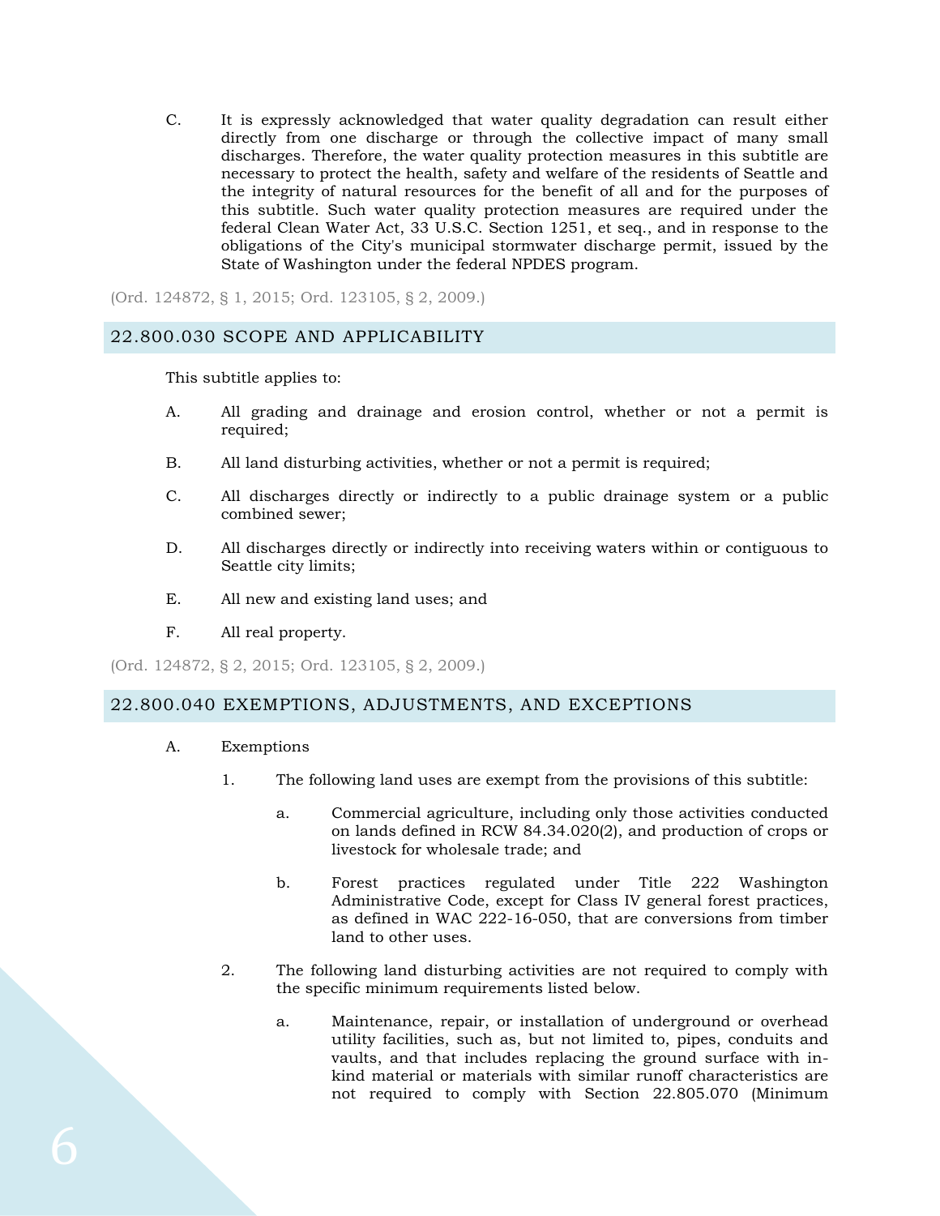C. It is expressly acknowledged that water quality degradation can result either directly from one discharge or through the collective impact of many small discharges. Therefore, the water quality protection measures in this subtitle are necessary to protect the health, safety and welfare of the residents of Seattle and the integrity of natural resources for the benefit of all and for the purposes of this subtitle. Such water quality protection measures are required under the federal Clean Water Act, 33 U.S.C. Section 1251, et seq., and in response to the obligations of the City's municipal stormwater discharge permit, issued by the State of Washington under the federal NPDES program.

(Ord. 124872, § 1, 2015; Ord. 123105, § 2, 2009.)

## 22.800.030 SCOPE AND APPLICABILITY

This subtitle applies to:

A. All grading and drainage and erosion control, whether or not a permit is required;

B. All land disturbing activities, whether or not a permit is required;

C. All discharges directly or indirectly to a public drainage system or a public combined sewer;

D. All discharges directly or indirectly into receiving waters within or contiguous to Seattle city limits;

E. All new and existing land uses; and

F. All real property.

(Ord. 124872, § 2, 2015; Ord. 123105, § 2, 2009.)

## 22.800.040 EXEMPTIONS, ADJUSTMENTS, AND EXCEPTIONS

A. Exemptions

1. The following land uses are exempt from the provisions of this subtitle:

    a. Commercial agriculture, including only those activities conducted on lands defined in RCW 84.34.020(2), and production of crops or livestock for wholesale trade; and

    b. Forest practices regulated under Title 222 Washington Administrative Code, except for Class IV general forest practices, as defined in WAC 222-16-050, that are conversions from timber land to other uses.

2. The following land disturbing activities are not required to comply with the specific minimum requirements listed below.

    a. Maintenance, repair, or installation of underground or overhead utility facilities, such as, but not limited to, pipes, conduits and vaults, and that includes replacing the ground surface with in-kind material or materials with similar runoff characteristics are not required to comply with Section 22.805.070 (Minimum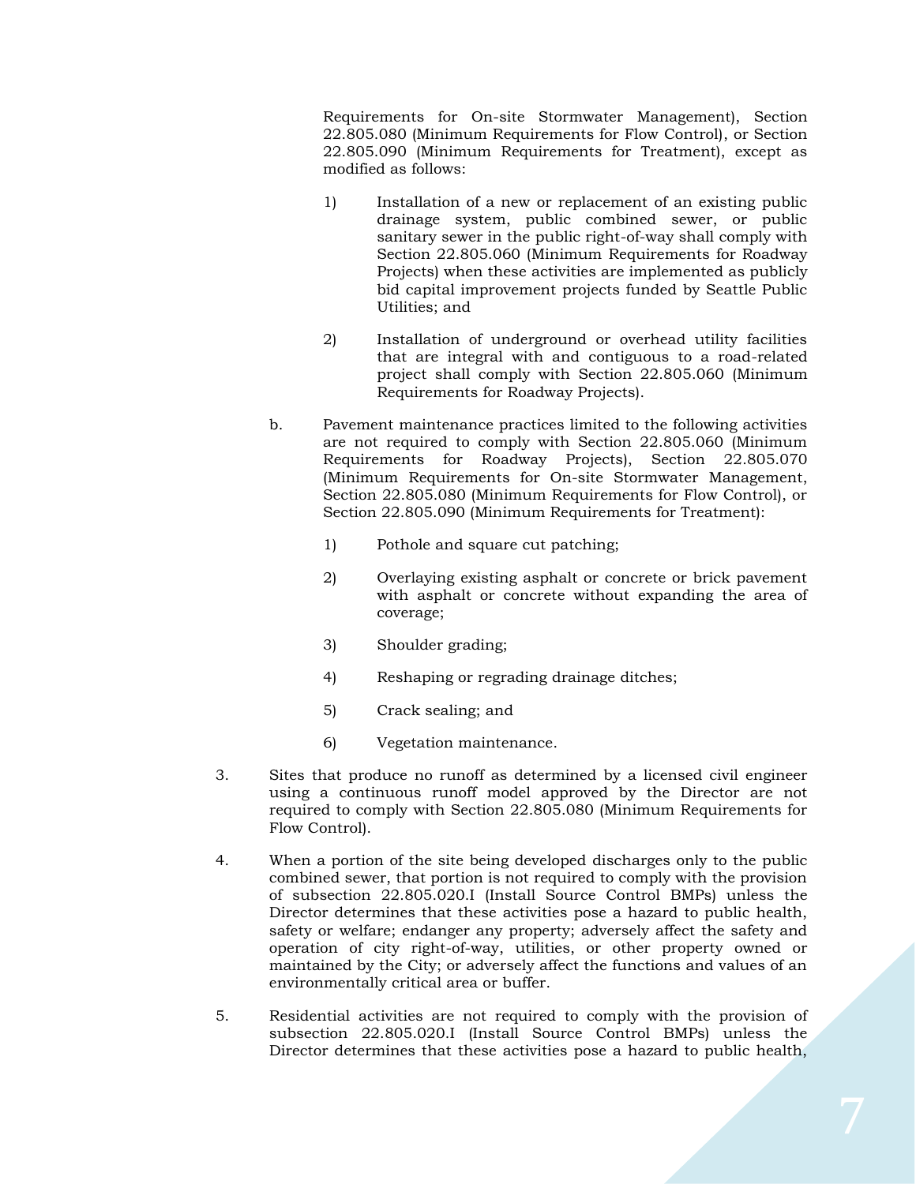Requirements for On-site Stormwater Management), Section 22.805.080 (Minimum Requirements for Flow Control), or Section 22.805.090 (Minimum Requirements for Treatment), except as modified as follows:

1) Installation of a new or replacement of an existing public drainage system, public combined sewer, or public sanitary sewer in the public right-of-way shall comply with Section 22.805.060 (Minimum Requirements for Roadway Projects) when these activities are implemented as publicly bid capital improvement projects funded by Seattle Public Utilities; and

2) Installation of underground or overhead utility facilities that are integral with and contiguous to a road-related project shall comply with Section 22.805.060 (Minimum Requirements for Roadway Projects).

b. Pavement maintenance practices limited to the following activities are not required to comply with Section 22.805.060 (Minimum Requirements for Roadway Projects), Section 22.805.070 (Minimum Requirements for On-site Stormwater Management, Section 22.805.080 (Minimum Requirements for Flow Control), or Section 22.805.090 (Minimum Requirements for Treatment):

1) Pothole and square cut patching;

2) Overlaying existing asphalt or concrete or brick pavement with asphalt or concrete without expanding the area of coverage;

3) Shoulder grading;

4) Reshaping or regrading drainage ditches;

5) Crack sealing; and

6) Vegetation maintenance.

3. Sites that produce no runoff as determined by a licensed civil engineer using a continuous runoff model approved by the Director are not required to comply with Section 22.805.080 (Minimum Requirements for Flow Control).

4. When a portion of the site being developed discharges only to the public combined sewer, that portion is not required to comply with the provision of subsection 22.805.020.I (Install Source Control BMPs) unless the Director determines that these activities pose a hazard to public health, safety or welfare; endanger any property; adversely affect the safety and operation of city right-of-way, utilities, or other property owned or maintained by the City; or adversely affect the functions and values of an environmentally critical area or buffer.

5. Residential activities are not required to comply with the provision of subsection 22.805.020.I (Install Source Control BMPs) unless the Director determines that these activities pose a hazard to public health,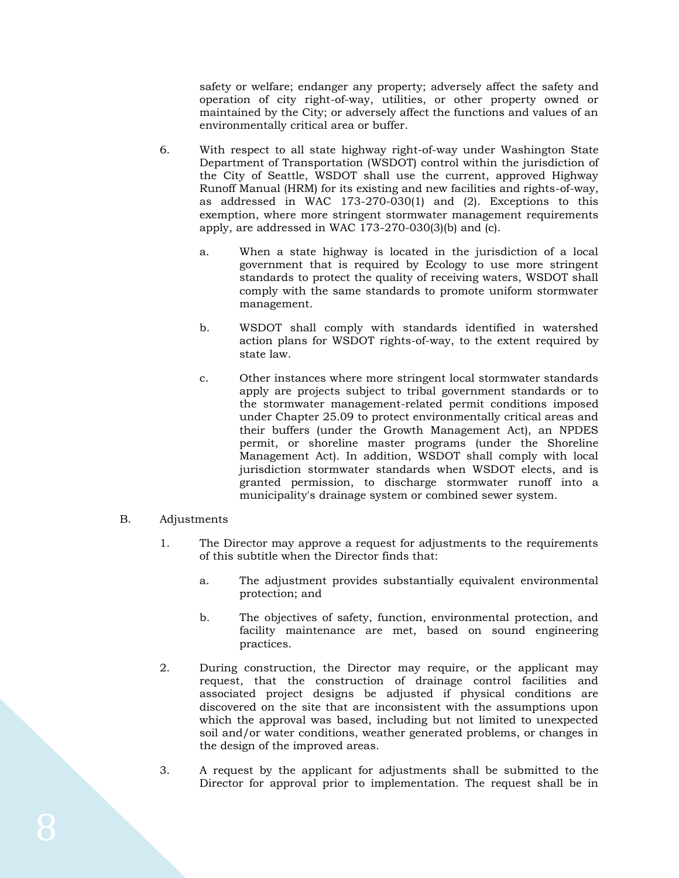safety or welfare; endanger any property; adversely affect the safety and operation of city right-of-way, utilities, or other property owned or maintained by the City; or adversely affect the functions and values of an environmentally critical area or buffer.

6. With respect to all state highway right-of-way under Washington State Department of Transportation (WSDOT) control within the jurisdiction of the City of Seattle, WSDOT shall use the current, approved Highway Runoff Manual (HRM) for its existing and new facilities and rights-of-way, as addressed in WAC 173-270-030(1) and (2). Exceptions to this exemption, where more stringent stormwater management requirements apply, are addressed in WAC 173-270-030(3)(b) and (c).

   a. When a state highway is located in the jurisdiction of a local government that is required by Ecology to use more stringent standards to protect the quality of receiving waters, WSDOT shall comply with the same standards to promote uniform stormwater management.

   b. WSDOT shall comply with standards identified in watershed action plans for WSDOT rights-of-way, to the extent required by state law.

   c. Other instances where more stringent local stormwater standards apply are projects subject to tribal government standards or to the stormwater management-related permit conditions imposed under Chapter 25.09 to protect environmentally critical areas and their buffers (under the Growth Management Act), an NPDES permit, or shoreline master programs (under the Shoreline Management Act). In addition, WSDOT shall comply with local jurisdiction stormwater standards when WSDOT elects, and is granted permission, to discharge stormwater runoff into a municipality's drainage system or combined sewer system.

B. Adjustments

1. The Director may approve a request for adjustments to the requirements of this subtitle when the Director finds that:

   a. The adjustment provides substantially equivalent environmental protection; and

   b. The objectives of safety, function, environmental protection, and facility maintenance are met, based on sound engineering practices.

2. During construction, the Director may require, or the applicant may request, that the construction of drainage control facilities and associated project designs be adjusted if physical conditions are discovered on the site that are inconsistent with the assumptions upon which the approval was based, including but not limited to unexpected soil and/or water conditions, weather generated problems, or changes in the design of the improved areas.

3. A request by the applicant for adjustments shall be submitted to the Director for approval prior to implementation. The request shall be in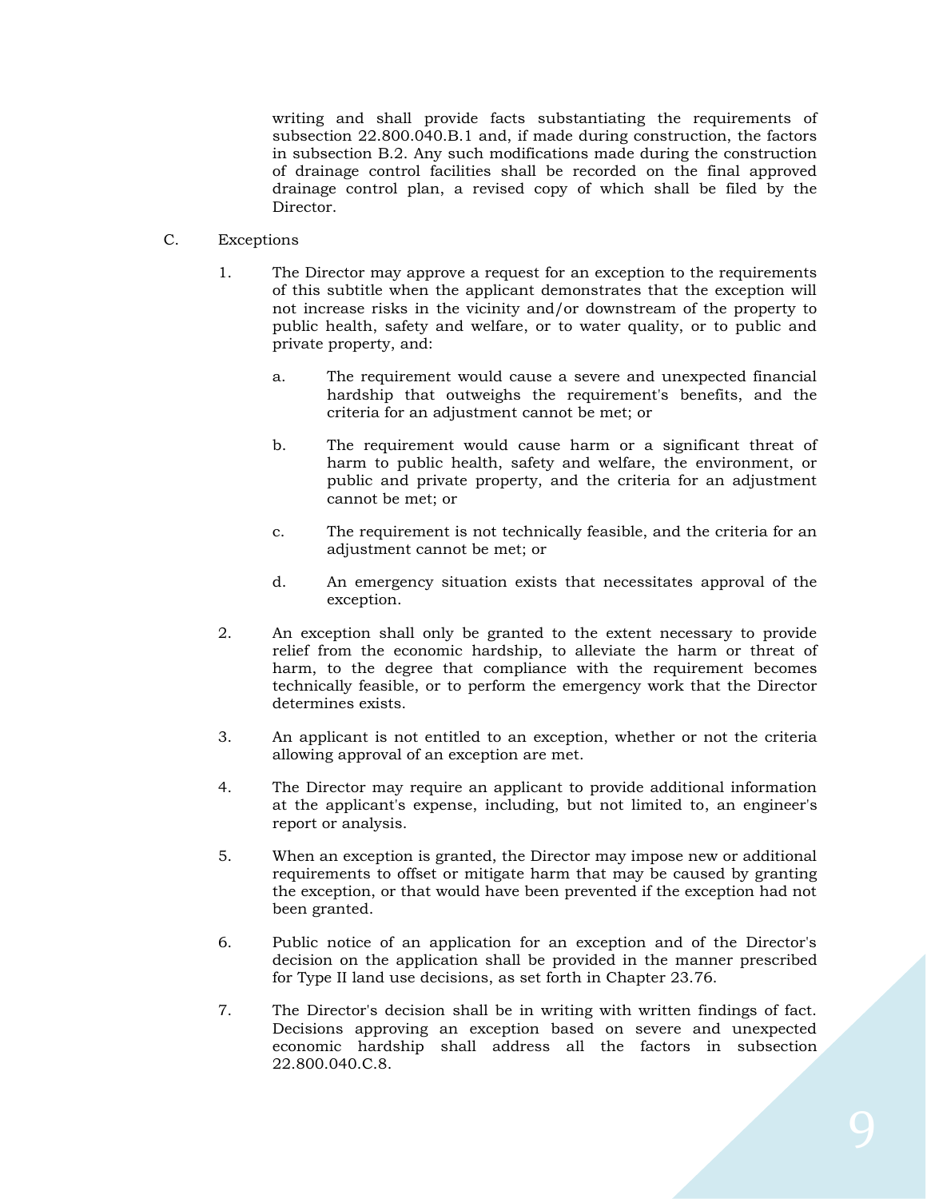writing and shall provide facts substantiating the requirements of subsection 22.800.040.B.1 and, if made during construction, the factors in subsection B.2. Any such modifications made during the construction of drainage control facilities shall be recorded on the final approved drainage control plan, a revised copy of which shall be filed by the Director.

C. Exceptions

1. The Director may approve a request for an exception to the requirements of this subtitle when the applicant demonstrates that the exception will not increase risks in the vicinity and/or downstream of the property to public health, safety and welfare, or to water quality, or to public and private property, and:

   a. The requirement would cause a severe and unexpected financial hardship that outweighs the requirement's benefits, and the criteria for an adjustment cannot be met; or

   b. The requirement would cause harm or a significant threat of harm to public health, safety and welfare, the environment, or public and private property, and the criteria for an adjustment cannot be met; or

   c. The requirement is not technically feasible, and the criteria for an adjustment cannot be met; or

   d. An emergency situation exists that necessitates approval of the exception.

2. An exception shall only be granted to the extent necessary to provide relief from the economic hardship, to alleviate the harm or threat of harm, to the degree that compliance with the requirement becomes technically feasible, or to perform the emergency work that the Director determines exists.

3. An applicant is not entitled to an exception, whether or not the criteria allowing approval of an exception are met.

4. The Director may require an applicant to provide additional information at the applicant's expense, including, but not limited to, an engineer's report or analysis.

5. When an exception is granted, the Director may impose new or additional requirements to offset or mitigate harm that may be caused by granting the exception, or that would have been prevented if the exception had not been granted.

6. Public notice of an application for an exception and of the Director's decision on the application shall be provided in the manner prescribed for Type II land use decisions, as set forth in Chapter 23.76.

7. The Director's decision shall be in writing with written findings of fact. Decisions approving an exception based on severe and unexpected economic hardship shall address all the factors in subsection 22.800.040.C.8.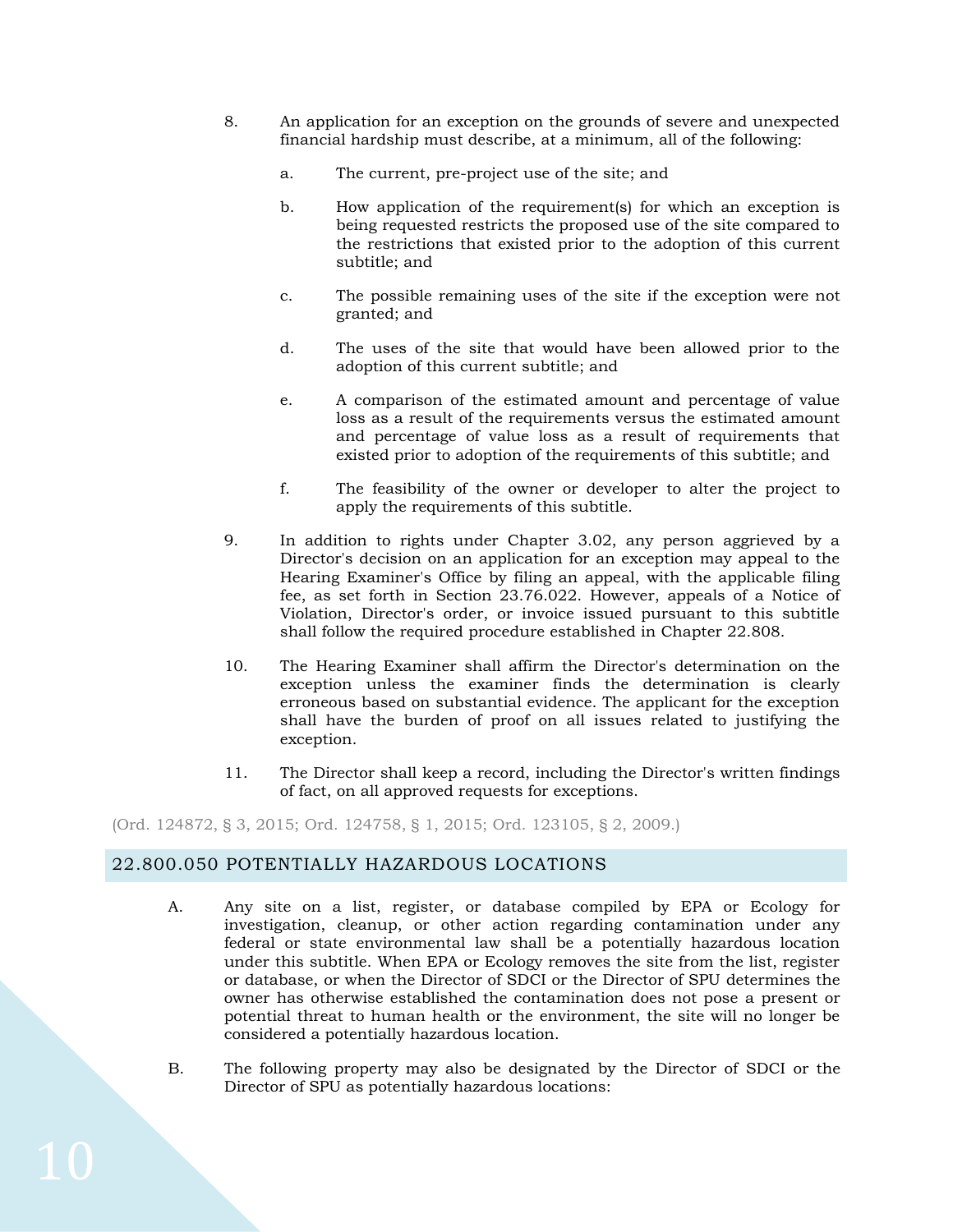8. An application for an exception on the grounds of severe and unexpected financial hardship must describe, at a minimum, all of the following:

   a. The current, pre-project use of the site; and

   b. How application of the requirement(s) for which an exception is being requested restricts the proposed use of the site compared to the restrictions that existed prior to the adoption of this current subtitle; and

   c. The possible remaining uses of the site if the exception were not granted; and

   d. The uses of the site that would have been allowed prior to the adoption of this current subtitle; and

   e. A comparison of the estimated amount and percentage of value loss as a result of the requirements versus the estimated amount and percentage of value loss as a result of requirements that existed prior to adoption of the requirements of this subtitle; and

   f. The feasibility of the owner or developer to alter the project to apply the requirements of this subtitle.

9. In addition to rights under Chapter 3.02, any person aggrieved by a Director's decision on an application for an exception may appeal to the Hearing Examiner's Office by filing an appeal, with the applicable filing fee, as set forth in Section 23.76.022. However, appeals of a Notice of Violation, Director's order, or invoice issued pursuant to this subtitle shall follow the required procedure established in Chapter 22.808.

10. The Hearing Examiner shall affirm the Director's determination on the exception unless the examiner finds the determination is clearly erroneous based on substantial evidence. The applicant for the exception shall have the burden of proof on all issues related to justifying the exception.

11. The Director shall keep a record, including the Director's written findings of fact, on all approved requests for exceptions.

(Ord. 124872, § 3, 2015; Ord. 124758, § 1, 2015; Ord. 123105, § 2, 2009.)

## 22.800.050 POTENTIALLY HAZARDOUS LOCATIONS

A. Any site on a list, register, or database compiled by EPA or Ecology for investigation, cleanup, or other action regarding contamination under any federal or state environmental law shall be a potentially hazardous location under this subtitle. When EPA or Ecology removes the site from the list, register or database, or when the Director of SDCI or the Director of SPU determines the owner has otherwise established the contamination does not pose a present or potential threat to human health or the environment, the site will no longer be considered a potentially hazardous location.

B. The following property may also be designated by the Director of SDCI or the Director of SPU as potentially hazardous locations: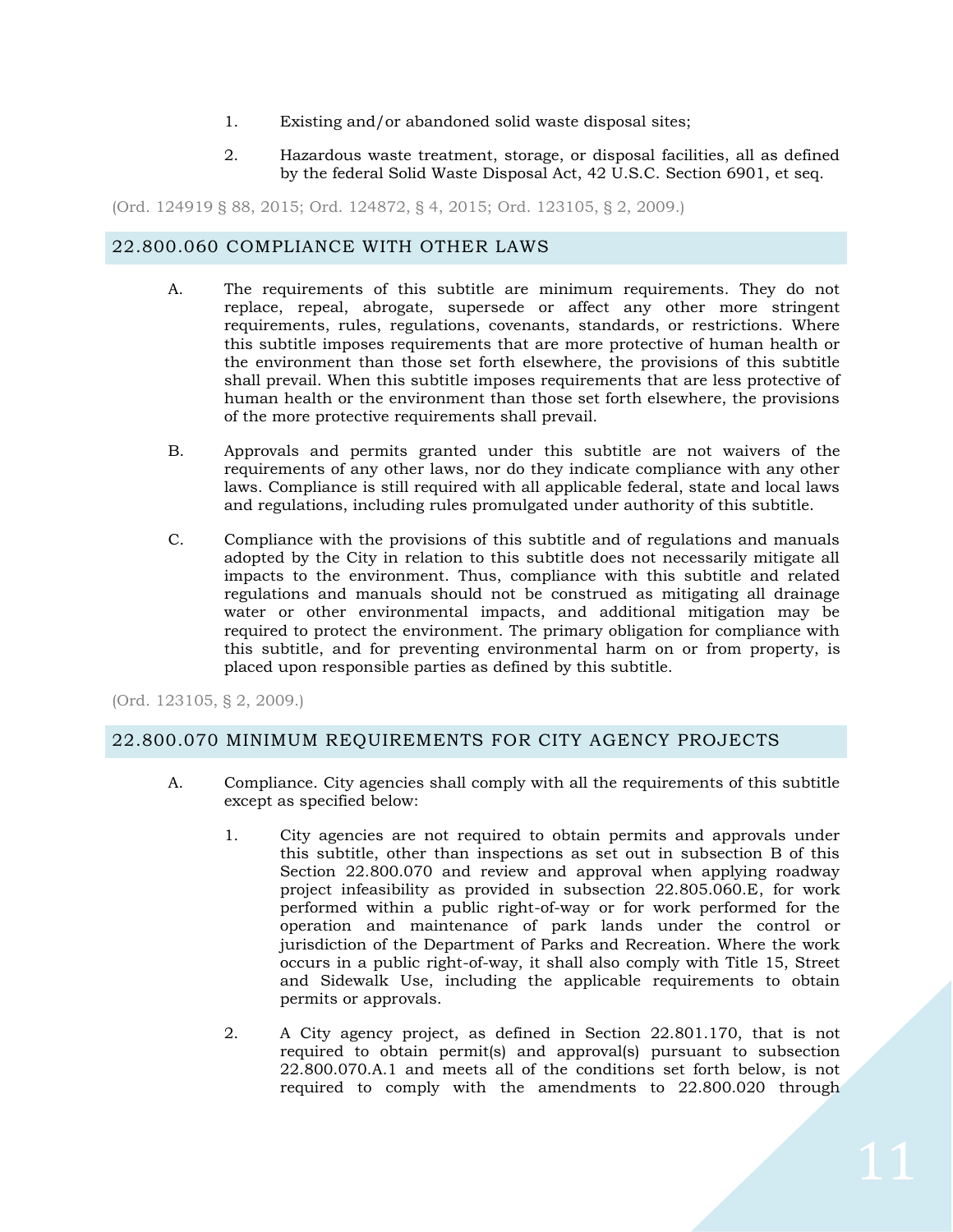1. Existing and/or abandoned solid waste disposal sites;

2. Hazardous waste treatment, storage, or disposal facilities, all as defined by the federal Solid Waste Disposal Act, 42 U.S.C. Section 6901, et seq.

(Ord. 124919 § 88, 2015; Ord. 124872, § 4, 2015; Ord. 123105, § 2, 2009.)

## 22.800.060 COMPLIANCE WITH OTHER LAWS

A. The requirements of this subtitle are minimum requirements. They do not replace, repeal, abrogate, supersede or affect any other more stringent requirements, rules, regulations, covenants, standards, or restrictions. Where this subtitle imposes requirements that are more protective of human health or the environment than those set forth elsewhere, the provisions of this subtitle shall prevail. When this subtitle imposes requirements that are less protective of human health or the environment than those set forth elsewhere, the provisions of the more protective requirements shall prevail.

B. Approvals and permits granted under this subtitle are not waivers of the requirements of any other laws, nor do they indicate compliance with any other laws. Compliance is still required with all applicable federal, state and local laws and regulations, including rules promulgated under authority of this subtitle.

C. Compliance with the provisions of this subtitle and of regulations and manuals adopted by the City in relation to this subtitle does not necessarily mitigate all impacts to the environment. Thus, compliance with this subtitle and related regulations and manuals should not be construed as mitigating all drainage water or other environmental impacts, and additional mitigation may be required to protect the environment. The primary obligation for compliance with this subtitle, and for preventing environmental harm on or from property, is placed upon responsible parties as defined by this subtitle.

(Ord. 123105, § 2, 2009.)

## 22.800.070 MINIMUM REQUIREMENTS FOR CITY AGENCY PROJECTS

A. Compliance. City agencies shall comply with all the requirements of this subtitle except as specified below:

1. City agencies are not required to obtain permits and approvals under this subtitle, other than inspections as set out in subsection B of this Section 22.800.070 and review and approval when applying roadway project infeasibility as provided in subsection 22.805.060.E, for work performed within a public right-of-way or for work performed for the operation and maintenance of park lands under the control or jurisdiction of the Department of Parks and Recreation. Where the work occurs in a public right-of-way, it shall also comply with Title 15, Street and Sidewalk Use, including the applicable requirements to obtain permits or approvals.

2. A City agency project, as defined in Section 22.801.170, that is not required to obtain permit(s) and approval(s) pursuant to subsection 22.800.070.A.1 and meets all of the conditions set forth below, is not required to comply with the amendments to 22.800.020 through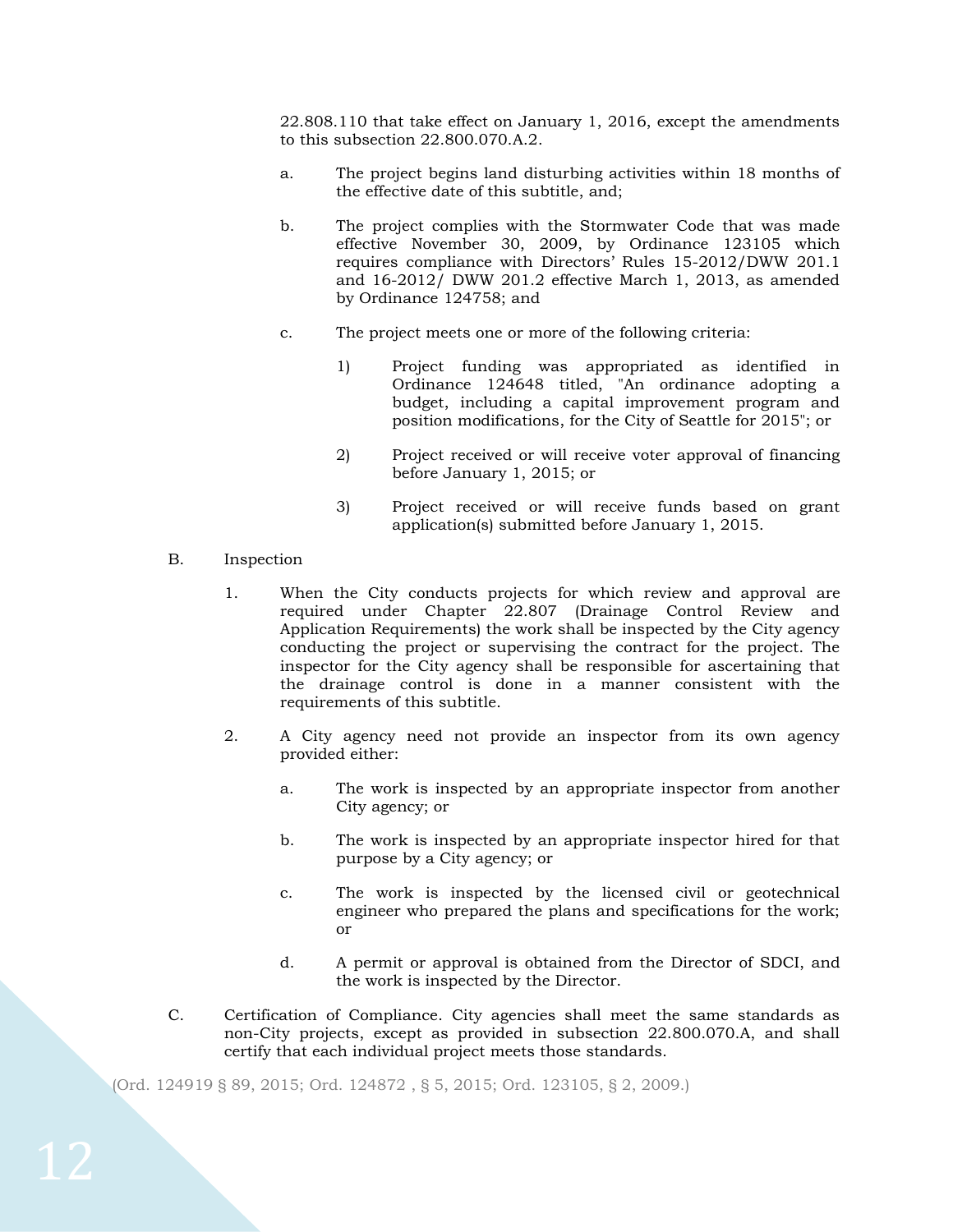22.808.110 that take effect on January 1, 2016, except the amendments to this subsection 22.800.070.A.2.

a. The project begins land disturbing activities within 18 months of the effective date of this subtitle, and;

b. The project complies with the Stormwater Code that was made effective November 30, 2009, by Ordinance 123105 which requires compliance with Directors' Rules 15-2012/DWW 201.1 and 16-2012/ DWW 201.2 effective March 1, 2013, as amended by Ordinance 124758; and

c. The project meets one or more of the following criteria:

1) Project funding was appropriated as identified in Ordinance 124648 titled, "An ordinance adopting a budget, including a capital improvement program and position modifications, for the City of Seattle for 2015"; or

2) Project received or will receive voter approval of financing before January 1, 2015; or

3) Project received or will receive funds based on grant application(s) submitted before January 1, 2015.

B. Inspection

1. When the City conducts projects for which review and approval are required under Chapter 22.807 (Drainage Control Review and Application Requirements) the work shall be inspected by the City agency conducting the project or supervising the contract for the project. The inspector for the City agency shall be responsible for ascertaining that the drainage control is done in a manner consistent with the requirements of this subtitle.

2. A City agency need not provide an inspector from its own agency provided either:

a. The work is inspected by an appropriate inspector from another City agency; or

b. The work is inspected by an appropriate inspector hired for that purpose by a City agency; or

c. The work is inspected by the licensed civil or geotechnical engineer who prepared the plans and specifications for the work; or

d. A permit or approval is obtained from the Director of SDCI, and the work is inspected by the Director.

C. Certification of Compliance. City agencies shall meet the same standards as non-City projects, except as provided in subsection 22.800.070.A, and shall certify that each individual project meets those standards.

(Ord. 124919 § 89, 2015; Ord. 124872 , § 5, 2015; Ord. 123105, § 2, 2009.)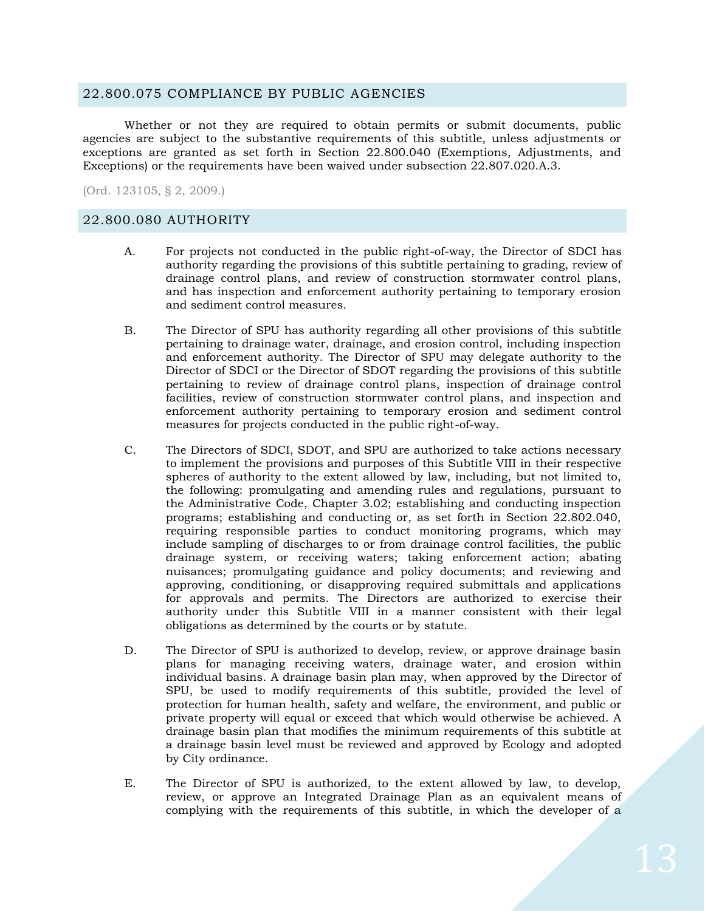## 22.800.075 COMPLIANCE BY PUBLIC AGENCIES

Whether or not they are required to obtain permits or submit documents, public agencies are subject to the substantive requirements of this subtitle, unless adjustments or exceptions are granted as set forth in Section 22.800.040 (Exemptions, Adjustments, and Exceptions) or the requirements have been waived under subsection 22.807.020.A.3.

(Ord. 123105, § 2, 2009.)

## 22.800.080 AUTHORITY

A. For projects not conducted in the public right-of-way, the Director of SDCI has authority regarding the provisions of this subtitle pertaining to grading, review of drainage control plans, and review of construction stormwater control plans, and has inspection and enforcement authority pertaining to temporary erosion and sediment control measures.

B. The Director of SPU has authority regarding all other provisions of this subtitle pertaining to drainage water, drainage, and erosion control, including inspection and enforcement authority. The Director of SPU may delegate authority to the Director of SDCI or the Director of SDOT regarding the provisions of this subtitle pertaining to review of drainage control plans, inspection of drainage control facilities, review of construction stormwater control plans, and inspection and enforcement authority pertaining to temporary erosion and sediment control measures for projects conducted in the public right-of-way.

C. The Directors of SDCI, SDOT, and SPU are authorized to take actions necessary to implement the provisions and purposes of this Subtitle VIII in their respective spheres of authority to the extent allowed by law, including, but not limited to, the following: promulgating and amending rules and regulations, pursuant to the Administrative Code, Chapter 3.02; establishing and conducting inspection programs; establishing and conducting or, as set forth in Section 22.802.040, requiring responsible parties to conduct monitoring programs, which may include sampling of discharges to or from drainage control facilities, the public drainage system, or receiving waters; taking enforcement action; abating nuisances; promulgating guidance and policy documents; and reviewing and approving, conditioning, or disapproving required submittals and applications for approvals and permits. The Directors are authorized to exercise their authority under this Subtitle VIII in a manner consistent with their legal obligations as determined by the courts or by statute.

D. The Director of SPU is authorized to develop, review, or approve drainage basin plans for managing receiving waters, drainage water, and erosion within individual basins. A drainage basin plan may, when approved by the Director of SPU, be used to modify requirements of this subtitle, provided the level of protection for human health, safety and welfare, the environment, and public or private property will equal or exceed that which would otherwise be achieved. A drainage basin plan that modifies the minimum requirements of this subtitle at a drainage basin level must be reviewed and approved by Ecology and adopted by City ordinance.

E. The Director of SPU is authorized, to the extent allowed by law, to develop, review, or approve an Integrated Drainage Plan as an equivalent means of complying with the requirements of this subtitle, in which the developer of a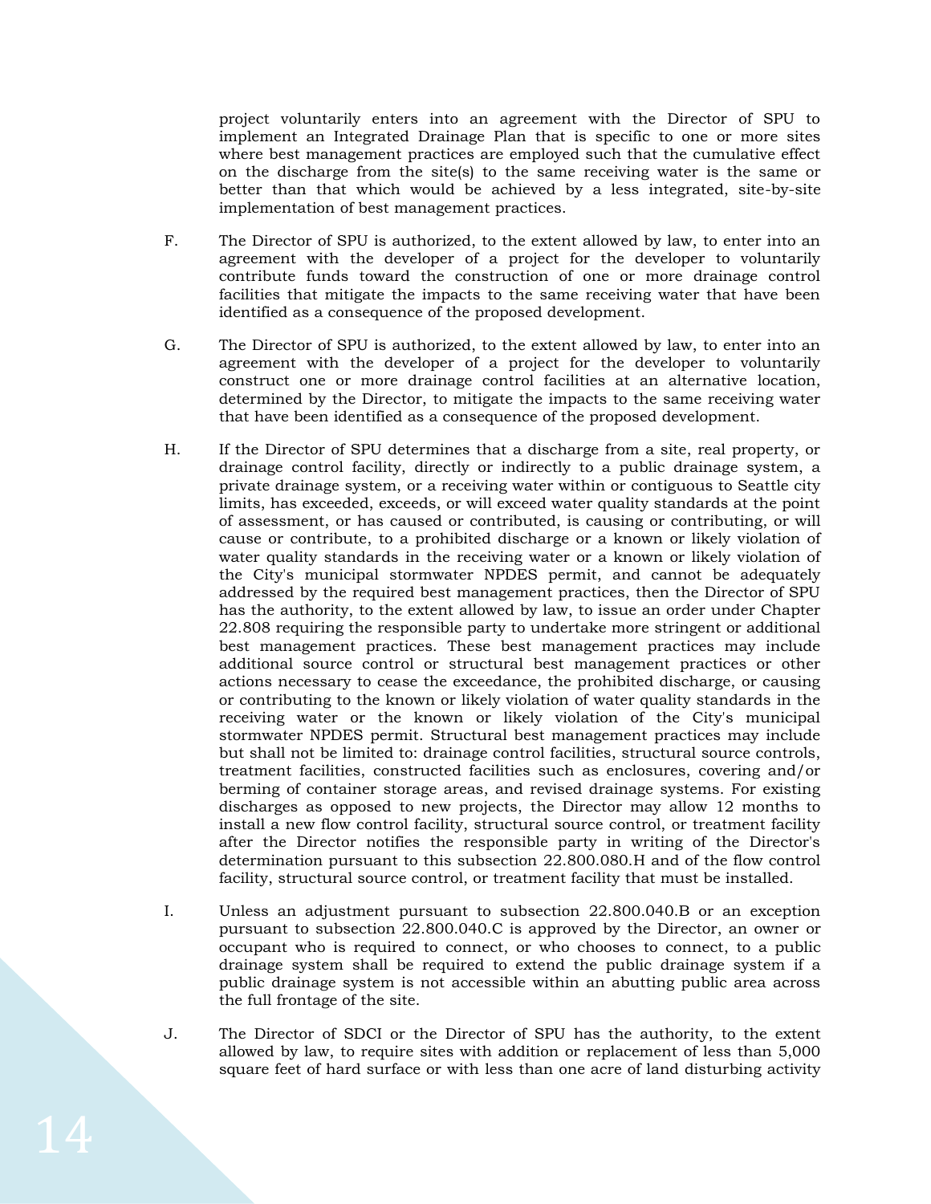project voluntarily enters into an agreement with the Director of SPU to implement an Integrated Drainage Plan that is specific to one or more sites where best management practices are employed such that the cumulative effect on the discharge from the site(s) to the same receiving water is the same or better than that which would be achieved by a less integrated, site-by-site implementation of best management practices.

F. The Director of SPU is authorized, to the extent allowed by law, to enter into an agreement with the developer of a project for the developer to voluntarily contribute funds toward the construction of one or more drainage control facilities that mitigate the impacts to the same receiving water that have been identified as a consequence of the proposed development.

G. The Director of SPU is authorized, to the extent allowed by law, to enter into an agreement with the developer of a project for the developer to voluntarily construct one or more drainage control facilities at an alternative location, determined by the Director, to mitigate the impacts to the same receiving water that have been identified as a consequence of the proposed development.

H. If the Director of SPU determines that a discharge from a site, real property, or drainage control facility, directly or indirectly to a public drainage system, a private drainage system, or a receiving water within or contiguous to Seattle city limits, has exceeded, exceeds, or will exceed water quality standards at the point of assessment, or has caused or contributed, is causing or contributing, or will cause or contribute, to a prohibited discharge or a known or likely violation of water quality standards in the receiving water or a known or likely violation of the City's municipal stormwater NPDES permit, and cannot be adequately addressed by the required best management practices, then the Director of SPU has the authority, to the extent allowed by law, to issue an order under Chapter 22.808 requiring the responsible party to undertake more stringent or additional best management practices. These best management practices may include additional source control or structural best management practices or other actions necessary to cease the exceedance, the prohibited discharge, or causing or contributing to the known or likely violation of water quality standards in the receiving water or the known or likely violation of the City's municipal stormwater NPDES permit. Structural best management practices may include but shall not be limited to: drainage control facilities, structural source controls, treatment facilities, constructed facilities such as enclosures, covering and/or berming of container storage areas, and revised drainage systems. For existing discharges as opposed to new projects, the Director may allow 12 months to install a new flow control facility, structural source control, or treatment facility after the Director notifies the responsible party in writing of the Director's determination pursuant to this subsection 22.800.080.H and of the flow control facility, structural source control, or treatment facility that must be installed.

I. Unless an adjustment pursuant to subsection 22.800.040.B or an exception pursuant to subsection 22.800.040.C is approved by the Director, an owner or occupant who is required to connect, or who chooses to connect, to a public drainage system shall be required to extend the public drainage system if a public drainage system is not accessible within an abutting public area across the full frontage of the site.

J. The Director of SDCI or the Director of SPU has the authority, to the extent allowed by law, to require sites with addition or replacement of less than 5,000 square feet of hard surface or with less than one acre of land disturbing activity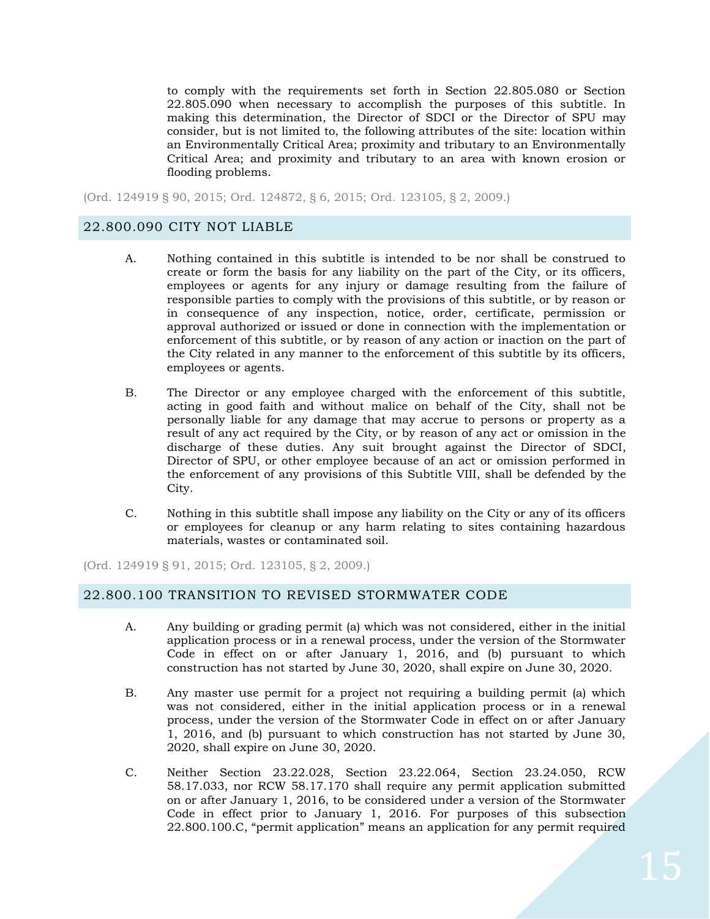to comply with the requirements set forth in Section 22.805.080 or Section 22.805.090 when necessary to accomplish the purposes of this subtitle. In making this determination, the Director of SDCI or the Director of SPU may consider, but is not limited to, the following attributes of the site: location within an Environmentally Critical Area; proximity and tributary to an Environmentally Critical Area; and proximity and tributary to an area with known erosion or flooding problems.

(Ord. 124919 § 90, 2015; Ord. 124872, § 6, 2015; Ord. 123105, § 2, 2009.)

## 22.800.090 CITY NOT LIABLE

A. Nothing contained in this subtitle is intended to be nor shall be construed to create or form the basis for any liability on the part of the City, or its officers, employees or agents for any injury or damage resulting from the failure of responsible parties to comply with the provisions of this subtitle, or by reason or in consequence of any inspection, notice, order, certificate, permission or approval authorized or issued or done in connection with the implementation or enforcement of this subtitle, or by reason of any action or inaction on the part of the City related in any manner to the enforcement of this subtitle by its officers, employees or agents.

B. The Director or any employee charged with the enforcement of this subtitle, acting in good faith and without malice on behalf of the City, shall not be personally liable for any damage that may accrue to persons or property as a result of any act required by the City, or by reason of any act or omission in the discharge of these duties. Any suit brought against the Director of SDCI, Director of SPU, or other employee because of an act or omission performed in the enforcement of any provisions of this Subtitle VIII, shall be defended by the City.

C. Nothing in this subtitle shall impose any liability on the City or any of its officers or employees for cleanup or any harm relating to sites containing hazardous materials, wastes or contaminated soil.

(Ord. 124919 § 91, 2015; Ord. 123105, § 2, 2009.)

## 22.800.100 TRANSITION TO REVISED STORMWATER CODE

A. Any building or grading permit (a) which was not considered, either in the initial application process or in a renewal process, under the version of the Stormwater Code in effect on or after January 1, 2016, and (b) pursuant to which construction has not started by June 30, 2020, shall expire on June 30, 2020.

B. Any master use permit for a project not requiring a building permit (a) which was not considered, either in the initial application process or in a renewal process, under the version of the Stormwater Code in effect on or after January 1, 2016, and (b) pursuant to which construction has not started by June 30, 2020, shall expire on June 30, 2020.

C. Neither Section 23.22.028, Section 23.22.064, Section 23.24.050, RCW 58.17.033, nor RCW 58.17.170 shall require any permit application submitted on or after January 1, 2016, to be considered under a version of the Stormwater Code in effect prior to January 1, 2016. For purposes of this subsection 22.800.100.C, "permit application" means an application for any permit required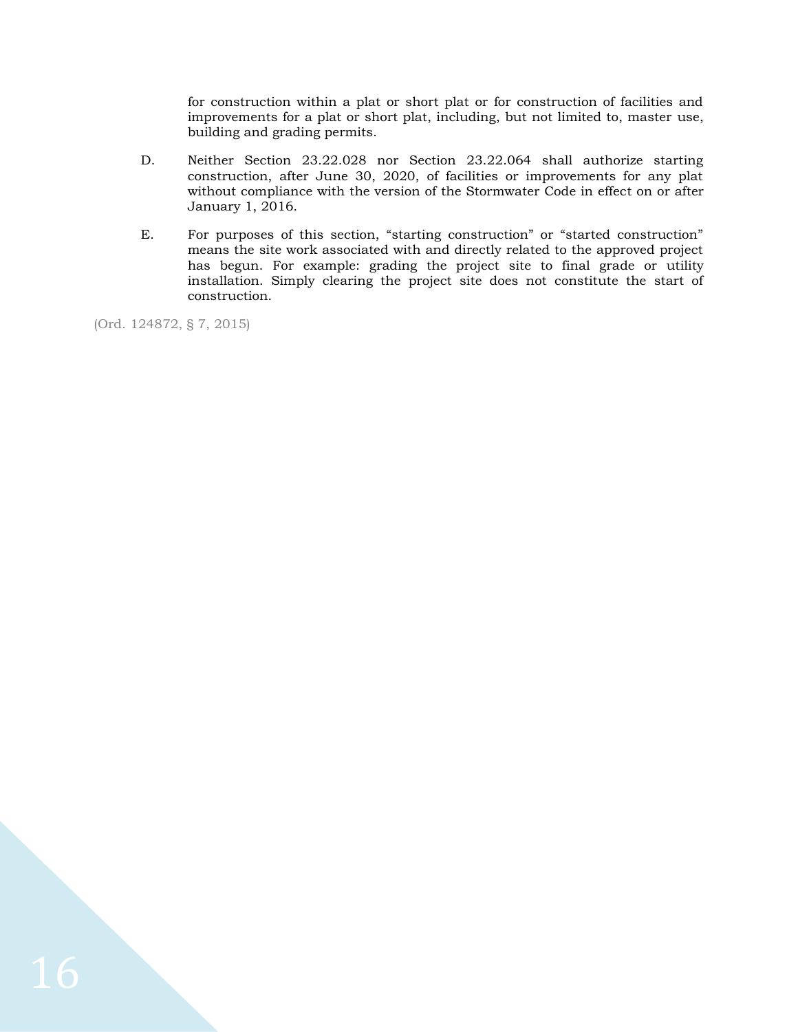for construction within a plat or short plat or for construction of facilities and improvements for a plat or short plat, including, but not limited to, master use, building and grading permits.

D. Neither Section 23.22.028 nor Section 23.22.064 shall authorize starting construction, after June 30, 2020, of facilities or improvements for any plat without compliance with the version of the Stormwater Code in effect on or after January 1, 2016.

E. For purposes of this section, "starting construction" or "started construction" means the site work associated with and directly related to the approved project has begun. For example: grading the project site to final grade or utility installation. Simply clearing the project site does not constitute the start of construction.

(Ord. 124872, § 7, 2015)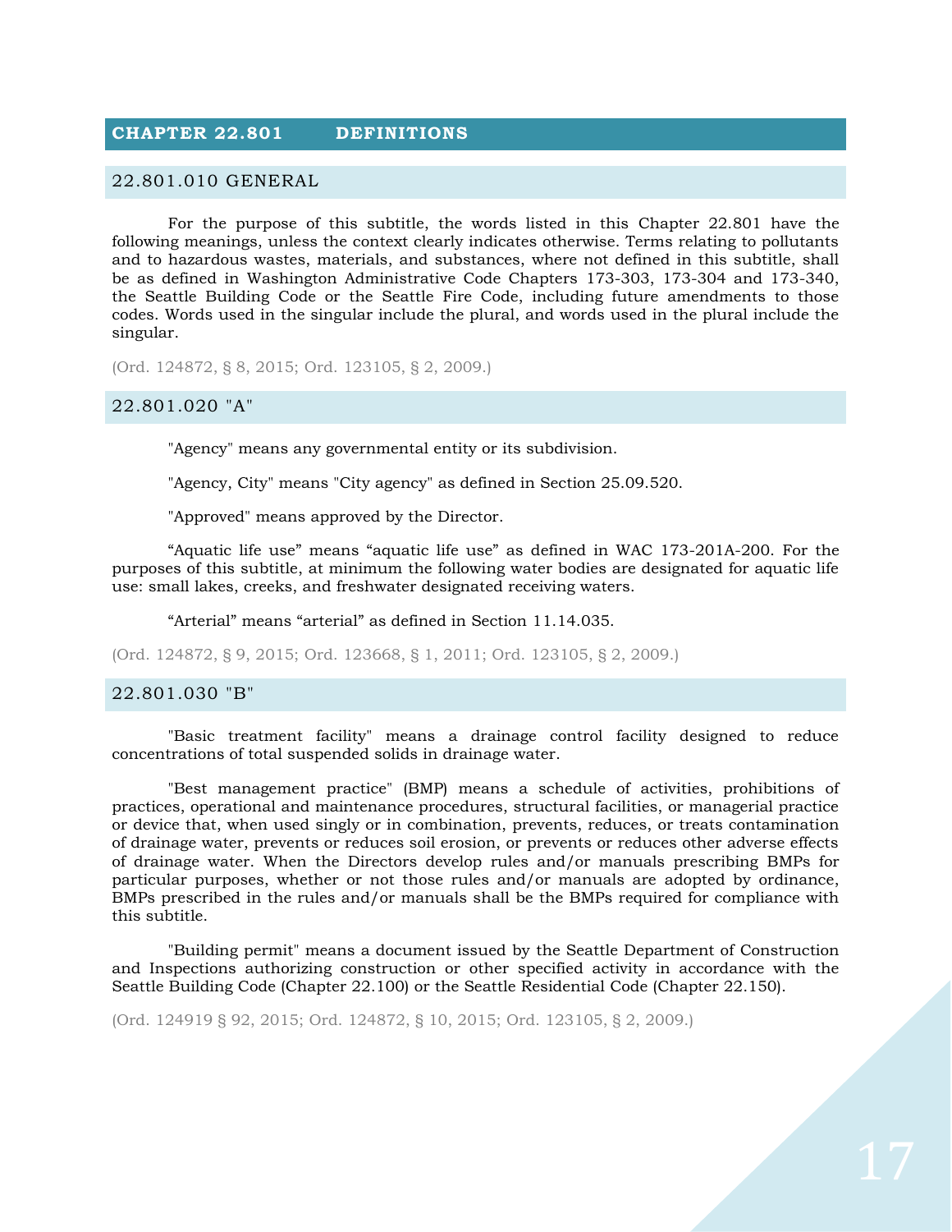# CHAPTER 22.801 DEFINITIONS

## 22.801.010 GENERAL

For the purpose of this subtitle, the words listed in this Chapter 22.801 have the following meanings, unless the context clearly indicates otherwise. Terms relating to pollutants and to hazardous wastes, materials, and substances, where not defined in this subtitle, shall be as defined in Washington Administrative Code Chapters 173-303, 173-304 and 173-340, the Seattle Building Code or the Seattle Fire Code, including future amendments to those codes. Words used in the singular include the plural, and words used in the plural include the singular.

(Ord. 124872, § 8, 2015; Ord. 123105, § 2, 2009.)

## 22.801.020 "A"

"Agency" means any governmental entity or its subdivision.

"Agency, City" means "City agency" as defined in Section 25.09.520.

"Approved" means approved by the Director.

“Aquatic life use” means “aquatic life use” as defined in WAC 173-201A-200. For the purposes of this subtitle, at minimum the following water bodies are designated for aquatic life use: small lakes, creeks, and freshwater designated receiving waters.

“Arterial” means “arterial” as defined in Section 11.14.035.

(Ord. 124872, § 9, 2015; Ord. 123668, § 1, 2011; Ord. 123105, § 2, 2009.)

## 22.801.030 "B"

"Basic treatment facility" means a drainage control facility designed to reduce concentrations of total suspended solids in drainage water.

"Best management practice" (BMP) means a schedule of activities, prohibitions of practices, operational and maintenance procedures, structural facilities, or managerial practice or device that, when used singly or in combination, prevents, reduces, or treats contamination of drainage water, prevents or reduces soil erosion, or prevents or reduces other adverse effects of drainage water. When the Directors develop rules and/or manuals prescribing BMPs for particular purposes, whether or not those rules and/or manuals are adopted by ordinance, BMPs prescribed in the rules and/or manuals shall be the BMPs required for compliance with this subtitle.

"Building permit" means a document issued by the Seattle Department of Construction and Inspections authorizing construction or other specified activity in accordance with the Seattle Building Code (Chapter 22.100) or the Seattle Residential Code (Chapter 22.150).

(Ord. 124919 § 92, 2015; Ord. 124872, § 10, 2015; Ord. 123105, § 2, 2009.)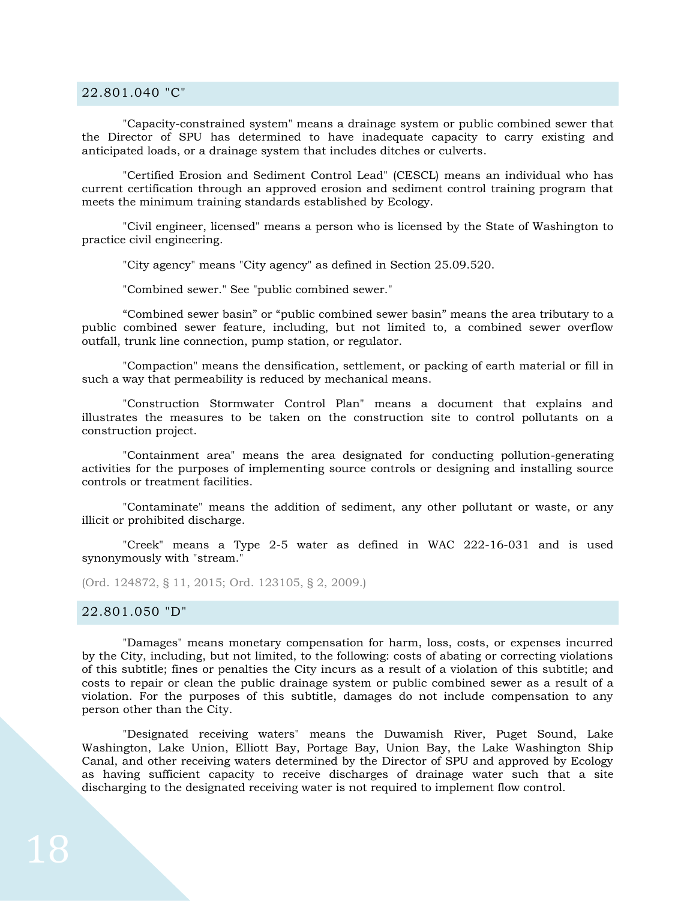## 22.801.040 "C"

"Capacity-constrained system" means a drainage system or public combined sewer that the Director of SPU has determined to have inadequate capacity to carry existing and anticipated loads, or a drainage system that includes ditches or culverts.

"Certified Erosion and Sediment Control Lead" (CESCL) means an individual who has current certification through an approved erosion and sediment control training program that meets the minimum training standards established by Ecology.

"Civil engineer, licensed" means a person who is licensed by the State of Washington to practice civil engineering.

"City agency" means "City agency" as defined in Section 25.09.520.

"Combined sewer." See "public combined sewer."

“Combined sewer basin” or “public combined sewer basin” means the area tributary to a public combined sewer feature, including, but not limited to, a combined sewer overflow outfall, trunk line connection, pump station, or regulator.

"Compaction" means the densification, settlement, or packing of earth material or fill in such a way that permeability is reduced by mechanical means.

"Construction Stormwater Control Plan" means a document that explains and illustrates the measures to be taken on the construction site to control pollutants on a construction project.

"Containment area" means the area designated for conducting pollution-generating activities for the purposes of implementing source controls or designing and installing source controls or treatment facilities.

"Contaminate" means the addition of sediment, any other pollutant or waste, or any illicit or prohibited discharge.

"Creek" means a Type 2-5 water as defined in WAC 222-16-031 and is used synonymously with "stream."

(Ord. 124872, § 11, 2015; Ord. 123105, § 2, 2009.)

## 22.801.050 "D"

"Damages" means monetary compensation for harm, loss, costs, or expenses incurred by the City, including, but not limited, to the following: costs of abating or correcting violations of this subtitle; fines or penalties the City incurs as a result of a violation of this subtitle; and costs to repair or clean the public drainage system or public combined sewer as a result of a violation. For the purposes of this subtitle, damages do not include compensation to any person other than the City.

"Designated receiving waters" means the Duwamish River, Puget Sound, Lake Washington, Lake Union, Elliott Bay, Portage Bay, Union Bay, the Lake Washington Ship Canal, and other receiving waters determined by the Director of SPU and approved by Ecology as having sufficient capacity to receive discharges of drainage water such that a site discharging to the designated receiving water is not required to implement flow control.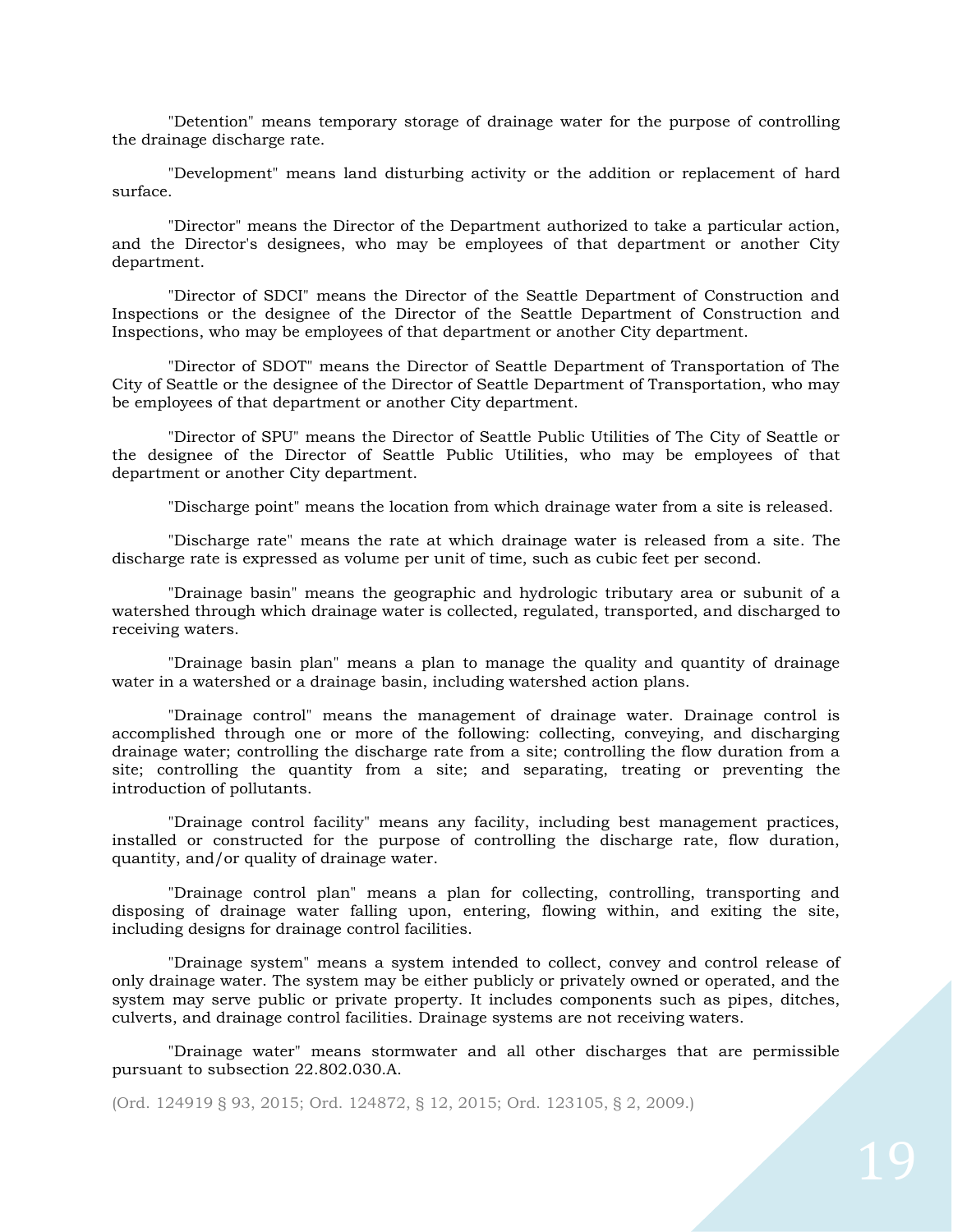"Detention" means temporary storage of drainage water for the purpose of controlling the drainage discharge rate.

"Development" means land disturbing activity or the addition or replacement of hard surface.

"Director" means the Director of the Department authorized to take a particular action, and the Director's designees, who may be employees of that department or another City department.

"Director of SDCI" means the Director of the Seattle Department of Construction and Inspections or the designee of the Director of the Seattle Department of Construction and Inspections, who may be employees of that department or another City department.

"Director of SDOT" means the Director of Seattle Department of Transportation of The City of Seattle or the designee of the Director of Seattle Department of Transportation, who may be employees of that department or another City department.

"Director of SPU" means the Director of Seattle Public Utilities of The City of Seattle or the designee of the Director of Seattle Public Utilities, who may be employees of that department or another City department.

"Discharge point" means the location from which drainage water from a site is released.

"Discharge rate" means the rate at which drainage water is released from a site. The discharge rate is expressed as volume per unit of time, such as cubic feet per second.

"Drainage basin" means the geographic and hydrologic tributary area or subunit of a watershed through which drainage water is collected, regulated, transported, and discharged to receiving waters.

"Drainage basin plan" means a plan to manage the quality and quantity of drainage water in a watershed or a drainage basin, including watershed action plans.

"Drainage control" means the management of drainage water. Drainage control is accomplished through one or more of the following: collecting, conveying, and discharging drainage water; controlling the discharge rate from a site; controlling the flow duration from a site; controlling the quantity from a site; and separating, treating or preventing the introduction of pollutants.

"Drainage control facility" means any facility, including best management practices, installed or constructed for the purpose of controlling the discharge rate, flow duration, quantity, and/or quality of drainage water.

"Drainage control plan" means a plan for collecting, controlling, transporting and disposing of drainage water falling upon, entering, flowing within, and exiting the site, including designs for drainage control facilities.

"Drainage system" means a system intended to collect, convey and control release of only drainage water. The system may be either publicly or privately owned or operated, and the system may serve public or private property. It includes components such as pipes, ditches, culverts, and drainage control facilities. Drainage systems are not receiving waters.

"Drainage water" means stormwater and all other discharges that are permissible pursuant to subsection 22.802.030.A.

(Ord. 124919 § 93, 2015; Ord. 124872, § 12, 2015; Ord. 123105, § 2, 2009.)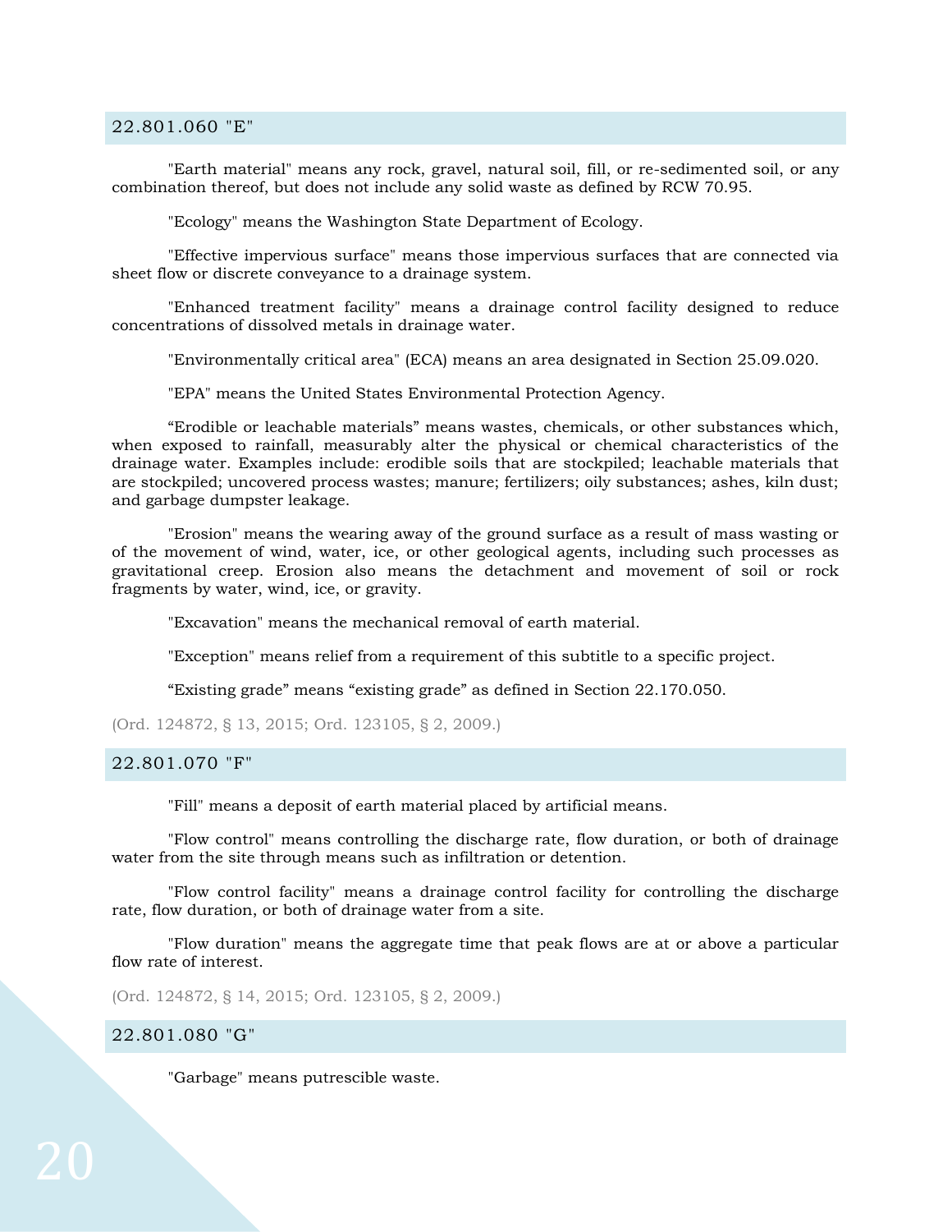## 22.801.060 "E"

"Earth material" means any rock, gravel, natural soil, fill, or re-sedimented soil, or any combination thereof, but does not include any solid waste as defined by RCW 70.95.

"Ecology" means the Washington State Department of Ecology.

"Effective impervious surface" means those impervious surfaces that are connected via sheet flow or discrete conveyance to a drainage system.

"Enhanced treatment facility" means a drainage control facility designed to reduce concentrations of dissolved metals in drainage water.

"Environmentally critical area" (ECA) means an area designated in Section 25.09.020.

"EPA" means the United States Environmental Protection Agency.

“Erodible or leachable materials” means wastes, chemicals, or other substances which, when exposed to rainfall, measurably alter the physical or chemical characteristics of the drainage water. Examples include: erodible soils that are stockpiled; leachable materials that are stockpiled; uncovered process wastes; manure; fertilizers; oily substances; ashes, kiln dust; and garbage dumpster leakage.

"Erosion" means the wearing away of the ground surface as a result of mass wasting or of the movement of wind, water, ice, or other geological agents, including such processes as gravitational creep. Erosion also means the detachment and movement of soil or rock fragments by water, wind, ice, or gravity.

"Excavation" means the mechanical removal of earth material.

"Exception" means relief from a requirement of this subtitle to a specific project.

“Existing grade” means “existing grade” as defined in Section 22.170.050.

(Ord. 124872, § 13, 2015; Ord. 123105, § 2, 2009.)

## 22.801.070 "F"

"Fill" means a deposit of earth material placed by artificial means.

"Flow control" means controlling the discharge rate, flow duration, or both of drainage water from the site through means such as infiltration or detention.

"Flow control facility" means a drainage control facility for controlling the discharge rate, flow duration, or both of drainage water from a site.

"Flow duration" means the aggregate time that peak flows are at or above a particular flow rate of interest.

(Ord. 124872, § 14, 2015; Ord. 123105, § 2, 2009.)

## 22.801.080 "G"

"Garbage" means putrescible waste.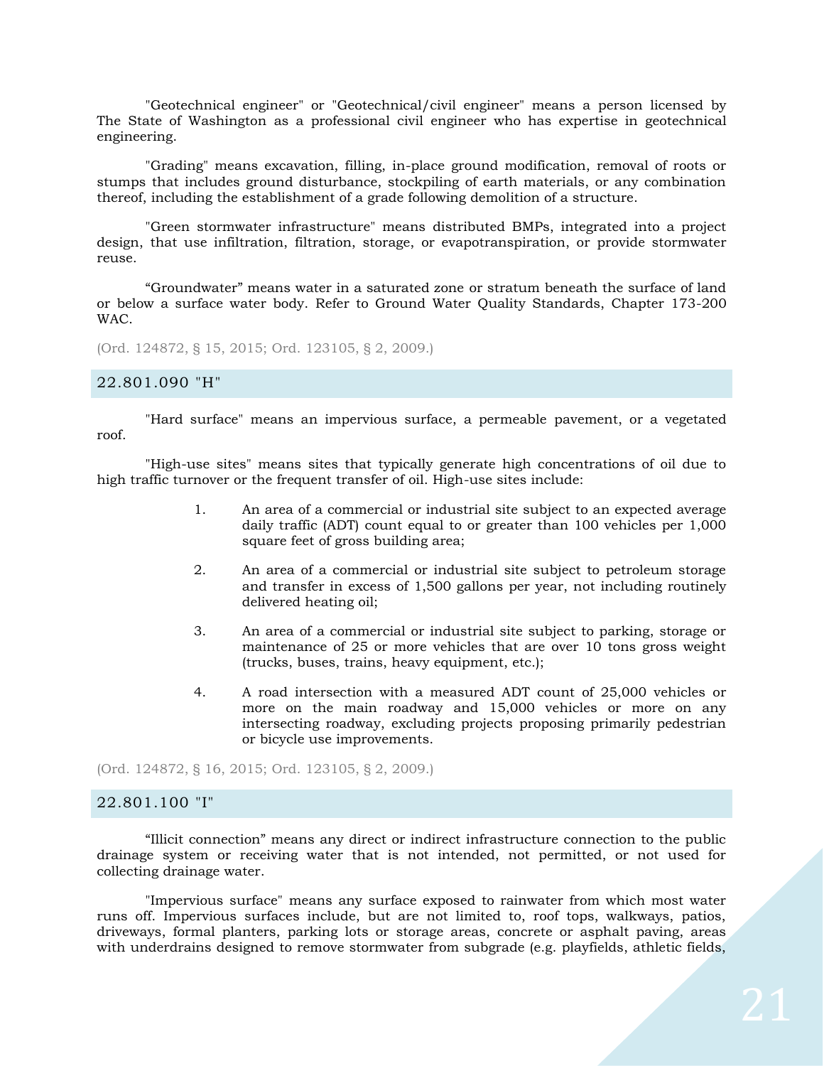"Geotechnical engineer" or "Geotechnical/civil engineer" means a person licensed by The State of Washington as a professional civil engineer who has expertise in geotechnical engineering.

"Grading" means excavation, filling, in-place ground modification, removal of roots or stumps that includes ground disturbance, stockpiling of earth materials, or any combination thereof, including the establishment of a grade following demolition of a structure.

"Green stormwater infrastructure" means distributed BMPs, integrated into a project design, that use infiltration, filtration, storage, or evapotranspiration, or provide stormwater reuse.

"Groundwater" means water in a saturated zone or stratum beneath the surface of land or below a surface water body. Refer to Ground Water Quality Standards, Chapter 173-200 WAC.

(Ord. 124872, § 15, 2015; Ord. 123105, § 2, 2009.)

## 22.801.090 "H"

"Hard surface" means an impervious surface, a permeable pavement, or a vegetated roof.

"High-use sites" means sites that typically generate high concentrations of oil due to high traffic turnover or the frequent transfer of oil. High-use sites include:

1. An area of a commercial or industrial site subject to an expected average daily traffic (ADT) count equal to or greater than 100 vehicles per 1,000 square feet of gross building area;
2. An area of a commercial or industrial site subject to petroleum storage and transfer in excess of 1,500 gallons per year, not including routinely delivered heating oil;
3. An area of a commercial or industrial site subject to parking, storage or maintenance of 25 or more vehicles that are over 10 tons gross weight (trucks, buses, trains, heavy equipment, etc.);
4. A road intersection with a measured ADT count of 25,000 vehicles or more on the main roadway and 15,000 vehicles or more on any intersecting roadway, excluding projects proposing primarily pedestrian or bicycle use improvements.

(Ord. 124872, § 16, 2015; Ord. 123105, § 2, 2009.)

## 22.801.100 "I"

"Illicit connection" means any direct or indirect infrastructure connection to the public drainage system or receiving water that is not intended, not permitted, or not used for collecting drainage water.

"Impervious surface" means any surface exposed to rainwater from which most water runs off. Impervious surfaces include, but are not limited to, roof tops, walkways, patios, driveways, formal planters, parking lots or storage areas, concrete or asphalt paving, areas with underdrains designed to remove stormwater from subgrade (e.g. playfields, athletic fields,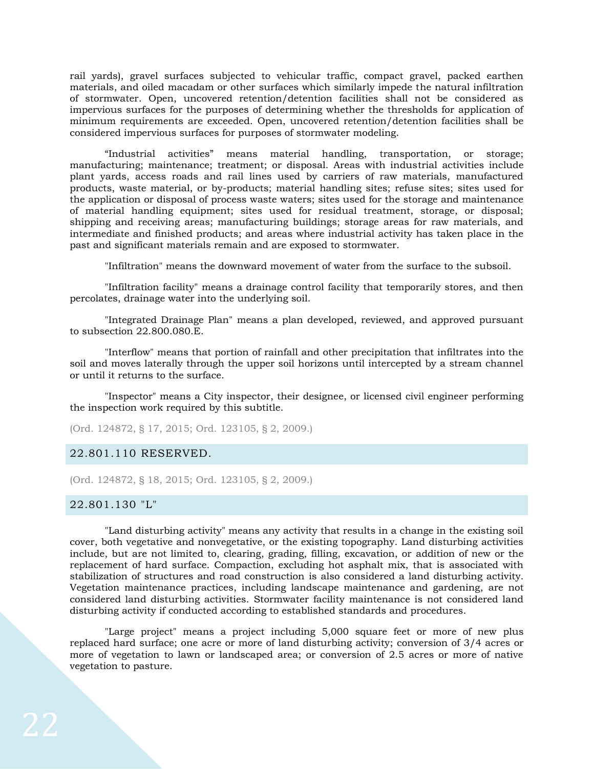rail yards), gravel surfaces subjected to vehicular traffic, compact gravel, packed earthen materials, and oiled macadam or other surfaces which similarly impede the natural infiltration of stormwater. Open, uncovered retention/detention facilities shall not be considered as impervious surfaces for the purposes of determining whether the thresholds for application of minimum requirements are exceeded. Open, uncovered retention/detention facilities shall be considered impervious surfaces for purposes of stormwater modeling.

"Industrial activities" means material handling, transportation, or storage; manufacturing; maintenance; treatment; or disposal. Areas with industrial activities include plant yards, access roads and rail lines used by carriers of raw materials, manufactured products, waste material, or by-products; material handling sites; refuse sites; sites used for the application or disposal of process waste waters; sites used for the storage and maintenance of material handling equipment; sites used for residual treatment, storage, or disposal; shipping and receiving areas; manufacturing buildings; storage areas for raw materials, and intermediate and finished products; and areas where industrial activity has taken place in the past and significant materials remain and are exposed to stormwater.

"Infiltration" means the downward movement of water from the surface to the subsoil.

"Infiltration facility" means a drainage control facility that temporarily stores, and then percolates, drainage water into the underlying soil.

"Integrated Drainage Plan" means a plan developed, reviewed, and approved pursuant to subsection 22.800.080.E.

"Interflow" means that portion of rainfall and other precipitation that infiltrates into the soil and moves laterally through the upper soil horizons until intercepted by a stream channel or until it returns to the surface.

"Inspector" means a City inspector, their designee, or licensed civil engineer performing the inspection work required by this subtitle.

(Ord. 124872, § 17, 2015; Ord. 123105, § 2, 2009.)

## 22.801.110 RESERVED.

(Ord. 124872, § 18, 2015; Ord. 123105, § 2, 2009.)

## 22.801.130 "L"

"Land disturbing activity" means any activity that results in a change in the existing soil cover, both vegetative and nonvegetative, or the existing topography. Land disturbing activities include, but are not limited to, clearing, grading, filling, excavation, or addition of new or the replacement of hard surface. Compaction, excluding hot asphalt mix, that is associated with stabilization of structures and road construction is also considered a land disturbing activity. Vegetation maintenance practices, including landscape maintenance and gardening, are not considered land disturbing activities. Stormwater facility maintenance is not considered land disturbing activity if conducted according to established standards and procedures.

"Large project" means a project including 5,000 square feet or more of new plus replaced hard surface; one acre or more of land disturbing activity; conversion of 3/4 acres or more of vegetation to lawn or landscaped area; or conversion of 2.5 acres or more of native vegetation to pasture.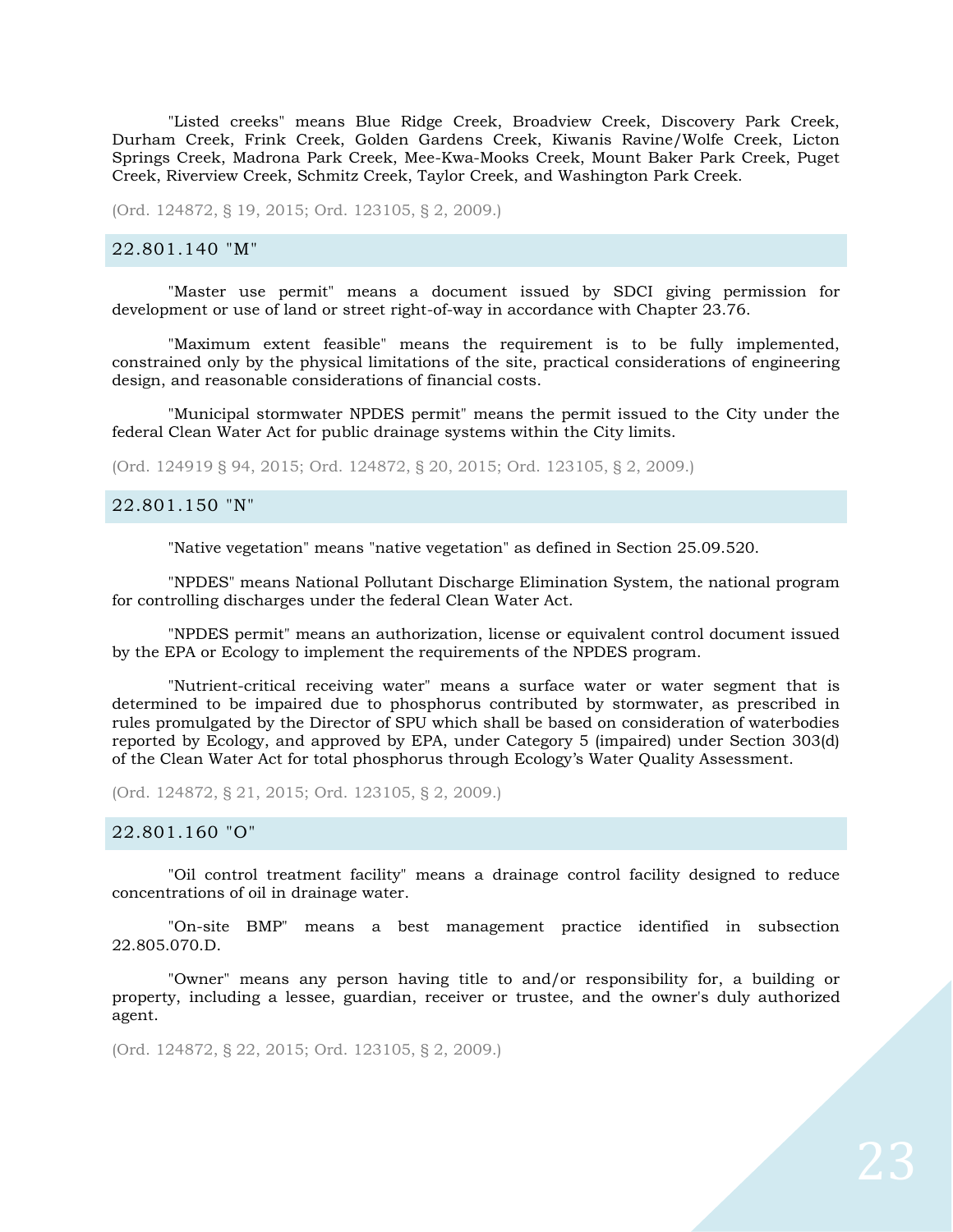"Listed creeks" means Blue Ridge Creek, Broadview Creek, Discovery Park Creek, Durham Creek, Frink Creek, Golden Gardens Creek, Kiwanis Ravine/Wolfe Creek, Licton Springs Creek, Madrona Park Creek, Mee-Kwa-Mooks Creek, Mount Baker Park Creek, Puget Creek, Riverview Creek, Schmitz Creek, Taylor Creek, and Washington Park Creek.

(Ord. 124872, § 19, 2015; Ord. 123105, § 2, 2009.)

## 22.801.140 "M"

"Master use permit" means a document issued by SDCI giving permission for development or use of land or street right-of-way in accordance with Chapter 23.76.

"Maximum extent feasible" means the requirement is to be fully implemented, constrained only by the physical limitations of the site, practical considerations of engineering design, and reasonable considerations of financial costs.

"Municipal stormwater NPDES permit" means the permit issued to the City under the federal Clean Water Act for public drainage systems within the City limits.

(Ord. 124919 § 94, 2015; Ord. 124872, § 20, 2015; Ord. 123105, § 2, 2009.)

## 22.801.150 "N"

"Native vegetation" means "native vegetation" as defined in Section 25.09.520.

"NPDES" means National Pollutant Discharge Elimination System, the national program for controlling discharges under the federal Clean Water Act.

"NPDES permit" means an authorization, license or equivalent control document issued by the EPA or Ecology to implement the requirements of the NPDES program.

"Nutrient-critical receiving water" means a surface water or water segment that is determined to be impaired due to phosphorus contributed by stormwater, as prescribed in rules promulgated by the Director of SPU which shall be based on consideration of waterbodies reported by Ecology, and approved by EPA, under Category 5 (impaired) under Section 303(d) of the Clean Water Act for total phosphorus through Ecology's Water Quality Assessment.

(Ord. 124872, § 21, 2015; Ord. 123105, § 2, 2009.)

## 22.801.160 "O"

"Oil control treatment facility" means a drainage control facility designed to reduce concentrations of oil in drainage water.

"On-site BMP" means a best management practice identified in subsection 22.805.070.D.

"Owner" means any person having title to and/or responsibility for, a building or property, including a lessee, guardian, receiver or trustee, and the owner's duly authorized agent.

(Ord. 124872, § 22, 2015; Ord. 123105, § 2, 2009.)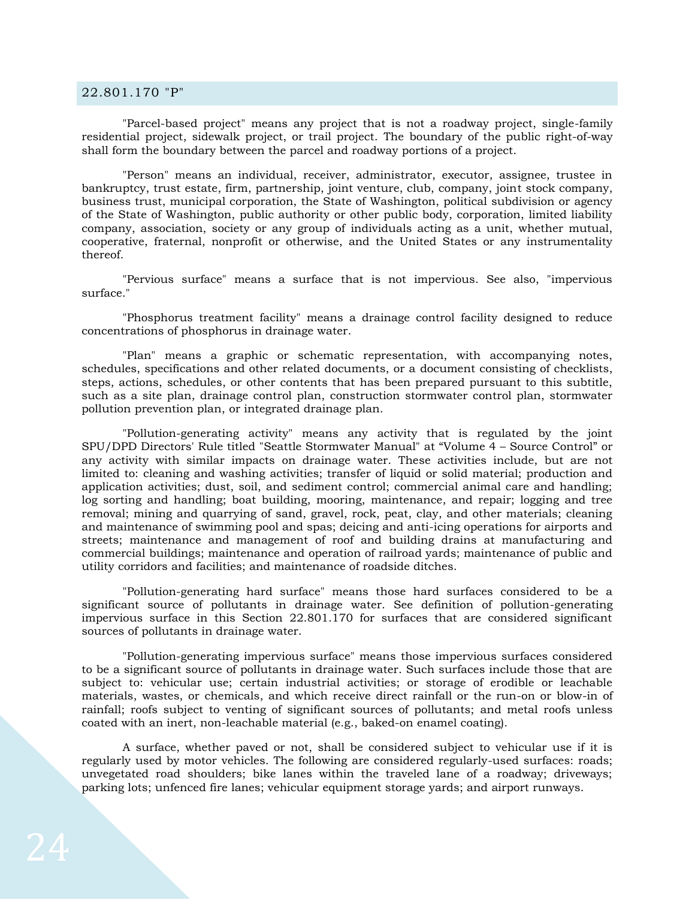## 22.801.170 "P"

"Parcel-based project" means any project that is not a roadway project, single-family residential project, sidewalk project, or trail project. The boundary of the public right-of-way shall form the boundary between the parcel and roadway portions of a project.

"Person" means an individual, receiver, administrator, executor, assignee, trustee in bankruptcy, trust estate, firm, partnership, joint venture, club, company, joint stock company, business trust, municipal corporation, the State of Washington, political subdivision or agency of the State of Washington, public authority or other public body, corporation, limited liability company, association, society or any group of individuals acting as a unit, whether mutual, cooperative, fraternal, nonprofit or otherwise, and the United States or any instrumentality thereof.

"Pervious surface" means a surface that is not impervious. See also, "impervious surface."

"Phosphorus treatment facility" means a drainage control facility designed to reduce concentrations of phosphorus in drainage water.

"Plan" means a graphic or schematic representation, with accompanying notes, schedules, specifications and other related documents, or a document consisting of checklists, steps, actions, schedules, or other contents that has been prepared pursuant to this subtitle, such as a site plan, drainage control plan, construction stormwater control plan, stormwater pollution prevention plan, or integrated drainage plan.

"Pollution-generating activity" means any activity that is regulated by the joint SPU/DPD Directors' Rule titled "Seattle Stormwater Manual" at "Volume 4 – Source Control" or any activity with similar impacts on drainage water. These activities include, but are not limited to: cleaning and washing activities; transfer of liquid or solid material; production and application activities; dust, soil, and sediment control; commercial animal care and handling; log sorting and handling; boat building, mooring, maintenance, and repair; logging and tree removal; mining and quarrying of sand, gravel, rock, peat, clay, and other materials; cleaning and maintenance of swimming pool and spas; deicing and anti-icing operations for airports and streets; maintenance and management of roof and building drains at manufacturing and commercial buildings; maintenance and operation of railroad yards; maintenance of public and utility corridors and facilities; and maintenance of roadside ditches.

"Pollution-generating hard surface" means those hard surfaces considered to be a significant source of pollutants in drainage water. See definition of pollution-generating impervious surface in this Section 22.801.170 for surfaces that are considered significant sources of pollutants in drainage water.

"Pollution-generating impervious surface" means those impervious surfaces considered to be a significant source of pollutants in drainage water. Such surfaces include those that are subject to: vehicular use; certain industrial activities; or storage of erodible or leachable materials, wastes, or chemicals, and which receive direct rainfall or the run-on or blow-in of rainfall; roofs subject to venting of significant sources of pollutants; and metal roofs unless coated with an inert, non-leachable material (e.g., baked-on enamel coating).

A surface, whether paved or not, shall be considered subject to vehicular use if it is regularly used by motor vehicles. The following are considered regularly-used surfaces: roads; unvegetated road shoulders; bike lanes within the traveled lane of a roadway; driveways; parking lots; unfenced fire lanes; vehicular equipment storage yards; and airport runways.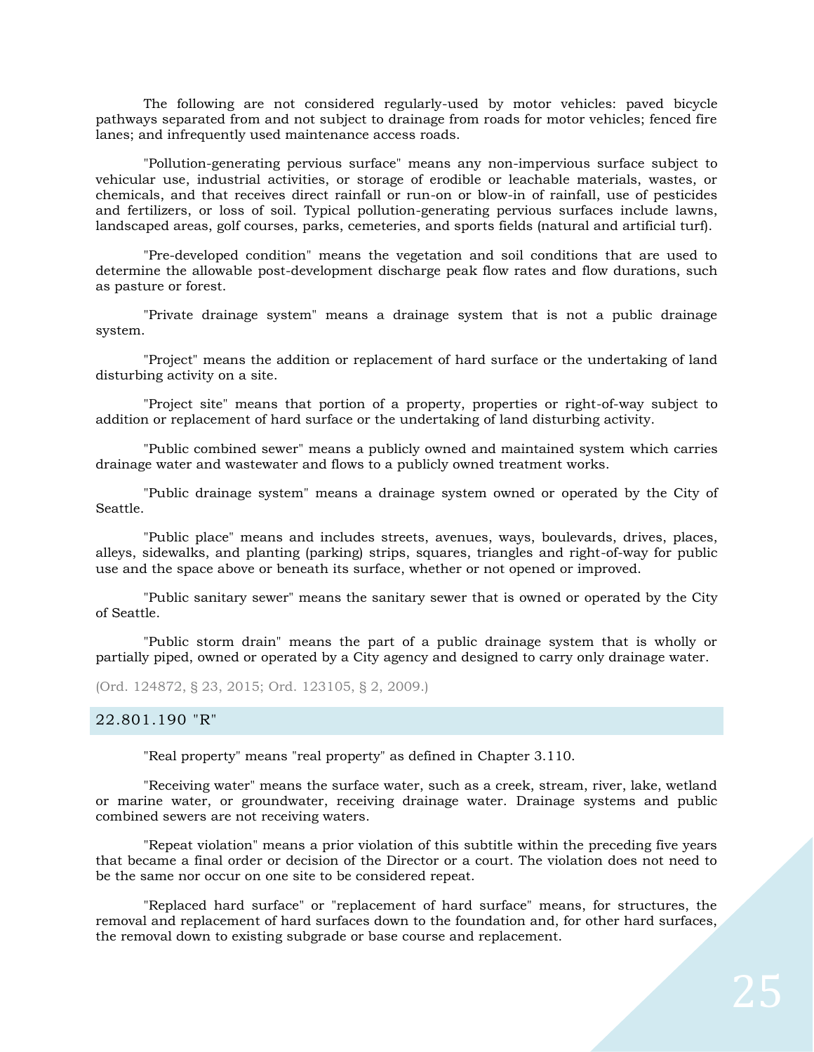The following are not considered regularly-used by motor vehicles: paved bicycle pathways separated from and not subject to drainage from roads for motor vehicles; fenced fire lanes; and infrequently used maintenance access roads.

"Pollution-generating pervious surface" means any non-impervious surface subject to vehicular use, industrial activities, or storage of erodible or leachable materials, wastes, or chemicals, and that receives direct rainfall or run-on or blow-in of rainfall, use of pesticides and fertilizers, or loss of soil. Typical pollution-generating pervious surfaces include lawns, landscaped areas, golf courses, parks, cemeteries, and sports fields (natural and artificial turf).

"Pre-developed condition" means the vegetation and soil conditions that are used to determine the allowable post-development discharge peak flow rates and flow durations, such as pasture or forest.

"Private drainage system" means a drainage system that is not a public drainage system.

"Project" means the addition or replacement of hard surface or the undertaking of land disturbing activity on a site.

"Project site" means that portion of a property, properties or right-of-way subject to addition or replacement of hard surface or the undertaking of land disturbing activity.

"Public combined sewer" means a publicly owned and maintained system which carries drainage water and wastewater and flows to a publicly owned treatment works.

"Public drainage system" means a drainage system owned or operated by the City of Seattle.

"Public place" means and includes streets, avenues, ways, boulevards, drives, places, alleys, sidewalks, and planting (parking) strips, squares, triangles and right-of-way for public use and the space above or beneath its surface, whether or not opened or improved.

"Public sanitary sewer" means the sanitary sewer that is owned or operated by the City of Seattle.

"Public storm drain" means the part of a public drainage system that is wholly or partially piped, owned or operated by a City agency and designed to carry only drainage water.

(Ord. 124872, § 23, 2015; Ord. 123105, § 2, 2009.)

## 22.801.190 "R"

"Real property" means "real property" as defined in Chapter 3.110.

"Receiving water" means the surface water, such as a creek, stream, river, lake, wetland or marine water, or groundwater, receiving drainage water. Drainage systems and public combined sewers are not receiving waters.

"Repeat violation" means a prior violation of this subtitle within the preceding five years that became a final order or decision of the Director or a court. The violation does not need to be the same nor occur on one site to be considered repeat.

"Replaced hard surface" or "replacement of hard surface" means, for structures, the removal and replacement of hard surfaces down to the foundation and, for other hard surfaces, the removal down to existing subgrade or base course and replacement.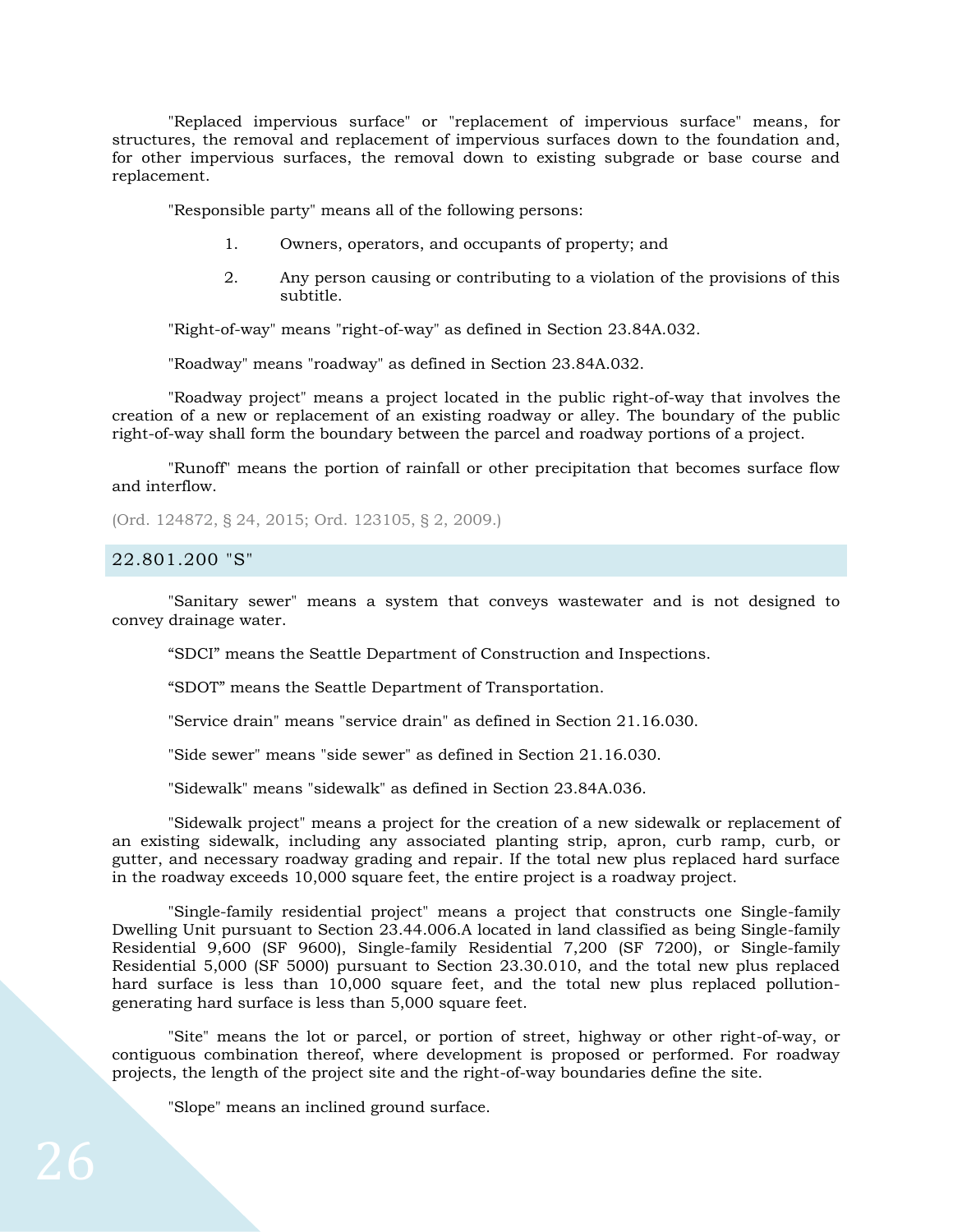"Replaced impervious surface" or "replacement of impervious surface" means, for structures, the removal and replacement of impervious surfaces down to the foundation and, for other impervious surfaces, the removal down to existing subgrade or base course and replacement.

"Responsible party" means all of the following persons:

1. Owners, operators, and occupants of property; and
2. Any person causing or contributing to a violation of the provisions of this subtitle.

"Right-of-way" means "right-of-way" as defined in Section 23.84A.032.

"Roadway" means "roadway" as defined in Section 23.84A.032.

"Roadway project" means a project located in the public right-of-way that involves the creation of a new or replacement of an existing roadway or alley. The boundary of the public right-of-way shall form the boundary between the parcel and roadway portions of a project.

"Runoff" means the portion of rainfall or other precipitation that becomes surface flow and interflow.

(Ord. 124872, § 24, 2015; Ord. 123105, § 2, 2009.)

## 22.801.200 "S"

"Sanitary sewer" means a system that conveys wastewater and is not designed to convey drainage water.

"SDCI" means the Seattle Department of Construction and Inspections.

"SDOT" means the Seattle Department of Transportation.

"Service drain" means "service drain" as defined in Section 21.16.030.

"Side sewer" means "side sewer" as defined in Section 21.16.030.

"Sidewalk" means "sidewalk" as defined in Section 23.84A.036.

"Sidewalk project" means a project for the creation of a new sidewalk or replacement of an existing sidewalk, including any associated planting strip, apron, curb ramp, curb, or gutter, and necessary roadway grading and repair. If the total new plus replaced hard surface in the roadway exceeds 10,000 square feet, the entire project is a roadway project.

"Single-family residential project" means a project that constructs one Single-family Dwelling Unit pursuant to Section 23.44.006.A located in land classified as being Single-family Residential 9,600 (SF 9600), Single-family Residential 7,200 (SF 7200), or Single-family Residential 5,000 (SF 5000) pursuant to Section 23.30.010, and the total new plus replaced hard surface is less than 10,000 square feet, and the total new plus replaced pollution-generating hard surface is less than 5,000 square feet.

"Site" means the lot or parcel, or portion of street, highway or other right-of-way, or contiguous combination thereof, where development is proposed or performed. For roadway projects, the length of the project site and the right-of-way boundaries define the site.

"Slope" means an inclined ground surface.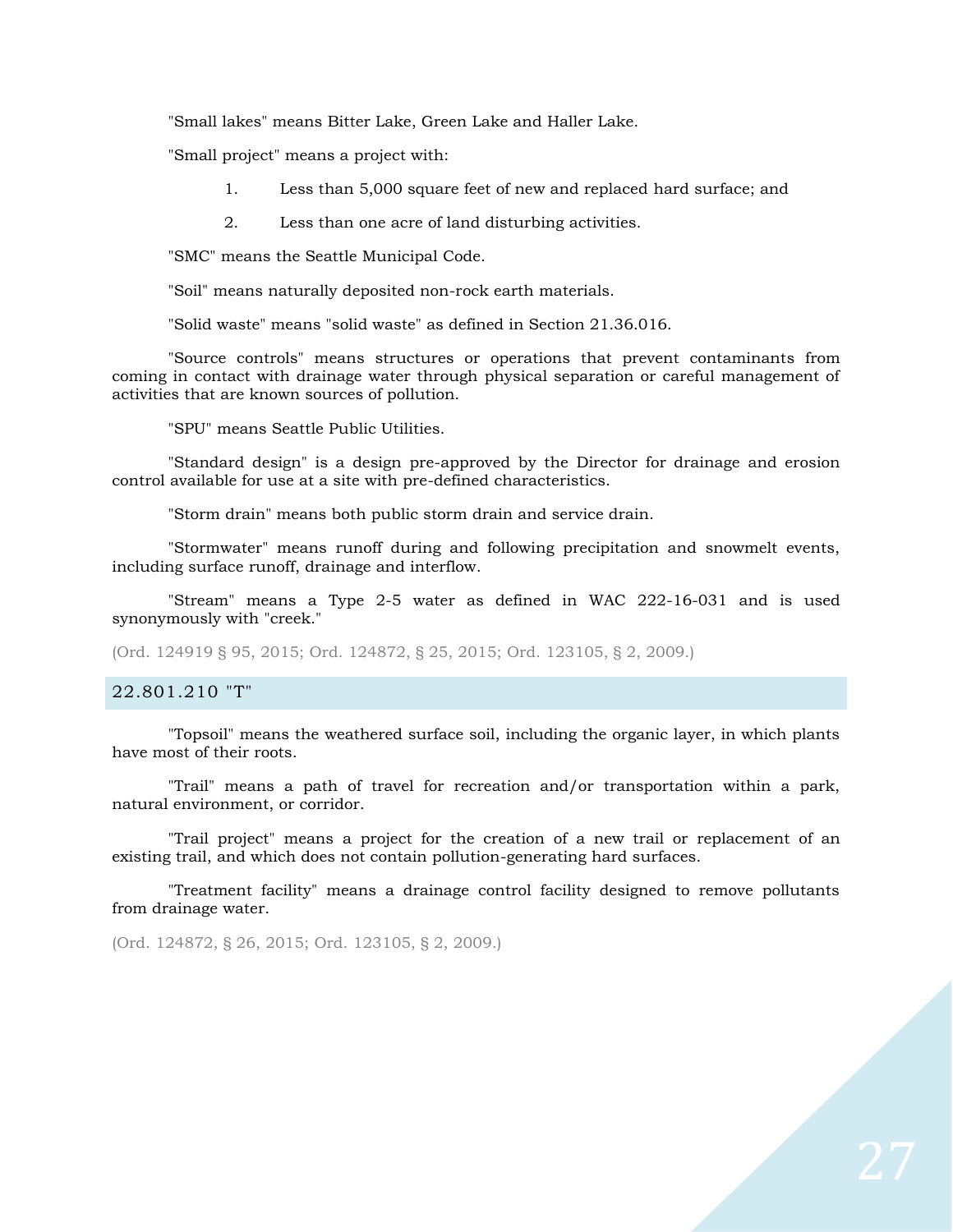"Small lakes" means Bitter Lake, Green Lake and Haller Lake.

"Small project" means a project with:

1. Less than 5,000 square feet of new and replaced hard surface; and
2. Less than one acre of land disturbing activities.

"SMC" means the Seattle Municipal Code.

"Soil" means naturally deposited non-rock earth materials.

"Solid waste" means "solid waste" as defined in Section 21.36.016.

"Source controls" means structures or operations that prevent contaminants from coming in contact with drainage water through physical separation or careful management of activities that are known sources of pollution.

"SPU" means Seattle Public Utilities.

"Standard design" is a design pre-approved by the Director for drainage and erosion control available for use at a site with pre-defined characteristics.

"Storm drain" means both public storm drain and service drain.

"Stormwater" means runoff during and following precipitation and snowmelt events, including surface runoff, drainage and interflow.

"Stream" means a Type 2-5 water as defined in WAC 222-16-031 and is used synonymously with "creek."

(Ord. 124919 § 95, 2015; Ord. 124872, § 25, 2015; Ord. 123105, § 2, 2009.)

## 22.801.210 "T"

"Topsoil" means the weathered surface soil, including the organic layer, in which plants have most of their roots.

"Trail" means a path of travel for recreation and/or transportation within a park, natural environment, or corridor.

"Trail project" means a project for the creation of a new trail or replacement of an existing trail, and which does not contain pollution-generating hard surfaces.

"Treatment facility" means a drainage control facility designed to remove pollutants from drainage water.

(Ord. 124872, § 26, 2015; Ord. 123105, § 2, 2009.)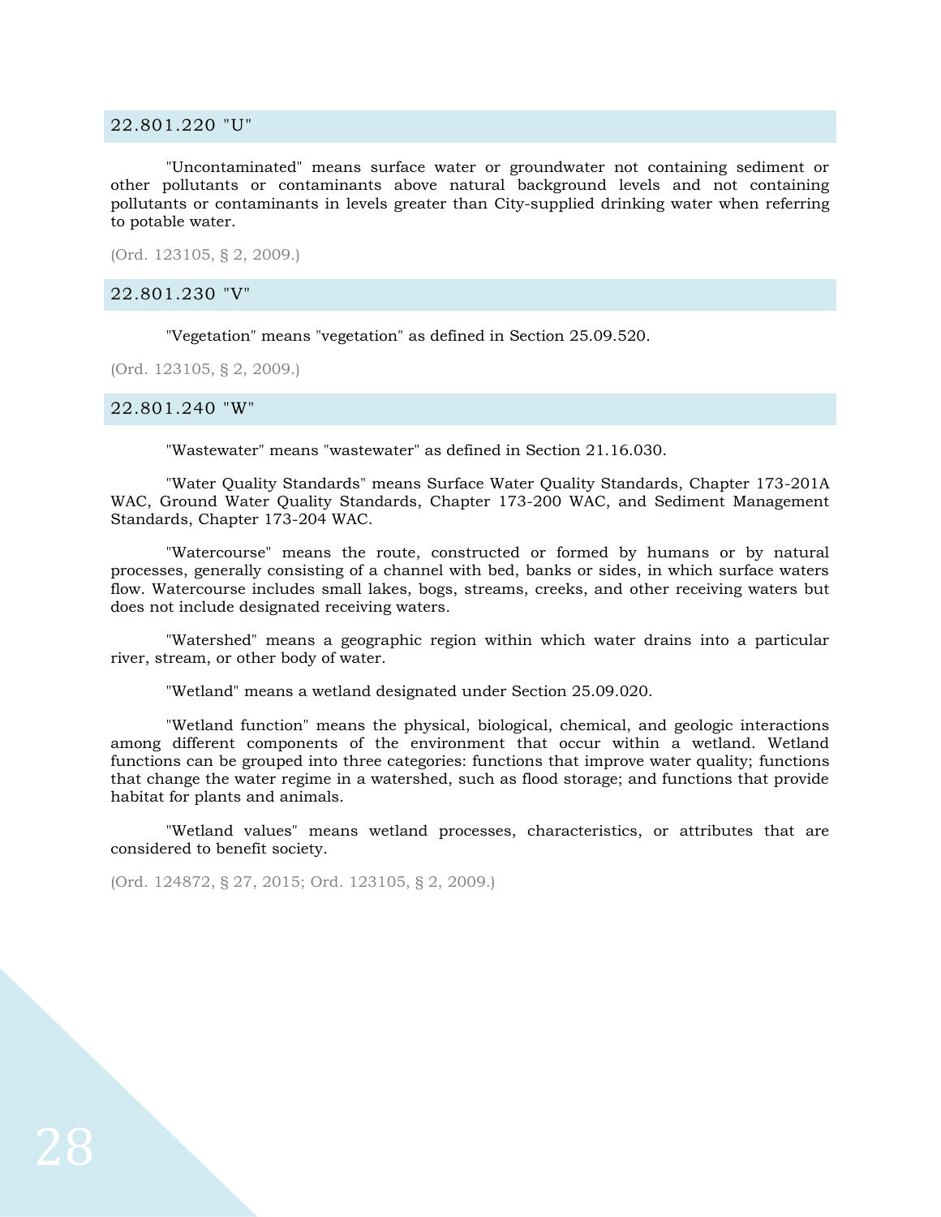### 22.801.220 "U"

"Uncontaminated" means surface water or groundwater not containing sediment or other pollutants or contaminants above natural background levels and not containing pollutants or contaminants in levels greater than City-supplied drinking water when referring to potable water.

(Ord. 123105, § 2, 2009.)

### 22.801.230 "V"

"Vegetation" means "vegetation" as defined in Section 25.09.520.

(Ord. 123105, § 2, 2009.)

### 22.801.240 "W"

"Wastewater" means "wastewater" as defined in Section 21.16.030.

"Water Quality Standards" means Surface Water Quality Standards, Chapter 173-201A WAC, Ground Water Quality Standards, Chapter 173-200 WAC, and Sediment Management Standards, Chapter 173-204 WAC.

"Watercourse" means the route, constructed or formed by humans or by natural processes, generally consisting of a channel with bed, banks or sides, in which surface waters flow. Watercourse includes small lakes, bogs, streams, creeks, and other receiving waters but does not include designated receiving waters.

"Watershed" means a geographic region within which water drains into a particular river, stream, or other body of water.

"Wetland" means a wetland designated under Section 25.09.020.

"Wetland function" means the physical, biological, chemical, and geologic interactions among different components of the environment that occur within a wetland. Wetland functions can be grouped into three categories: functions that improve water quality; functions that change the water regime in a watershed, such as flood storage; and functions that provide habitat for plants and animals.

"Wetland values" means wetland processes, characteristics, or attributes that are considered to benefit society.

(Ord. 124872, § 27, 2015; Ord. 123105, § 2, 2009.)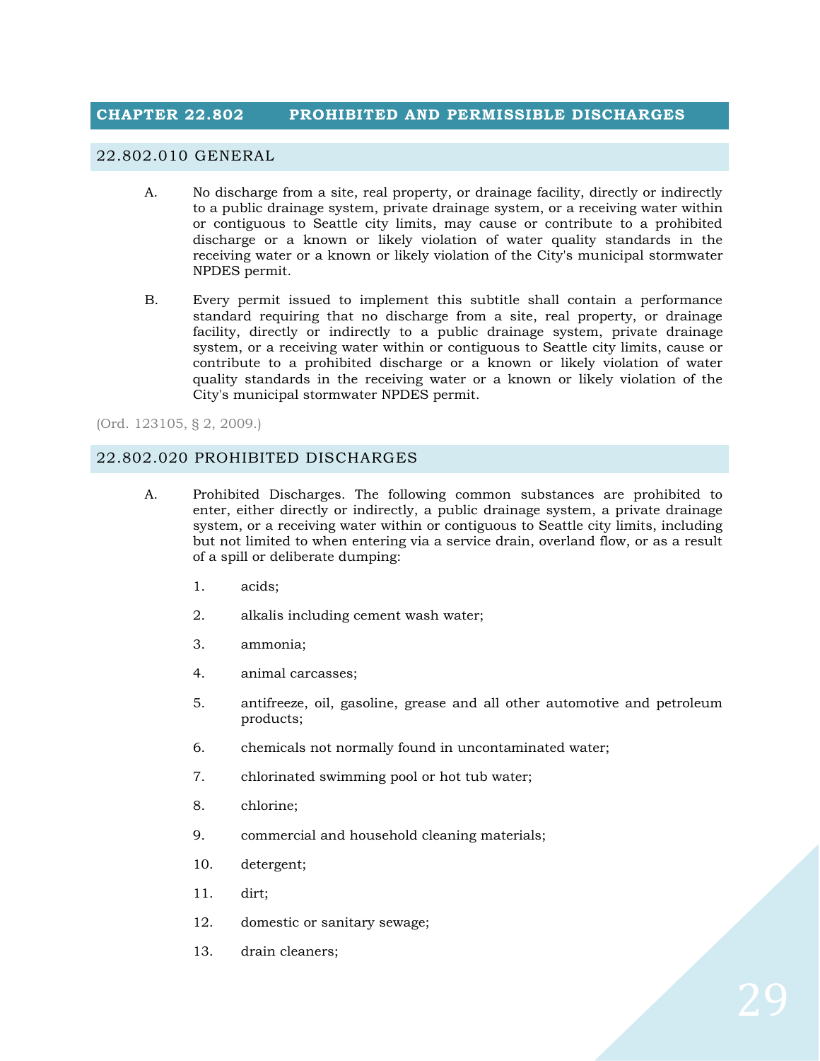# CHAPTER 22.802 PROHIBITED AND PERMISSIBLE DISCHARGES

## 22.802.010 GENERAL

A. No discharge from a site, real property, or drainage facility, directly or indirectly to a public drainage system, private drainage system, or a receiving water within or contiguous to Seattle city limits, may cause or contribute to a prohibited discharge or a known or likely violation of water quality standards in the receiving water or a known or likely violation of the City's municipal stormwater NPDES permit.

B. Every permit issued to implement this subtitle shall contain a performance standard requiring that no discharge from a site, real property, or drainage facility, directly or indirectly to a public drainage system, private drainage system, or a receiving water within or contiguous to Seattle city limits, cause or contribute to a prohibited discharge or a known or likely violation of water quality standards in the receiving water or a known or likely violation of the City's municipal stormwater NPDES permit.

(Ord. 123105, § 2, 2009.)

## 22.802.020 PROHIBITED DISCHARGES

A. Prohibited Discharges. The following common substances are prohibited to enter, either directly or indirectly, a public drainage system, a private drainage system, or a receiving water within or contiguous to Seattle city limits, including but not limited to when entering via a service drain, overland flow, or as a result of a spill or deliberate dumping:

1. acids;
2. alkalis including cement wash water;
3. ammonia;
4. animal carcasses;
5. antifreeze, oil, gasoline, grease and all other automotive and petroleum products;
6. chemicals not normally found in uncontaminated water;
7. chlorinated swimming pool or hot tub water;
8. chlorine;
9. commercial and household cleaning materials;
10. detergent;
11. dirt;
12. domestic or sanitary sewage;
13. drain cleaners;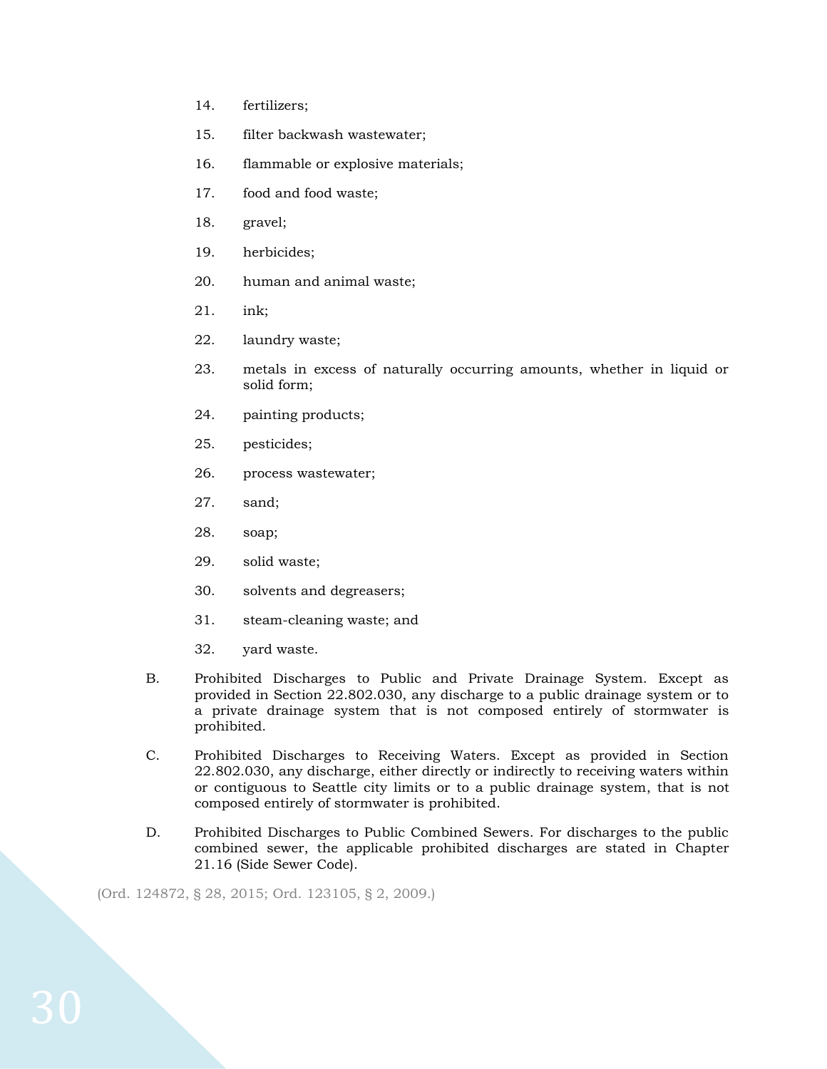14. fertilizers;
15. filter backwash wastewater;
16. flammable or explosive materials;
17. food and food waste;
18. gravel;
19. herbicides;
20. human and animal waste;
21. ink;
22. laundry waste;
23. metals in excess of naturally occurring amounts, whether in liquid or solid form;
24. painting products;
25. pesticides;
26. process wastewater;
27. sand;
28. soap;
29. solid waste;
30. solvents and degreasers;
31. steam-cleaning waste; and
32. yard waste.

B. Prohibited Discharges to Public and Private Drainage System. Except as provided in Section 22.802.030, any discharge to a public drainage system or to a private drainage system that is not composed entirely of stormwater is prohibited.

C. Prohibited Discharges to Receiving Waters. Except as provided in Section 22.802.030, any discharge, either directly or indirectly to receiving waters within or contiguous to Seattle city limits or to a public drainage system, that is not composed entirely of stormwater is prohibited.

D. Prohibited Discharges to Public Combined Sewers. For discharges to the public combined sewer, the applicable prohibited discharges are stated in Chapter 21.16 (Side Sewer Code).

(Ord. 124872, § 28, 2015; Ord. 123105, § 2, 2009.)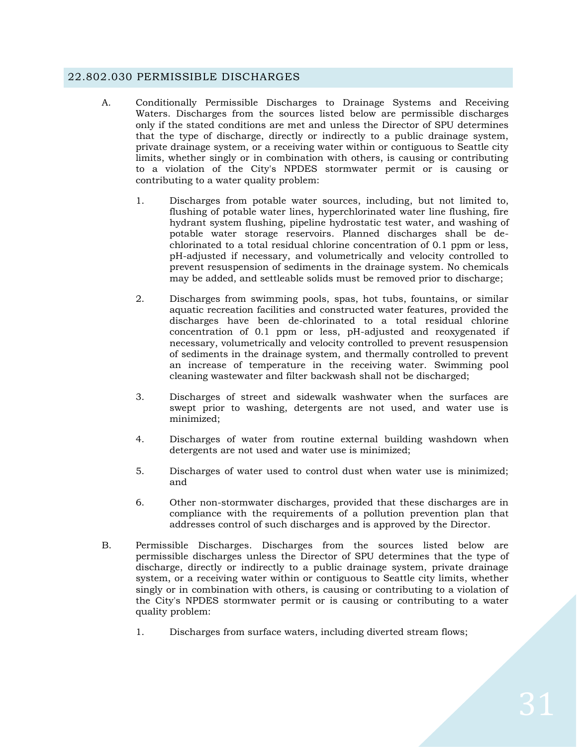## 22.802.030 PERMISSIBLE DISCHARGES

A. Conditionally Permissible Discharges to Drainage Systems and Receiving Waters. Discharges from the sources listed below are permissible discharges only if the stated conditions are met and unless the Director of SPU determines that the type of discharge, directly or indirectly to a public drainage system, private drainage system, or a receiving water within or contiguous to Seattle city limits, whether singly or in combination with others, is causing or contributing to a violation of the City's NPDES stormwater permit or is causing or contributing to a water quality problem:

   1. Discharges from potable water sources, including, but not limited to, flushing of potable water lines, hyperchlorinated water line flushing, fire hydrant system flushing, pipeline hydrostatic test water, and washing of potable water storage reservoirs. Planned discharges shall be de-chlorinated to a total residual chlorine concentration of 0.1 ppm or less, pH-adjusted if necessary, and volumetrically and velocity controlled to prevent resuspension of sediments in the drainage system. No chemicals may be added, and settleable solids must be removed prior to discharge;

   2. Discharges from swimming pools, spas, hot tubs, fountains, or similar aquatic recreation facilities and constructed water features, provided the discharges have been de-chlorinated to a total residual chlorine concentration of 0.1 ppm or less, pH-adjusted and reoxygenated if necessary, volumetrically and velocity controlled to prevent resuspension of sediments in the drainage system, and thermally controlled to prevent an increase of temperature in the receiving water. Swimming pool cleaning wastewater and filter backwash shall not be discharged;

   3. Discharges of street and sidewalk washwater when the surfaces are swept prior to washing, detergents are not used, and water use is minimized;

   4. Discharges of water from routine external building washdown when detergents are not used and water use is minimized;

   5. Discharges of water used to control dust when water use is minimized; and

   6. Other non-stormwater discharges, provided that these discharges are in compliance with the requirements of a pollution prevention plan that addresses control of such discharges and is approved by the Director.

B. Permissible Discharges. Discharges from the sources listed below are permissible discharges unless the Director of SPU determines that the type of discharge, directly or indirectly to a public drainage system, private drainage system, or a receiving water within or contiguous to Seattle city limits, whether singly or in combination with others, is causing or contributing to a violation of the City's NPDES stormwater permit or is causing or contributing to a water quality problem:

   1. Discharges from surface waters, including diverted stream flows;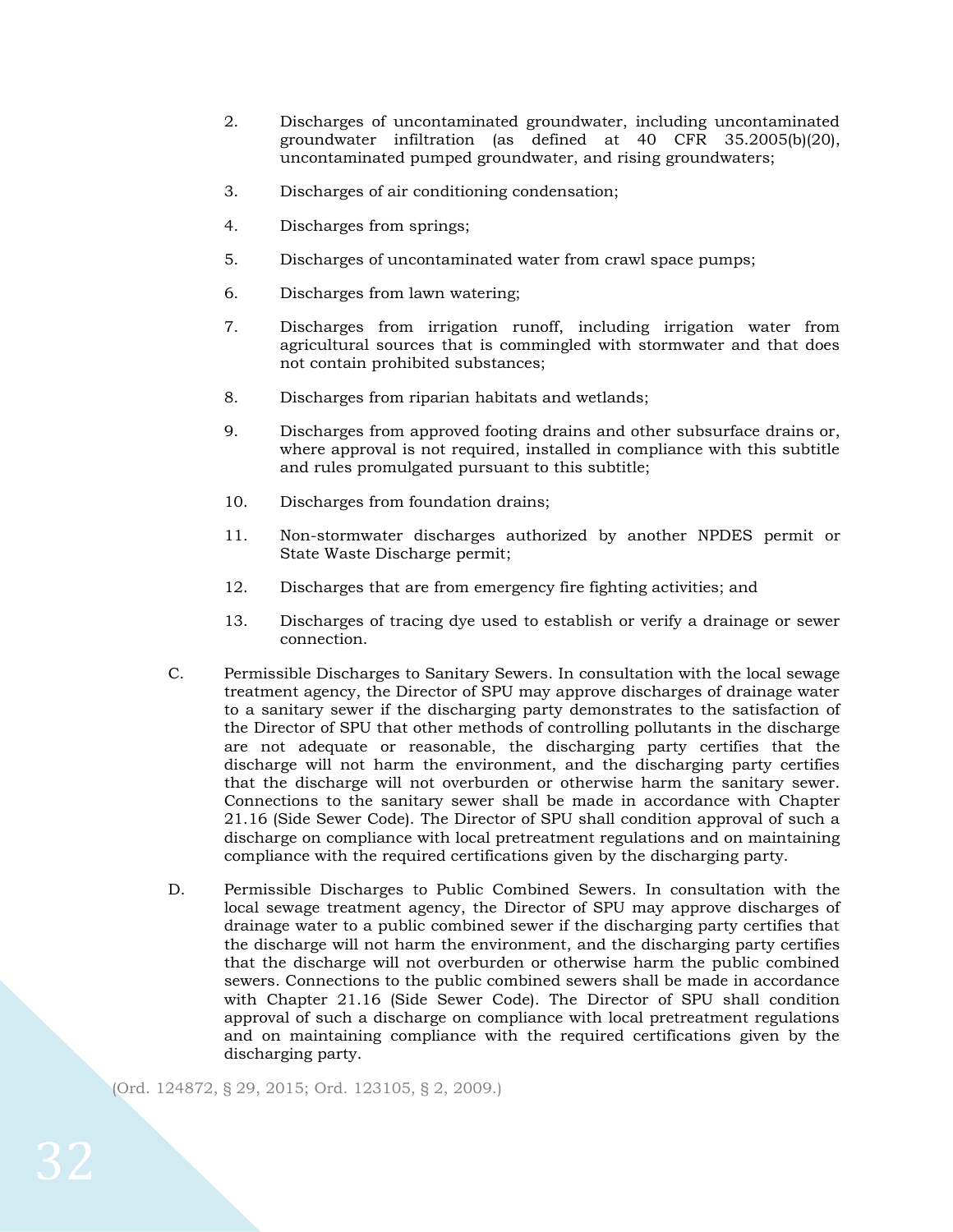2. Discharges of uncontaminated groundwater, including uncontaminated groundwater infiltration (as defined at 40 CFR 35.2005(b)(20), uncontaminated pumped groundwater, and rising groundwaters;

3. Discharges of air conditioning condensation;

4. Discharges from springs;

5. Discharges of uncontaminated water from crawl space pumps;

6. Discharges from lawn watering;

7. Discharges from irrigation runoff, including irrigation water from agricultural sources that is commingled with stormwater and that does not contain prohibited substances;

8. Discharges from riparian habitats and wetlands;

9. Discharges from approved footing drains and other subsurface drains or, where approval is not required, installed in compliance with this subtitle and rules promulgated pursuant to this subtitle;

10. Discharges from foundation drains;

11. Non-stormwater discharges authorized by another NPDES permit or State Waste Discharge permit;

12. Discharges that are from emergency fire fighting activities; and

13. Discharges of tracing dye used to establish or verify a drainage or sewer connection.

C. Permissible Discharges to Sanitary Sewers. In consultation with the local sewage treatment agency, the Director of SPU may approve discharges of drainage water to a sanitary sewer if the discharging party demonstrates to the satisfaction of the Director of SPU that other methods of controlling pollutants in the discharge are not adequate or reasonable, the discharging party certifies that the discharge will not harm the environment, and the discharging party certifies that the discharge will not overburden or otherwise harm the sanitary sewer. Connections to the sanitary sewer shall be made in accordance with Chapter 21.16 (Side Sewer Code). The Director of SPU shall condition approval of such a discharge on compliance with local pretreatment regulations and on maintaining compliance with the required certifications given by the discharging party.

D. Permissible Discharges to Public Combined Sewers. In consultation with the local sewage treatment agency, the Director of SPU may approve discharges of drainage water to a public combined sewer if the discharging party certifies that the discharge will not harm the environment, and the discharging party certifies that the discharge will not overburden or otherwise harm the public combined sewers. Connections to the public combined sewers shall be made in accordance with Chapter 21.16 (Side Sewer Code). The Director of SPU shall condition approval of such a discharge on compliance with local pretreatment regulations and on maintaining compliance with the required certifications given by the discharging party.

(Ord. 124872, § 29, 2015; Ord. 123105, § 2, 2009.)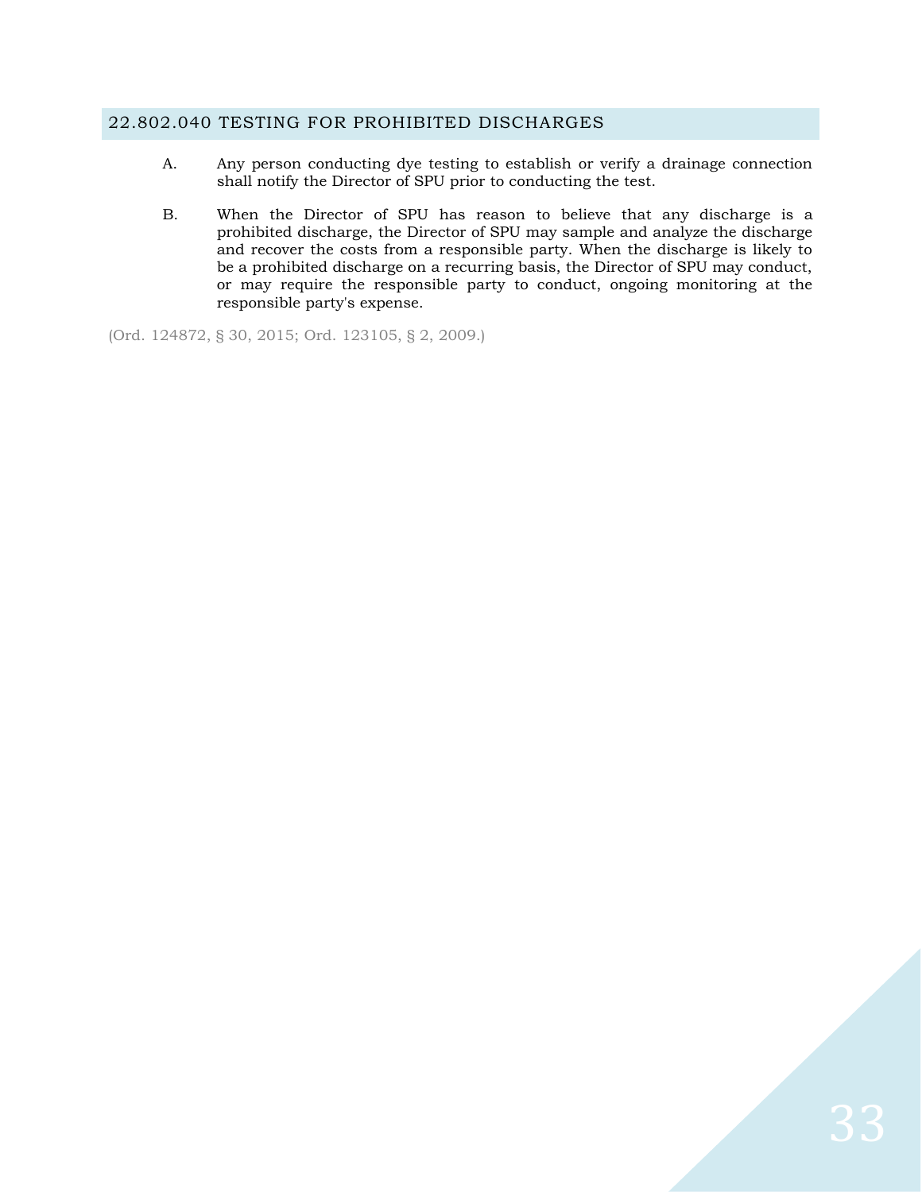## 22.802.040 TESTING FOR PROHIBITED DISCHARGES

A. Any person conducting dye testing to establish or verify a drainage connection shall notify the Director of SPU prior to conducting the test.

B. When the Director of SPU has reason to believe that any discharge is a prohibited discharge, the Director of SPU may sample and analyze the discharge and recover the costs from a responsible party. When the discharge is likely to be a prohibited discharge on a recurring basis, the Director of SPU may conduct, or may require the responsible party to conduct, ongoing monitoring at the responsible party's expense.

(Ord. 124872, § 30, 2015; Ord. 123105, § 2, 2009.)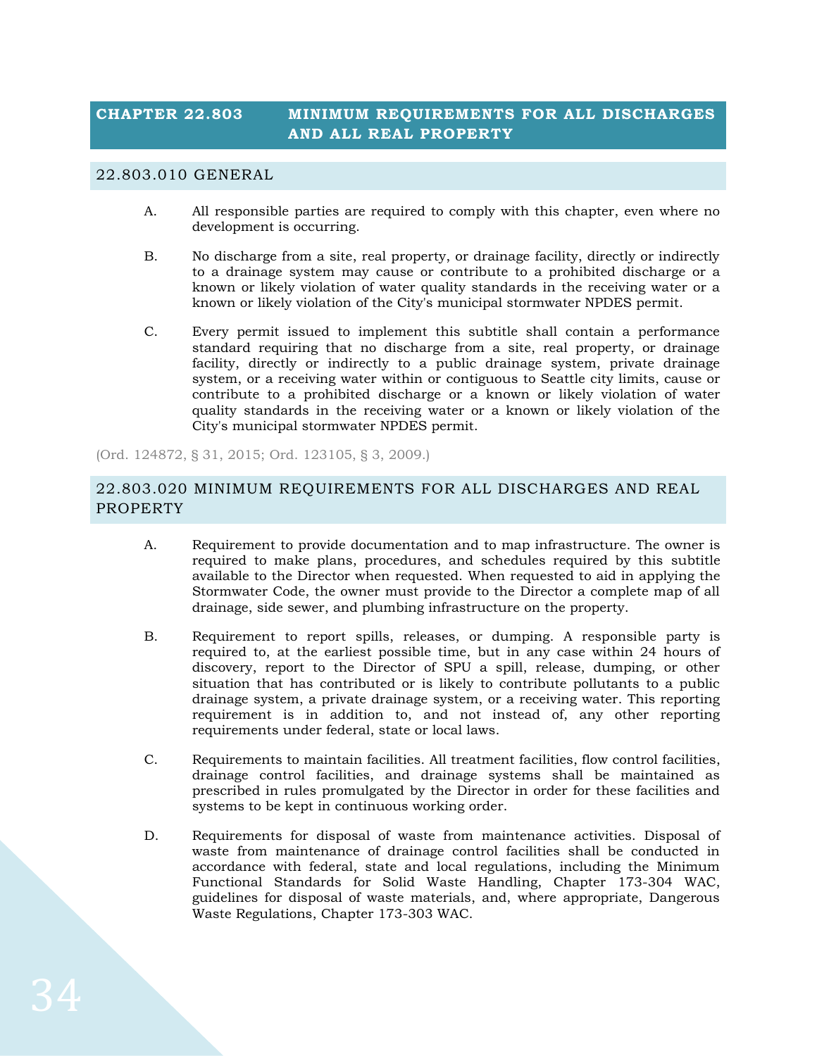# CHAPTER 22.803 MINIMUM REQUIREMENTS FOR ALL DISCHARGES AND ALL REAL PROPERTY

## 22.803.010 GENERAL

A. All responsible parties are required to comply with this chapter, even where no development is occurring.

B. No discharge from a site, real property, or drainage facility, directly or indirectly to a drainage system may cause or contribute to a prohibited discharge or a known or likely violation of water quality standards in the receiving water or a known or likely violation of the City's municipal stormwater NPDES permit.

C. Every permit issued to implement this subtitle shall contain a performance standard requiring that no discharge from a site, real property, or drainage facility, directly or indirectly to a public drainage system, private drainage system, or a receiving water within or contiguous to Seattle city limits, cause or contribute to a prohibited discharge or a known or likely violation of water quality standards in the receiving water or a known or likely violation of the City's municipal stormwater NPDES permit.

(Ord. 124872, § 31, 2015; Ord. 123105, § 3, 2009.)

## 22.803.020 MINIMUM REQUIREMENTS FOR ALL DISCHARGES AND REAL PROPERTY

A. Requirement to provide documentation and to map infrastructure. The owner is required to make plans, procedures, and schedules required by this subtitle available to the Director when requested. When requested to aid in applying the Stormwater Code, the owner must provide to the Director a complete map of all drainage, side sewer, and plumbing infrastructure on the property.

B. Requirement to report spills, releases, or dumping. A responsible party is required to, at the earliest possible time, but in any case within 24 hours of discovery, report to the Director of SPU a spill, release, dumping, or other situation that has contributed or is likely to contribute pollutants to a public drainage system, a private drainage system, or a receiving water. This reporting requirement is in addition to, and not instead of, any other reporting requirements under federal, state or local laws.

C. Requirements to maintain facilities. All treatment facilities, flow control facilities, drainage control facilities, and drainage systems shall be maintained as prescribed in rules promulgated by the Director in order for these facilities and systems to be kept in continuous working order.

D. Requirements for disposal of waste from maintenance activities. Disposal of waste from maintenance of drainage control facilities shall be conducted in accordance with federal, state and local regulations, including the Minimum Functional Standards for Solid Waste Handling, Chapter 173-304 WAC, guidelines for disposal of waste materials, and, where appropriate, Dangerous Waste Regulations, Chapter 173-303 WAC.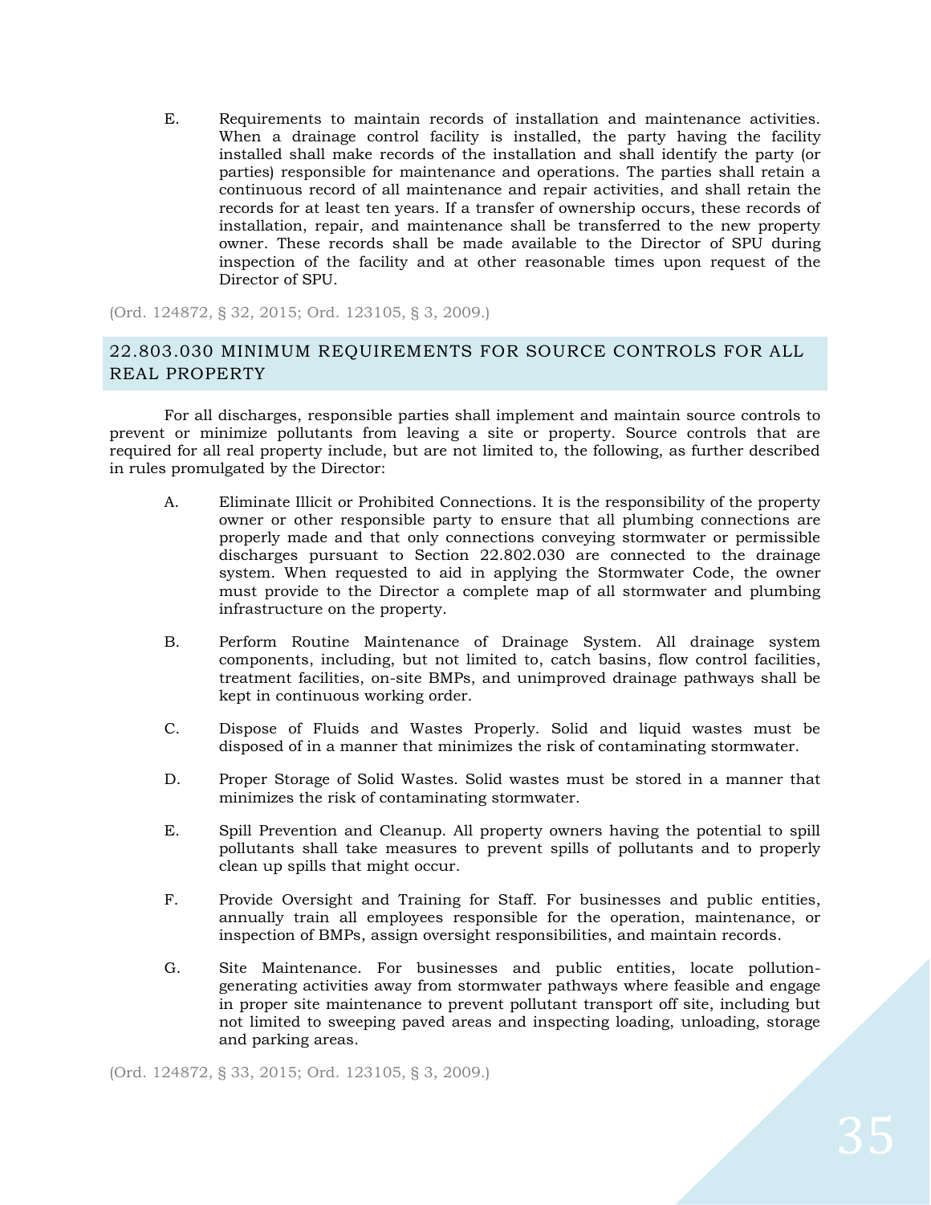E. Requirements to maintain records of installation and maintenance activities. When a drainage control facility is installed, the party having the facility installed shall make records of the installation and shall identify the party (or parties) responsible for maintenance and operations. The parties shall retain a continuous record of all maintenance and repair activities, and shall retain the records for at least ten years. If a transfer of ownership occurs, these records of installation, repair, and maintenance shall be transferred to the new property owner. These records shall be made available to the Director of SPU during inspection of the facility and at other reasonable times upon request of the Director of SPU.

(Ord. 124872, § 32, 2015; Ord. 123105, § 3, 2009.)

## 22.803.030 MINIMUM REQUIREMENTS FOR SOURCE CONTROLS FOR ALL REAL PROPERTY

For all discharges, responsible parties shall implement and maintain source controls to prevent or minimize pollutants from leaving a site or property. Source controls that are required for all real property include, but are not limited to, the following, as further described in rules promulgated by the Director:

A. Eliminate Illicit or Prohibited Connections. It is the responsibility of the property owner or other responsible party to ensure that all plumbing connections are properly made and that only connections conveying stormwater or permissible discharges pursuant to Section 22.802.030 are connected to the drainage system. When requested to aid in applying the Stormwater Code, the owner must provide to the Director a complete map of all stormwater and plumbing infrastructure on the property.

B. Perform Routine Maintenance of Drainage System. All drainage system components, including, but not limited to, catch basins, flow control facilities, treatment facilities, on-site BMPs, and unimproved drainage pathways shall be kept in continuous working order.

C. Dispose of Fluids and Wastes Properly. Solid and liquid wastes must be disposed of in a manner that minimizes the risk of contaminating stormwater.

D. Proper Storage of Solid Wastes. Solid wastes must be stored in a manner that minimizes the risk of contaminating stormwater.

E. Spill Prevention and Cleanup. All property owners having the potential to spill pollutants shall take measures to prevent spills of pollutants and to properly clean up spills that might occur.

F. Provide Oversight and Training for Staff. For businesses and public entities, annually train all employees responsible for the operation, maintenance, or inspection of BMPs, assign oversight responsibilities, and maintain records.

G. Site Maintenance. For businesses and public entities, locate pollution-generating activities away from stormwater pathways where feasible and engage in proper site maintenance to prevent pollutant transport off site, including but not limited to sweeping paved areas and inspecting loading, unloading, storage and parking areas.

(Ord. 124872, § 33, 2015; Ord. 123105, § 3, 2009.)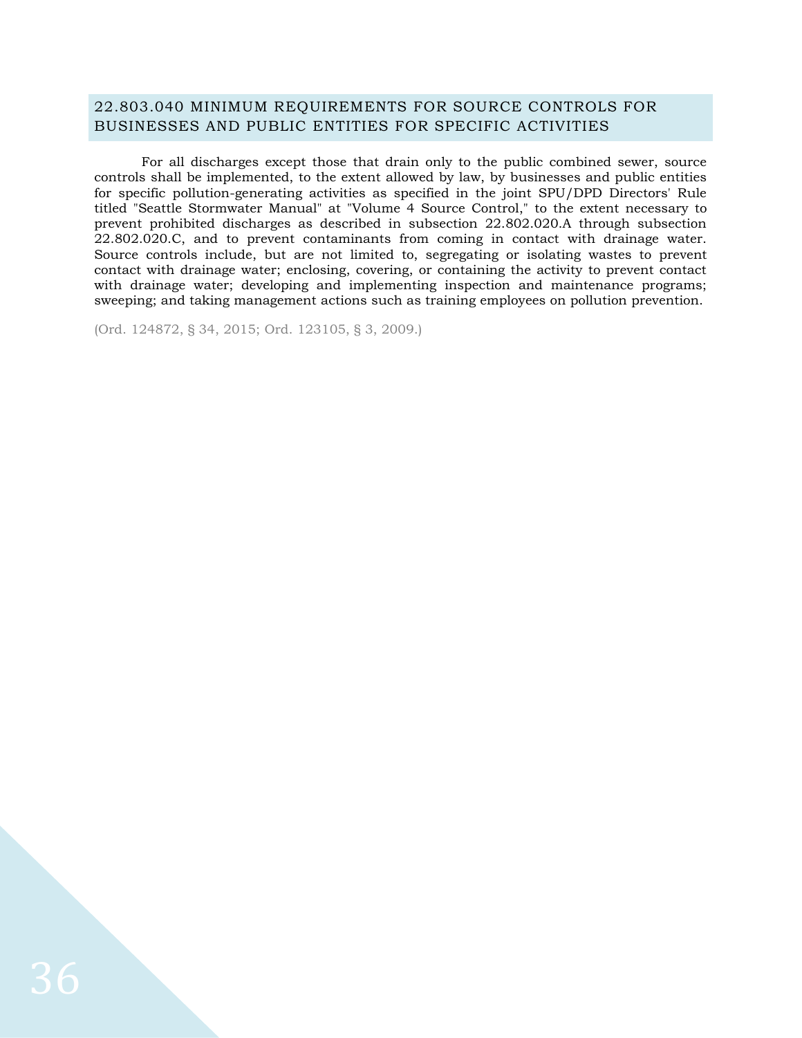## 22.803.040 MINIMUM REQUIREMENTS FOR SOURCE CONTROLS FOR BUSINESSES AND PUBLIC ENTITIES FOR SPECIFIC ACTIVITIES

For all discharges except those that drain only to the public combined sewer, source controls shall be implemented, to the extent allowed by law, by businesses and public entities for specific pollution-generating activities as specified in the joint SPU/DPD Directors' Rule titled "Seattle Stormwater Manual" at "Volume 4 Source Control," to the extent necessary to prevent prohibited discharges as described in subsection 22.802.020.A through subsection 22.802.020.C, and to prevent contaminants from coming in contact with drainage water. Source controls include, but are not limited to, segregating or isolating wastes to prevent contact with drainage water; enclosing, covering, or containing the activity to prevent contact with drainage water; developing and implementing inspection and maintenance programs; sweeping; and taking management actions such as training employees on pollution prevention.

(Ord. 124872, § 34, 2015; Ord. 123105, § 3, 2009.)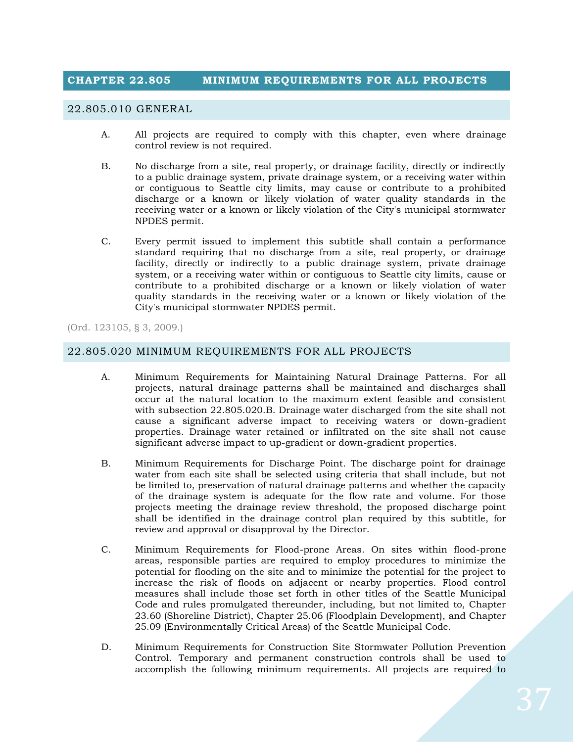## CHAPTER 22.805 MINIMUM REQUIREMENTS FOR ALL PROJECTS

### 22.805.010 GENERAL

A. All projects are required to comply with this chapter, even where drainage control review is not required.

B. No discharge from a site, real property, or drainage facility, directly or indirectly to a public drainage system, private drainage system, or a receiving water within or contiguous to Seattle city limits, may cause or contribute to a prohibited discharge or a known or likely violation of water quality standards in the receiving water or a known or likely violation of the City's municipal stormwater NPDES permit.

C. Every permit issued to implement this subtitle shall contain a performance standard requiring that no discharge from a site, real property, or drainage facility, directly or indirectly to a public drainage system, private drainage system, or a receiving water within or contiguous to Seattle city limits, cause or contribute to a prohibited discharge or a known or likely violation of water quality standards in the receiving water or a known or likely violation of the City's municipal stormwater NPDES permit.

(Ord. 123105, § 3, 2009.)

### 22.805.020 MINIMUM REQUIREMENTS FOR ALL PROJECTS

A. Minimum Requirements for Maintaining Natural Drainage Patterns. For all projects, natural drainage patterns shall be maintained and discharges shall occur at the natural location to the maximum extent feasible and consistent with subsection 22.805.020.B. Drainage water discharged from the site shall not cause a significant adverse impact to receiving waters or down-gradient properties. Drainage water retained or infiltrated on the site shall not cause significant adverse impact to up-gradient or down-gradient properties.

B. Minimum Requirements for Discharge Point. The discharge point for drainage water from each site shall be selected using criteria that shall include, but not be limited to, preservation of natural drainage patterns and whether the capacity of the drainage system is adequate for the flow rate and volume. For those projects meeting the drainage review threshold, the proposed discharge point shall be identified in the drainage control plan required by this subtitle, for review and approval or disapproval by the Director.

C. Minimum Requirements for Flood-prone Areas. On sites within flood-prone areas, responsible parties are required to employ procedures to minimize the potential for flooding on the site and to minimize the potential for the project to increase the risk of floods on adjacent or nearby properties. Flood control measures shall include those set forth in other titles of the Seattle Municipal Code and rules promulgated thereunder, including, but not limited to, Chapter 23.60 (Shoreline District), Chapter 25.06 (Floodplain Development), and Chapter 25.09 (Environmentally Critical Areas) of the Seattle Municipal Code.

D. Minimum Requirements for Construction Site Stormwater Pollution Prevention Control. Temporary and permanent construction controls shall be used to accomplish the following minimum requirements. All projects are required to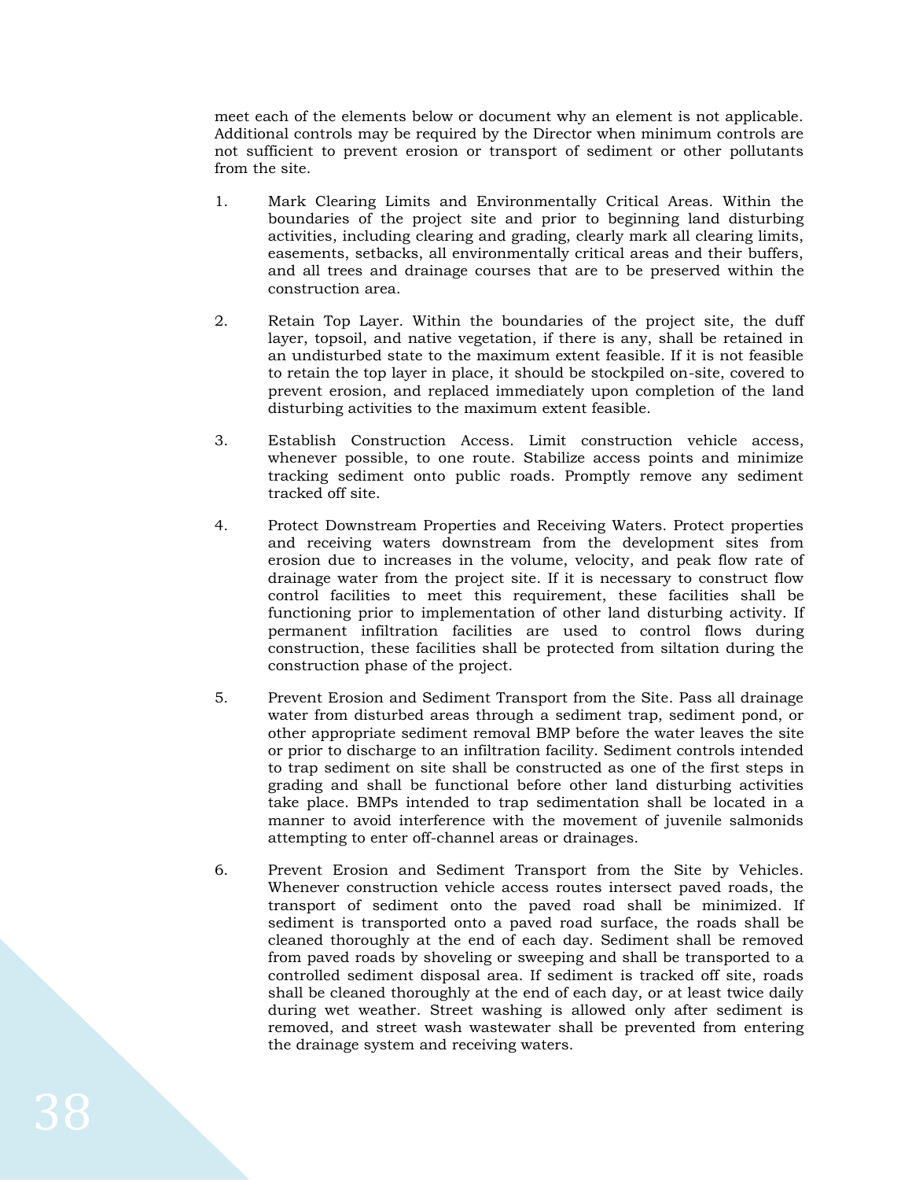meet each of the elements below or document why an element is not applicable. Additional controls may be required by the Director when minimum controls are not sufficient to prevent erosion or transport of sediment or other pollutants from the site.

1. Mark Clearing Limits and Environmentally Critical Areas. Within the boundaries of the project site and prior to beginning land disturbing activities, including clearing and grading, clearly mark all clearing limits, easements, setbacks, all environmentally critical areas and their buffers, and all trees and drainage courses that are to be preserved within the construction area.

2. Retain Top Layer. Within the boundaries of the project site, the duff layer, topsoil, and native vegetation, if there is any, shall be retained in an undisturbed state to the maximum extent feasible. If it is not feasible to retain the top layer in place, it should be stockpiled on-site, covered to prevent erosion, and replaced immediately upon completion of the land disturbing activities to the maximum extent feasible.

3. Establish Construction Access. Limit construction vehicle access, whenever possible, to one route. Stabilize access points and minimize tracking sediment onto public roads. Promptly remove any sediment tracked off site.

4. Protect Downstream Properties and Receiving Waters. Protect properties and receiving waters downstream from the development sites from erosion due to increases in the volume, velocity, and peak flow rate of drainage water from the project site. If it is necessary to construct flow control facilities to meet this requirement, these facilities shall be functioning prior to implementation of other land disturbing activity. If permanent infiltration facilities are used to control flows during construction, these facilities shall be protected from siltation during the construction phase of the project.

5. Prevent Erosion and Sediment Transport from the Site. Pass all drainage water from disturbed areas through a sediment trap, sediment pond, or other appropriate sediment removal BMP before the water leaves the site or prior to discharge to an infiltration facility. Sediment controls intended to trap sediment on site shall be constructed as one of the first steps in grading and shall be functional before other land disturbing activities take place. BMPs intended to trap sedimentation shall be located in a manner to avoid interference with the movement of juvenile salmonids attempting to enter off-channel areas or drainages.

6. Prevent Erosion and Sediment Transport from the Site by Vehicles. Whenever construction vehicle access routes intersect paved roads, the transport of sediment onto the paved road shall be minimized. If sediment is transported onto a paved road surface, the roads shall be cleaned thoroughly at the end of each day. Sediment shall be removed from paved roads by shoveling or sweeping and shall be transported to a controlled sediment disposal area. If sediment is tracked off site, roads shall be cleaned thoroughly at the end of each day, or at least twice daily during wet weather. Street washing is allowed only after sediment is removed, and street wash wastewater shall be prevented from entering the drainage system and receiving waters.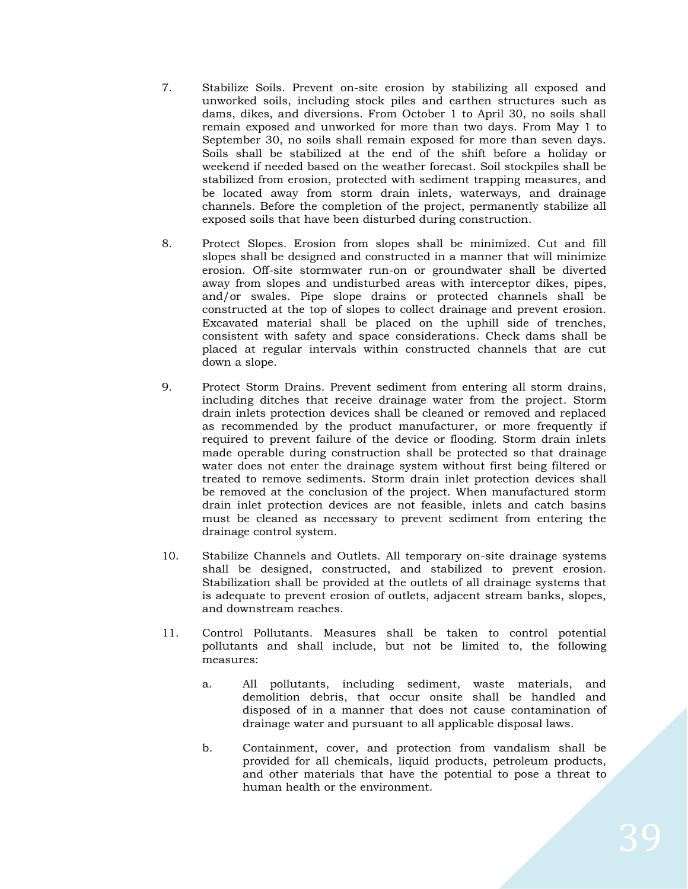7. Stabilize Soils. Prevent on-site erosion by stabilizing all exposed and unworked soils, including stock piles and earthen structures such as dams, dikes, and diversions. From October 1 to April 30, no soils shall remain exposed and unworked for more than two days. From May 1 to September 30, no soils shall remain exposed for more than seven days. Soils shall be stabilized at the end of the shift before a holiday or weekend if needed based on the weather forecast. Soil stockpiles shall be stabilized from erosion, protected with sediment trapping measures, and be located away from storm drain inlets, waterways, and drainage channels. Before the completion of the project, permanently stabilize all exposed soils that have been disturbed during construction.

8. Protect Slopes. Erosion from slopes shall be minimized. Cut and fill slopes shall be designed and constructed in a manner that will minimize erosion. Off-site stormwater run-on or groundwater shall be diverted away from slopes and undisturbed areas with interceptor dikes, pipes, and/or swales. Pipe slope drains or protected channels shall be constructed at the top of slopes to collect drainage and prevent erosion. Excavated material shall be placed on the uphill side of trenches, consistent with safety and space considerations. Check dams shall be placed at regular intervals within constructed channels that are cut down a slope.

9. Protect Storm Drains. Prevent sediment from entering all storm drains, including ditches that receive drainage water from the project. Storm drain inlets protection devices shall be cleaned or removed and replaced as recommended by the product manufacturer, or more frequently if required to prevent failure of the device or flooding. Storm drain inlets made operable during construction shall be protected so that drainage water does not enter the drainage system without first being filtered or treated to remove sediments. Storm drain inlet protection devices shall be removed at the conclusion of the project. When manufactured storm drain inlet protection devices are not feasible, inlets and catch basins must be cleaned as necessary to prevent sediment from entering the drainage control system.

10. Stabilize Channels and Outlets. All temporary on-site drainage systems shall be designed, constructed, and stabilized to prevent erosion. Stabilization shall be provided at the outlets of all drainage systems that is adequate to prevent erosion of outlets, adjacent stream banks, slopes, and downstream reaches.

11. Control Pollutants. Measures shall be taken to control potential pollutants and shall include, but not be limited to, the following measures:

    a. All pollutants, including sediment, waste materials, and demolition debris, that occur onsite shall be handled and disposed of in a manner that does not cause contamination of drainage water and pursuant to all applicable disposal laws.

    b. Containment, cover, and protection from vandalism shall be provided for all chemicals, liquid products, petroleum products, and other materials that have the potential to pose a threat to human health or the environment.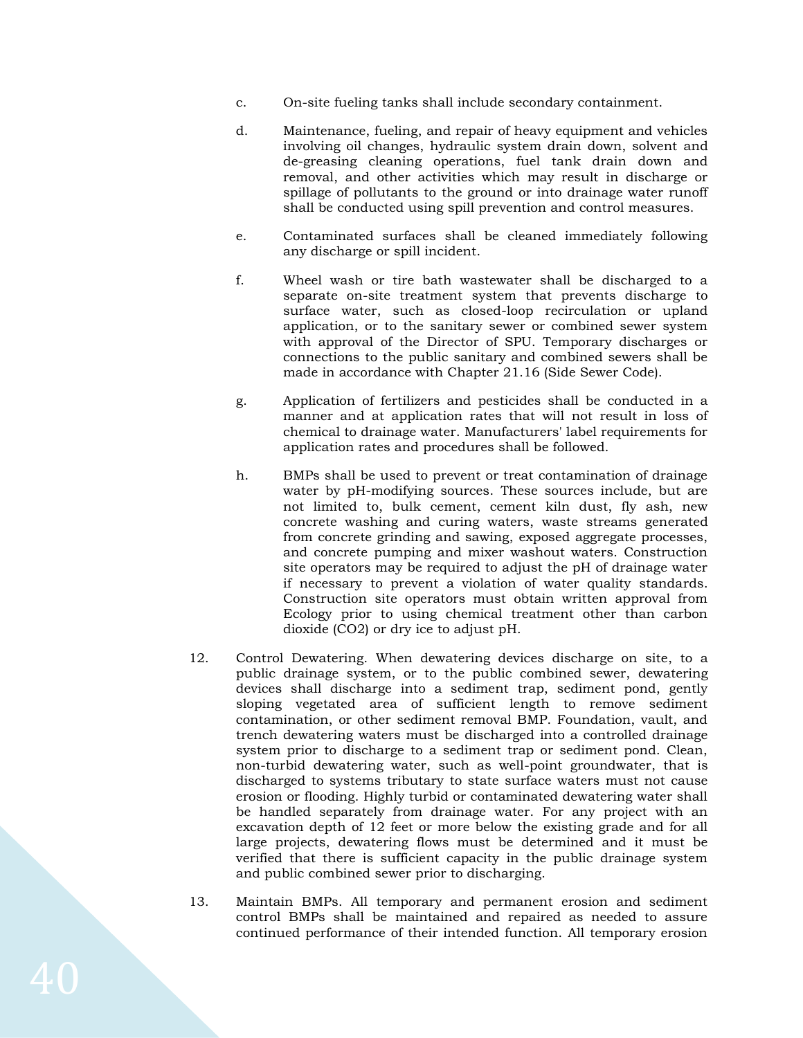c. On-site fueling tanks shall include secondary containment.

d. Maintenance, fueling, and repair of heavy equipment and vehicles involving oil changes, hydraulic system drain down, solvent and de-greasing cleaning operations, fuel tank drain down and removal, and other activities which may result in discharge or spillage of pollutants to the ground or into drainage water runoff shall be conducted using spill prevention and control measures.

e. Contaminated surfaces shall be cleaned immediately following any discharge or spill incident.

f. Wheel wash or tire bath wastewater shall be discharged to a separate on-site treatment system that prevents discharge to surface water, such as closed-loop recirculation or upland application, or to the sanitary sewer or combined sewer system with approval of the Director of SPU. Temporary discharges or connections to the public sanitary and combined sewers shall be made in accordance with Chapter 21.16 (Side Sewer Code).

g. Application of fertilizers and pesticides shall be conducted in a manner and at application rates that will not result in loss of chemical to drainage water. Manufacturers' label requirements for application rates and procedures shall be followed.

h. BMPs shall be used to prevent or treat contamination of drainage water by pH-modifying sources. These sources include, but are not limited to, bulk cement, cement kiln dust, fly ash, new concrete washing and curing waters, waste streams generated from concrete grinding and sawing, exposed aggregate processes, and concrete pumping and mixer washout waters. Construction site operators may be required to adjust the pH of drainage water if necessary to prevent a violation of water quality standards. Construction site operators must obtain written approval from Ecology prior to using chemical treatment other than carbon dioxide ($CO_2$) or dry ice to adjust pH.

12. Control Dewatering. When dewatering devices discharge on site, to a public drainage system, or to the public combined sewer, dewatering devices shall discharge into a sediment trap, sediment pond, gently sloping vegetated area of sufficient length to remove sediment contamination, or other sediment removal BMP. Foundation, vault, and trench dewatering waters must be discharged into a controlled drainage system prior to discharge to a sediment trap or sediment pond. Clean, non-turbid dewatering water, such as well-point groundwater, that is discharged to systems tributary to state surface waters must not cause erosion or flooding. Highly turbid or contaminated dewatering water shall be handled separately from drainage water. For any project with an excavation depth of 12 feet or more below the existing grade and for all large projects, dewatering flows must be determined and it must be verified that there is sufficient capacity in the public drainage system and public combined sewer prior to discharging.

13. Maintain BMPs. All temporary and permanent erosion and sediment control BMPs shall be maintained and repaired as needed to assure continued performance of their intended function. All temporary erosion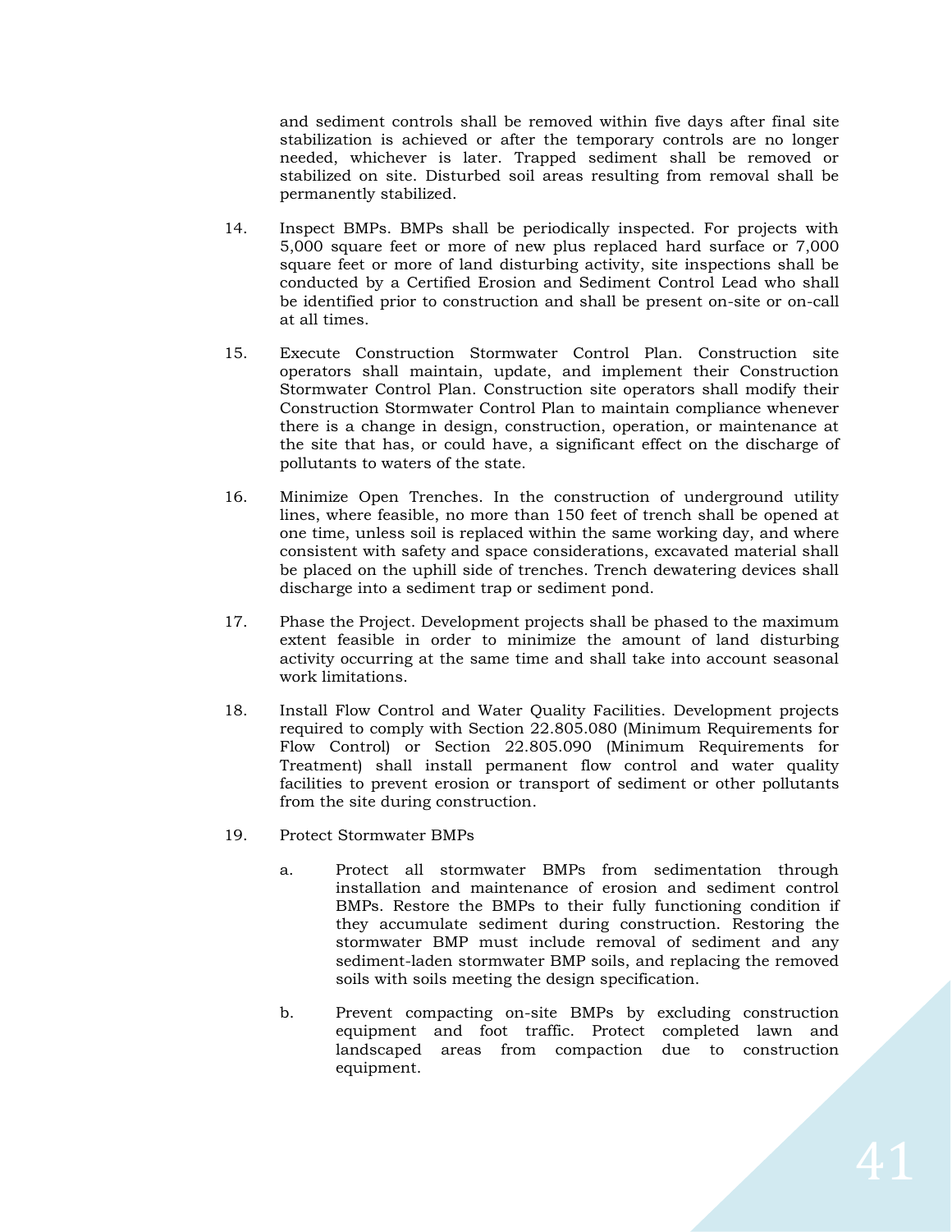and sediment controls shall be removed within five days after final site stabilization is achieved or after the temporary controls are no longer needed, whichever is later. Trapped sediment shall be removed or stabilized on site. Disturbed soil areas resulting from removal shall be permanently stabilized.

14. Inspect BMPs. BMPs shall be periodically inspected. For projects with 5,000 square feet or more of new plus replaced hard surface or 7,000 square feet or more of land disturbing activity, site inspections shall be conducted by a Certified Erosion and Sediment Control Lead who shall be identified prior to construction and shall be present on-site or on-call at all times.

15. Execute Construction Stormwater Control Plan. Construction site operators shall maintain, update, and implement their Construction Stormwater Control Plan. Construction site operators shall modify their Construction Stormwater Control Plan to maintain compliance whenever there is a change in design, construction, operation, or maintenance at the site that has, or could have, a significant effect on the discharge of pollutants to waters of the state.

16. Minimize Open Trenches. In the construction of underground utility lines, where feasible, no more than 150 feet of trench shall be opened at one time, unless soil is replaced within the same working day, and where consistent with safety and space considerations, excavated material shall be placed on the uphill side of trenches. Trench dewatering devices shall discharge into a sediment trap or sediment pond.

17. Phase the Project. Development projects shall be phased to the maximum extent feasible in order to minimize the amount of land disturbing activity occurring at the same time and shall take into account seasonal work limitations.

18. Install Flow Control and Water Quality Facilities. Development projects required to comply with Section 22.805.080 (Minimum Requirements for Flow Control) or Section 22.805.090 (Minimum Requirements for Treatment) shall install permanent flow control and water quality facilities to prevent erosion or transport of sediment or other pollutants from the site during construction.

19. Protect Stormwater BMPs

    a. Protect all stormwater BMPs from sedimentation through installation and maintenance of erosion and sediment control BMPs. Restore the BMPs to their fully functioning condition if they accumulate sediment during construction. Restoring the stormwater BMP must include removal of sediment and any sediment-laden stormwater BMP soils, and replacing the removed soils with soils meeting the design specification.

    b. Prevent compacting on-site BMPs by excluding construction equipment and foot traffic. Protect completed lawn and landscaped areas from compaction due to construction equipment.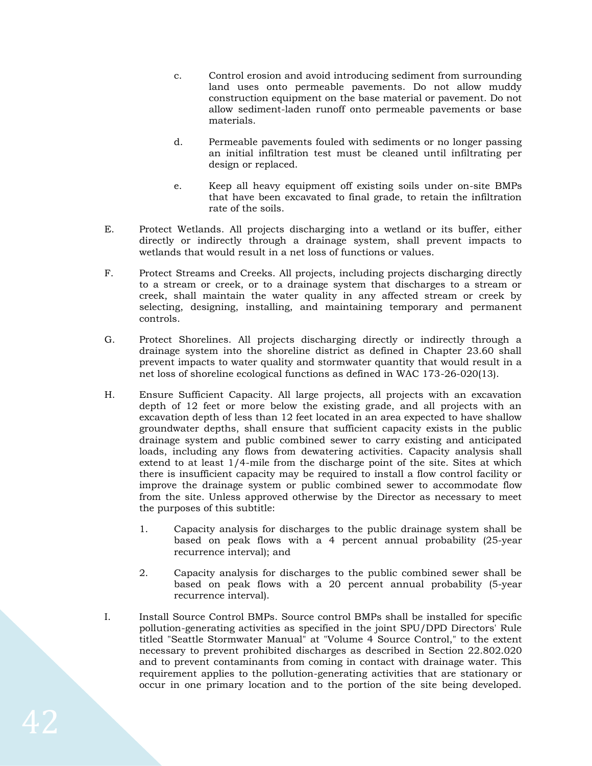c. Control erosion and avoid introducing sediment from surrounding land uses onto permeable pavements. Do not allow muddy construction equipment on the base material or pavement. Do not allow sediment-laden runoff onto permeable pavements or base materials.

d. Permeable pavements fouled with sediments or no longer passing an initial infiltration test must be cleaned until infiltrating per design or replaced.

e. Keep all heavy equipment off existing soils under on-site BMPs that have been excavated to final grade, to retain the infiltration rate of the soils.

E. Protect Wetlands. All projects discharging into a wetland or its buffer, either directly or indirectly through a drainage system, shall prevent impacts to wetlands that would result in a net loss of functions or values.

F. Protect Streams and Creeks. All projects, including projects discharging directly to a stream or creek, or to a drainage system that discharges to a stream or creek, shall maintain the water quality in any affected stream or creek by selecting, designing, installing, and maintaining temporary and permanent controls.

G. Protect Shorelines. All projects discharging directly or indirectly through a drainage system into the shoreline district as defined in Chapter 23.60 shall prevent impacts to water quality and stormwater quantity that would result in a net loss of shoreline ecological functions as defined in WAC 173-26-020(13).

H. Ensure Sufficient Capacity. All large projects, all projects with an excavation depth of 12 feet or more below the existing grade, and all projects with an excavation depth of less than 12 feet located in an area expected to have shallow groundwater depths, shall ensure that sufficient capacity exists in the public drainage system and public combined sewer to carry existing and anticipated loads, including any flows from dewatering activities. Capacity analysis shall extend to at least 1/4-mile from the discharge point of the site. Sites at which there is insufficient capacity may be required to install a flow control facility or improve the drainage system or public combined sewer to accommodate flow from the site. Unless approved otherwise by the Director as necessary to meet the purposes of this subtitle:

1. Capacity analysis for discharges to the public drainage system shall be based on peak flows with a 4 percent annual probability (25-year recurrence interval); and

2. Capacity analysis for discharges to the public combined sewer shall be based on peak flows with a 20 percent annual probability (5-year recurrence interval).

I. Install Source Control BMPs. Source control BMPs shall be installed for specific pollution-generating activities as specified in the joint SPU/DPD Directors' Rule titled "Seattle Stormwater Manual" at "Volume 4 Source Control," to the extent necessary to prevent prohibited discharges as described in Section 22.802.020 and to prevent contaminants from coming in contact with drainage water. This requirement applies to the pollution-generating activities that are stationary or occur in one primary location and to the portion of the site being developed.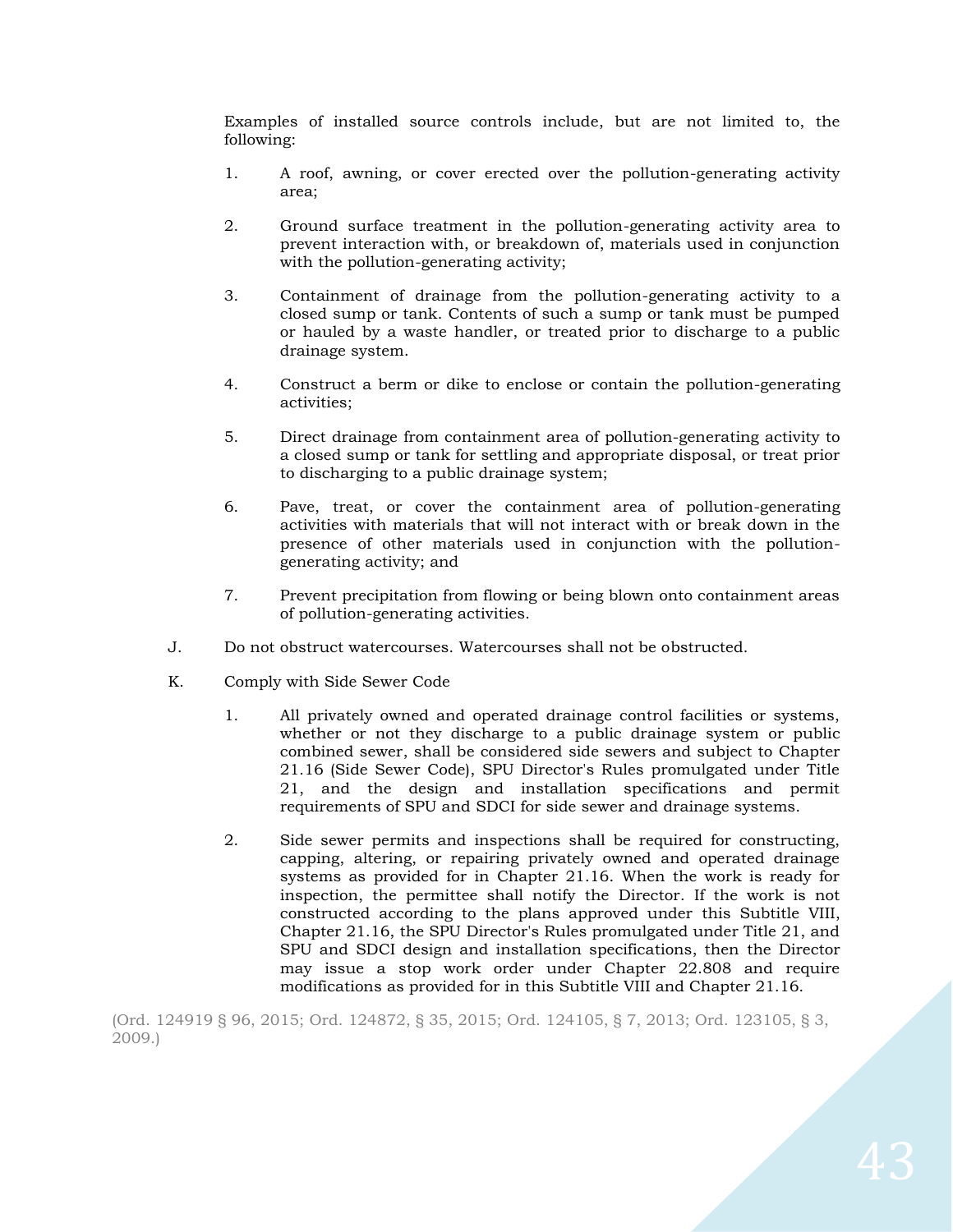Examples of installed source controls include, but are not limited to, the following:

1. A roof, awning, or cover erected over the pollution-generating activity area;

2. Ground surface treatment in the pollution-generating activity area to prevent interaction with, or breakdown of, materials used in conjunction with the pollution-generating activity;

3. Containment of drainage from the pollution-generating activity to a closed sump or tank. Contents of such a sump or tank must be pumped or hauled by a waste handler, or treated prior to discharge to a public drainage system.

4. Construct a berm or dike to enclose or contain the pollution-generating activities;

5. Direct drainage from containment area of pollution-generating activity to a closed sump or tank for settling and appropriate disposal, or treat prior to discharging to a public drainage system;

6. Pave, treat, or cover the containment area of pollution-generating activities with materials that will not interact with or break down in the presence of other materials used in conjunction with the pollution-generating activity; and

7. Prevent precipitation from flowing or being blown onto containment areas of pollution-generating activities.

J. Do not obstruct watercourses. Watercourses shall not be obstructed.

K. Comply with Side Sewer Code

1. All privately owned and operated drainage control facilities or systems, whether or not they discharge to a public drainage system or public combined sewer, shall be considered side sewers and subject to Chapter 21.16 (Side Sewer Code), SPU Director's Rules promulgated under Title 21, and the design and installation specifications and permit requirements of SPU and SDCI for side sewer and drainage systems.

2. Side sewer permits and inspections shall be required for constructing, capping, altering, or repairing privately owned and operated drainage systems as provided for in Chapter 21.16. When the work is ready for inspection, the permittee shall notify the Director. If the work is not constructed according to the plans approved under this Subtitle VIII, Chapter 21.16, the SPU Director's Rules promulgated under Title 21, and SPU and SDCI design and installation specifications, then the Director may issue a stop work order under Chapter 22.808 and require modifications as provided for in this Subtitle VIII and Chapter 21.16.

(Ord. 124919 § 96, 2015; Ord. 124872, § 35, 2015; Ord. 124105, § 7, 2013; Ord. 123105, § 3, 2009.)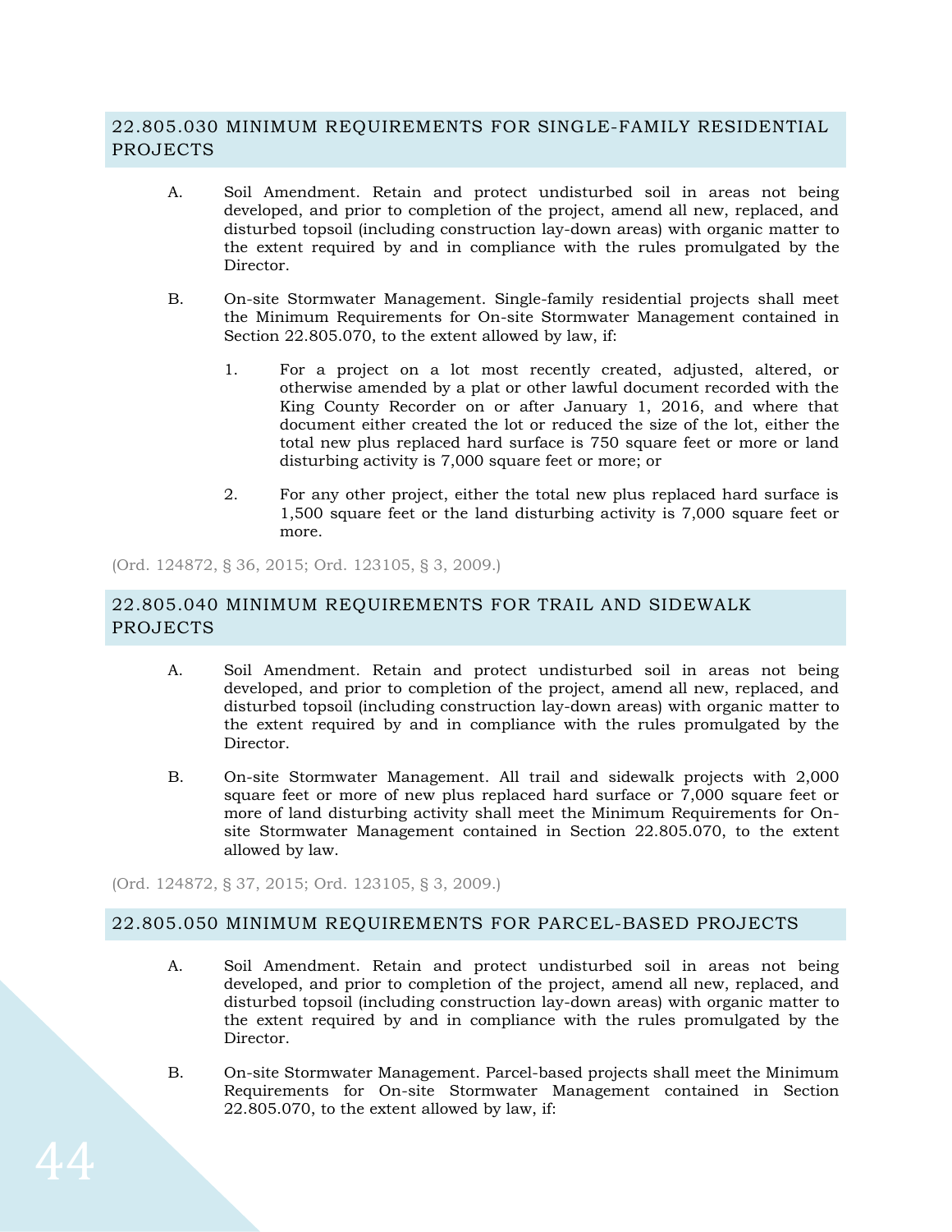## 22.805.030 MINIMUM REQUIREMENTS FOR SINGLE-FAMILY RESIDENTIAL PROJECTS

A. Soil Amendment. Retain and protect undisturbed soil in areas not being developed, and prior to completion of the project, amend all new, replaced, and disturbed topsoil (including construction lay-down areas) with organic matter to the extent required by and in compliance with the rules promulgated by the Director.

B. On-site Stormwater Management. Single-family residential projects shall meet the Minimum Requirements for On-site Stormwater Management contained in Section 22.805.070, to the extent allowed by law, if:

1. For a project on a lot most recently created, adjusted, altered, or otherwise amended by a plat or other lawful document recorded with the King County Recorder on or after January 1, 2016, and where that document either created the lot or reduced the size of the lot, either the total new plus replaced hard surface is 750 square feet or more or land disturbing activity is 7,000 square feet or more; or

2. For any other project, either the total new plus replaced hard surface is 1,500 square feet or the land disturbing activity is 7,000 square feet or more.

(Ord. 124872, § 36, 2015; Ord. 123105, § 3, 2009.)

## 22.805.040 MINIMUM REQUIREMENTS FOR TRAIL AND SIDEWALK PROJECTS

A. Soil Amendment. Retain and protect undisturbed soil in areas not being developed, and prior to completion of the project, amend all new, replaced, and disturbed topsoil (including construction lay-down areas) with organic matter to the extent required by and in compliance with the rules promulgated by the Director.

B. On-site Stormwater Management. All trail and sidewalk projects with 2,000 square feet or more of new plus replaced hard surface or 7,000 square feet or more of land disturbing activity shall meet the Minimum Requirements for On-site Stormwater Management contained in Section 22.805.070, to the extent allowed by law.

(Ord. 124872, § 37, 2015; Ord. 123105, § 3, 2009.)

## 22.805.050 MINIMUM REQUIREMENTS FOR PARCEL-BASED PROJECTS

A. Soil Amendment. Retain and protect undisturbed soil in areas not being developed, and prior to completion of the project, amend all new, replaced, and disturbed topsoil (including construction lay-down areas) with organic matter to the extent required by and in compliance with the rules promulgated by the Director.

B. On-site Stormwater Management. Parcel-based projects shall meet the Minimum Requirements for On-site Stormwater Management contained in Section 22.805.070, to the extent allowed by law, if: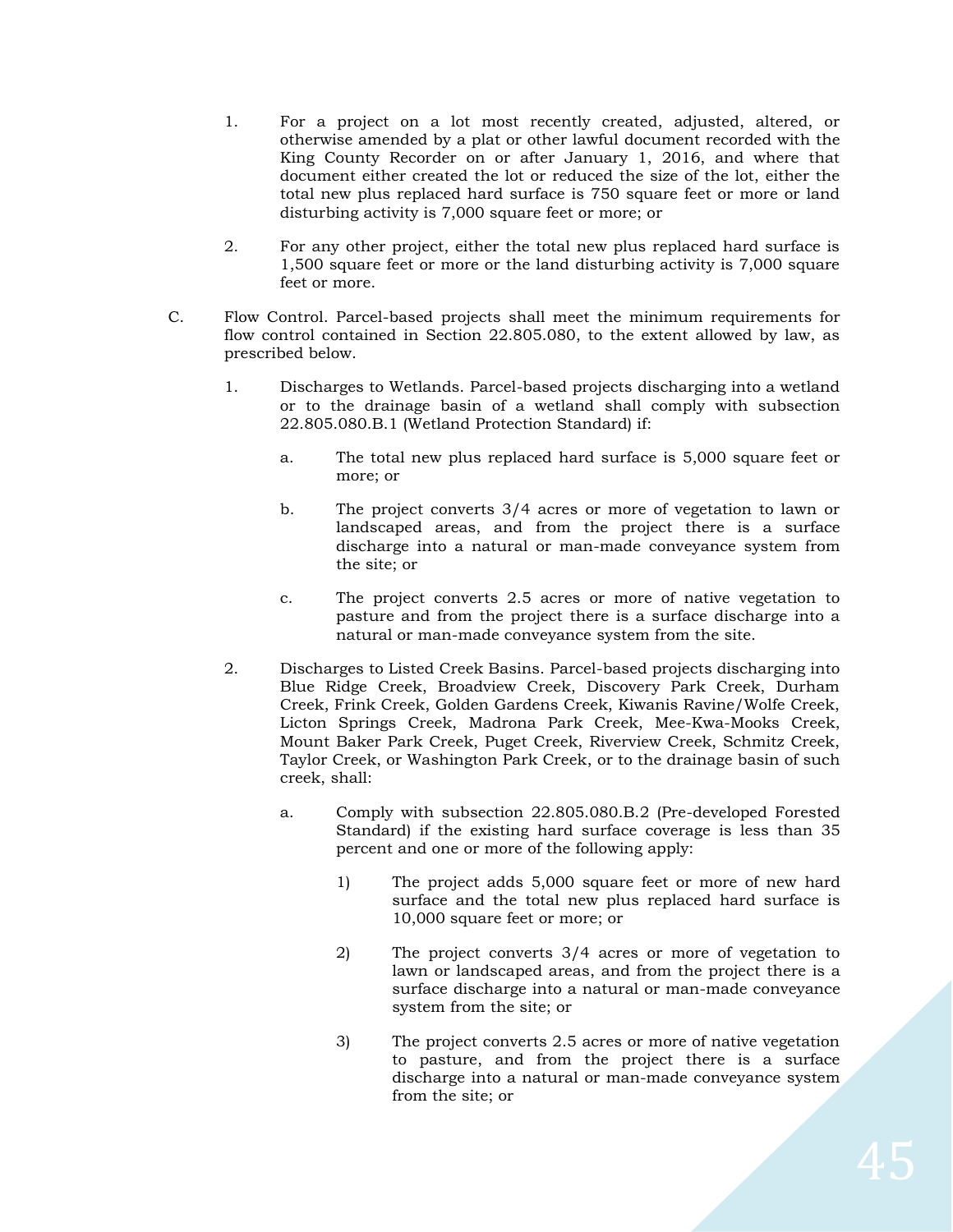1. For a project on a lot most recently created, adjusted, altered, or otherwise amended by a plat or other lawful document recorded with the King County Recorder on or after January 1, 2016, and where that document either created the lot or reduced the size of the lot, either the total new plus replaced hard surface is 750 square feet or more or land disturbing activity is 7,000 square feet or more; or

2. For any other project, either the total new plus replaced hard surface is 1,500 square feet or more or the land disturbing activity is 7,000 square feet or more.

C. Flow Control. Parcel-based projects shall meet the minimum requirements for flow control contained in Section 22.805.080, to the extent allowed by law, as prescribed below.

   1. Discharges to Wetlands. Parcel-based projects discharging into a wetland or to the drainage basin of a wetland shall comply with subsection 22.805.080.B.1 (Wetland Protection Standard) if:

      a. The total new plus replaced hard surface is 5,000 square feet or more; or

      b. The project converts 3/4 acres or more of vegetation to lawn or landscaped areas, and from the project there is a surface discharge into a natural or man-made conveyance system from the site; or

      c. The project converts 2.5 acres or more of native vegetation to pasture and from the project there is a surface discharge into a natural or man-made conveyance system from the site.

   2. Discharges to Listed Creek Basins. Parcel-based projects discharging into Blue Ridge Creek, Broadview Creek, Discovery Park Creek, Durham Creek, Frink Creek, Golden Gardens Creek, Kiwanis Ravine/Wolfe Creek, Licton Springs Creek, Madrona Park Creek, Mee-Kwa-Mooks Creek, Mount Baker Park Creek, Puget Creek, Riverview Creek, Schmitz Creek, Taylor Creek, or Washington Park Creek, or to the drainage basin of such creek, shall:

      a. Comply with subsection 22.805.080.B.2 (Pre-developed Forested Standard) if the existing hard surface coverage is less than 35 percent and one or more of the following apply:

         1) The project adds 5,000 square feet or more of new hard surface and the total new plus replaced hard surface is 10,000 square feet or more; or

         2) The project converts 3/4 acres or more of vegetation to lawn or landscaped areas, and from the project there is a surface discharge into a natural or man-made conveyance system from the site; or

         3) The project converts 2.5 acres or more of native vegetation to pasture, and from the project there is a surface discharge into a natural or man-made conveyance system from the site; or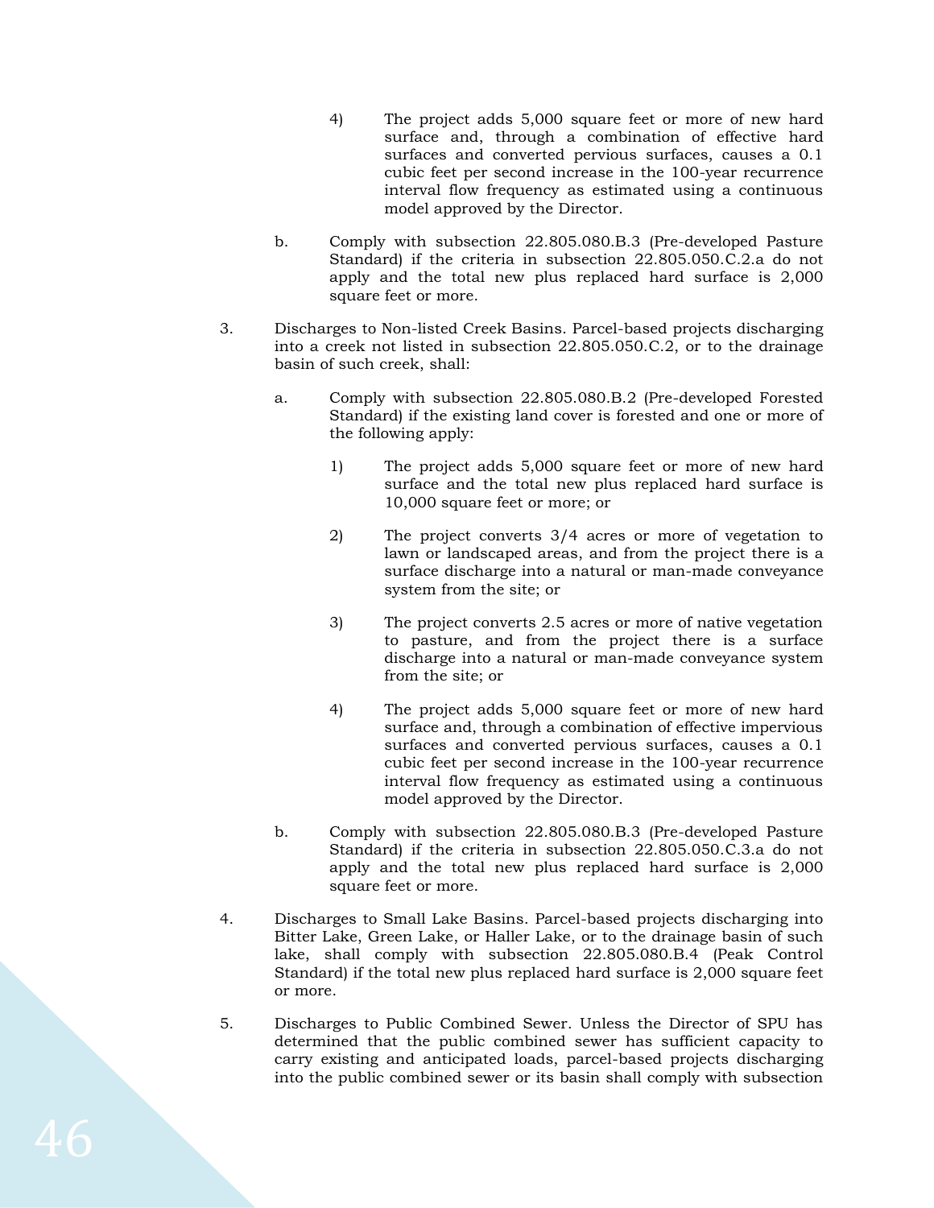4) The project adds 5,000 square feet or more of new hard surface and, through a combination of effective hard surfaces and converted pervious surfaces, causes a 0.1 cubic feet per second increase in the 100-year recurrence interval flow frequency as estimated using a continuous model approved by the Director.

b. Comply with subsection 22.805.080.B.3 (Pre-developed Pasture Standard) if the criteria in subsection 22.805.050.C.2.a do not apply and the total new plus replaced hard surface is 2,000 square feet or more.

3. Discharges to Non-listed Creek Basins. Parcel-based projects discharging into a creek not listed in subsection 22.805.050.C.2, or to the drainage basin of such creek, shall:

a. Comply with subsection 22.805.080.B.2 (Pre-developed Forested Standard) if the existing land cover is forested and one or more of the following apply:

1) The project adds 5,000 square feet or more of new hard surface and the total new plus replaced hard surface is 10,000 square feet or more; or

2) The project converts 3/4 acres or more of vegetation to lawn or landscaped areas, and from the project there is a surface discharge into a natural or man-made conveyance system from the site; or

3) The project converts 2.5 acres or more of native vegetation to pasture, and from the project there is a surface discharge into a natural or man-made conveyance system from the site; or

4) The project adds 5,000 square feet or more of new hard surface and, through a combination of effective impervious surfaces and converted pervious surfaces, causes a 0.1 cubic feet per second increase in the 100-year recurrence interval flow frequency as estimated using a continuous model approved by the Director.

b. Comply with subsection 22.805.080.B.3 (Pre-developed Pasture Standard) if the criteria in subsection 22.805.050.C.3.a do not apply and the total new plus replaced hard surface is 2,000 square feet or more.

4. Discharges to Small Lake Basins. Parcel-based projects discharging into Bitter Lake, Green Lake, or Haller Lake, or to the drainage basin of such lake, shall comply with subsection 22.805.080.B.4 (Peak Control Standard) if the total new plus replaced hard surface is 2,000 square feet or more.

5. Discharges to Public Combined Sewer. Unless the Director of SPU has determined that the public combined sewer has sufficient capacity to carry existing and anticipated loads, parcel-based projects discharging into the public combined sewer or its basin shall comply with subsection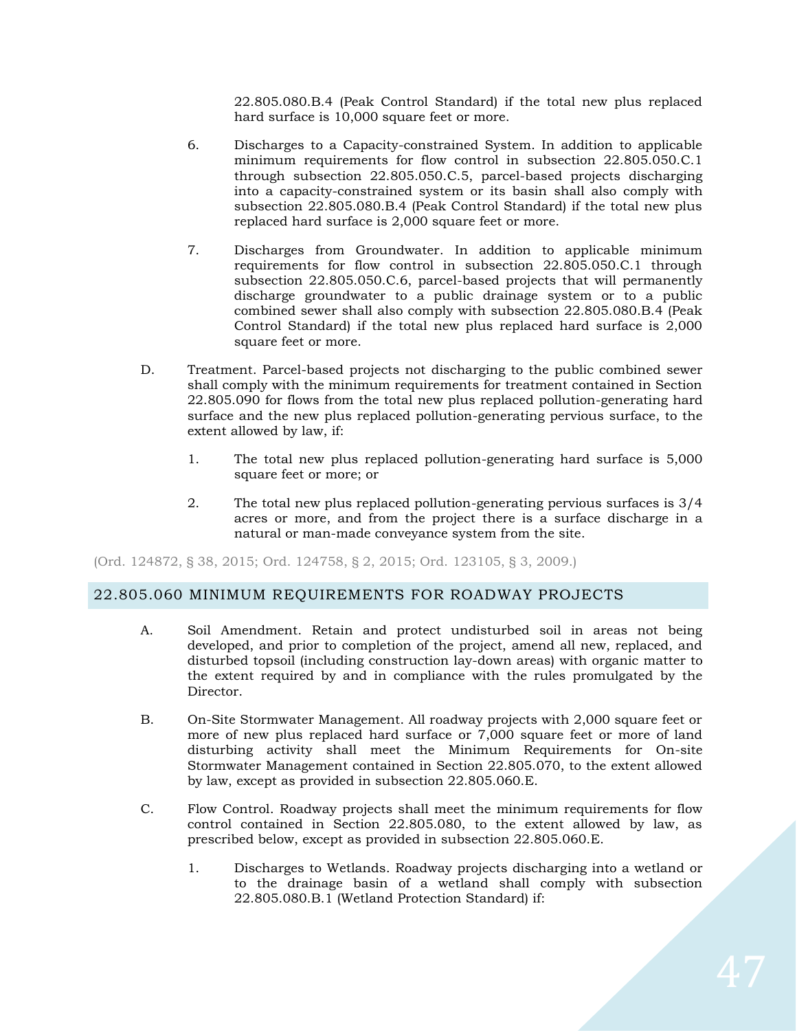22.805.080.B.4 (Peak Control Standard) if the total new plus replaced hard surface is 10,000 square feet or more.

6. Discharges to a Capacity-constrained System. In addition to applicable minimum requirements for flow control in subsection 22.805.050.C.1 through subsection 22.805.050.C.5, parcel-based projects discharging into a capacity-constrained system or its basin shall also comply with subsection 22.805.080.B.4 (Peak Control Standard) if the total new plus replaced hard surface is 2,000 square feet or more.

7. Discharges from Groundwater. In addition to applicable minimum requirements for flow control in subsection 22.805.050.C.1 through subsection 22.805.050.C.6, parcel-based projects that will permanently discharge groundwater to a public drainage system or to a public combined sewer shall also comply with subsection 22.805.080.B.4 (Peak Control Standard) if the total new plus replaced hard surface is 2,000 square feet or more.

D. Treatment. Parcel-based projects not discharging to the public combined sewer shall comply with the minimum requirements for treatment contained in Section 22.805.090 for flows from the total new plus replaced pollution-generating hard surface and the new plus replaced pollution-generating pervious surface, to the extent allowed by law, if:

1. The total new plus replaced pollution-generating hard surface is 5,000 square feet or more; or

2. The total new plus replaced pollution-generating pervious surfaces is 3/4 acres or more, and from the project there is a surface discharge in a natural or man-made conveyance system from the site.

(Ord. 124872, § 38, 2015; Ord. 124758, § 2, 2015; Ord. 123105, § 3, 2009.)

## 22.805.060 MINIMUM REQUIREMENTS FOR ROADWAY PROJECTS

A. Soil Amendment. Retain and protect undisturbed soil in areas not being developed, and prior to completion of the project, amend all new, replaced, and disturbed topsoil (including construction lay-down areas) with organic matter to the extent required by and in compliance with the rules promulgated by the Director.

B. On-Site Stormwater Management. All roadway projects with 2,000 square feet or more of new plus replaced hard surface or 7,000 square feet or more of land disturbing activity shall meet the Minimum Requirements for On-site Stormwater Management contained in Section 22.805.070, to the extent allowed by law, except as provided in subsection 22.805.060.E.

C. Flow Control. Roadway projects shall meet the minimum requirements for flow control contained in Section 22.805.080, to the extent allowed by law, as prescribed below, except as provided in subsection 22.805.060.E.

1. Discharges to Wetlands. Roadway projects discharging into a wetland or to the drainage basin of a wetland shall comply with subsection 22.805.080.B.1 (Wetland Protection Standard) if: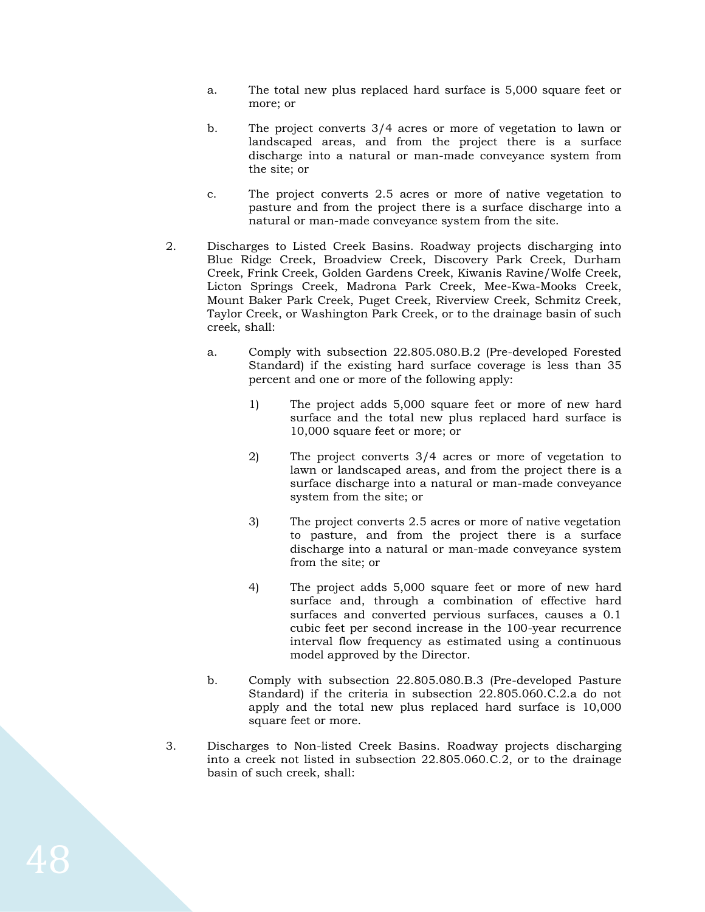a. The total new plus replaced hard surface is 5,000 square feet or more; or

b. The project converts 3/4 acres or more of vegetation to lawn or landscaped areas, and from the project there is a surface discharge into a natural or man-made conveyance system from the site; or

c. The project converts 2.5 acres or more of native vegetation to pasture and from the project there is a surface discharge into a natural or man-made conveyance system from the site.

2. Discharges to Listed Creek Basins. Roadway projects discharging into Blue Ridge Creek, Broadview Creek, Discovery Park Creek, Durham Creek, Frink Creek, Golden Gardens Creek, Kiwanis Ravine/Wolfe Creek, Licton Springs Creek, Madrona Park Creek, Mee-Kwa-Mooks Creek, Mount Baker Park Creek, Puget Creek, Riverview Creek, Schmitz Creek, Taylor Creek, or Washington Park Creek, or to the drainage basin of such creek, shall:

   a. Comply with subsection 22.805.080.B.2 (Pre-developed Forested Standard) if the existing hard surface coverage is less than 35 percent and one or more of the following apply:

      1) The project adds 5,000 square feet or more of new hard surface and the total new plus replaced hard surface is 10,000 square feet or more; or

      2) The project converts 3/4 acres or more of vegetation to lawn or landscaped areas, and from the project there is a surface discharge into a natural or man-made conveyance system from the site; or

      3) The project converts 2.5 acres or more of native vegetation to pasture, and from the project there is a surface discharge into a natural or man-made conveyance system from the site; or

      4) The project adds 5,000 square feet or more of new hard surface and, through a combination of effective hard surfaces and converted pervious surfaces, causes a 0.1 cubic feet per second increase in the 100-year recurrence interval flow frequency as estimated using a continuous model approved by the Director.

   b. Comply with subsection 22.805.080.B.3 (Pre-developed Pasture Standard) if the criteria in subsection 22.805.060.C.2.a do not apply and the total new plus replaced hard surface is 10,000 square feet or more.

3. Discharges to Non-listed Creek Basins. Roadway projects discharging into a creek not listed in subsection 22.805.060.C.2, or to the drainage basin of such creek, shall: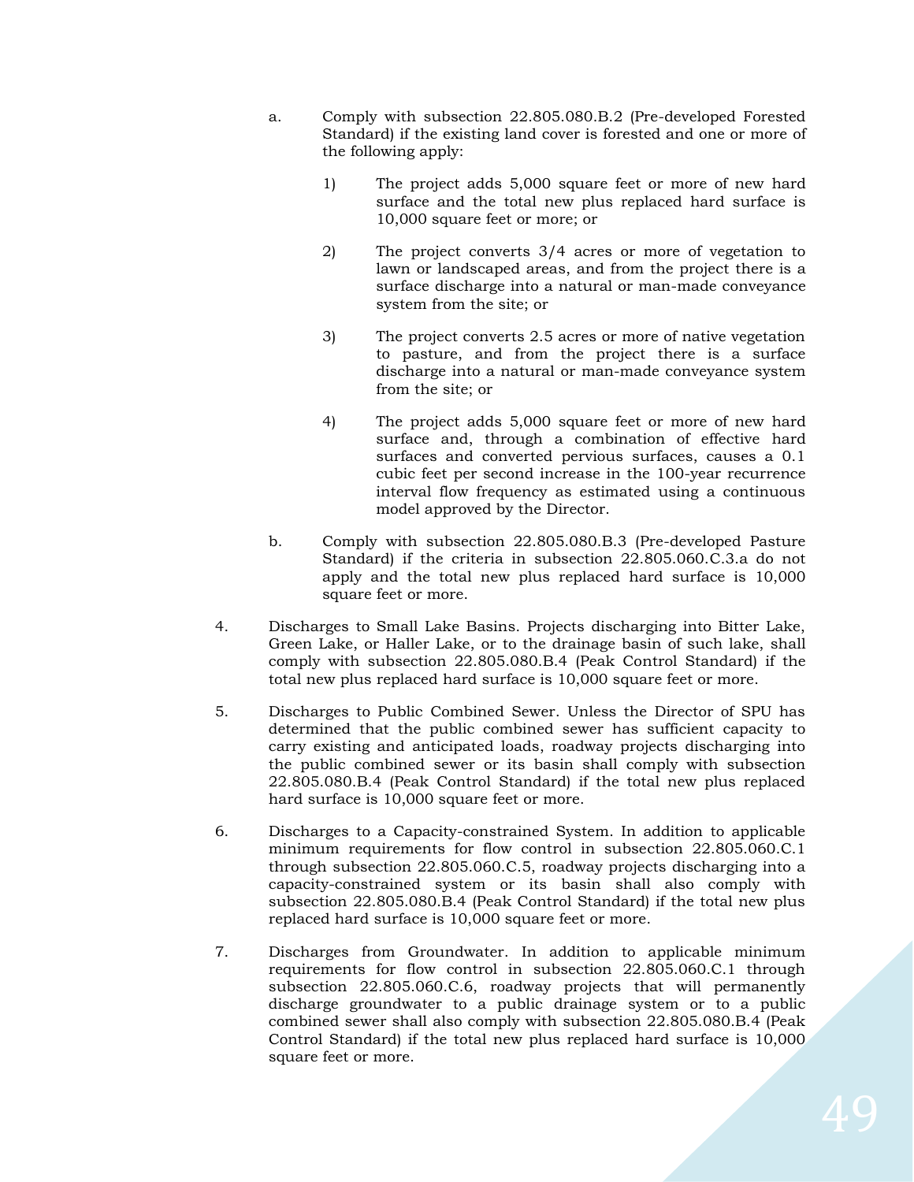a. Comply with subsection 22.805.080.B.2 (Pre-developed Forested Standard) if the existing land cover is forested and one or more of the following apply:

   1) The project adds 5,000 square feet or more of new hard surface and the total new plus replaced hard surface is 10,000 square feet or more; or

   2) The project converts 3/4 acres or more of vegetation to lawn or landscaped areas, and from the project there is a surface discharge into a natural or man-made conveyance system from the site; or

   3) The project converts 2.5 acres or more of native vegetation to pasture, and from the project there is a surface discharge into a natural or man-made conveyance system from the site; or

   4) The project adds 5,000 square feet or more of new hard surface and, through a combination of effective hard surfaces and converted pervious surfaces, causes a 0.1 cubic feet per second increase in the 100-year recurrence interval flow frequency as estimated using a continuous model approved by the Director.

b. Comply with subsection 22.805.080.B.3 (Pre-developed Pasture Standard) if the criteria in subsection 22.805.060.C.3.a do not apply and the total new plus replaced hard surface is 10,000 square feet or more.

4. Discharges to Small Lake Basins. Projects discharging into Bitter Lake, Green Lake, or Haller Lake, or to the drainage basin of such lake, shall comply with subsection 22.805.080.B.4 (Peak Control Standard) if the total new plus replaced hard surface is 10,000 square feet or more.

5. Discharges to Public Combined Sewer. Unless the Director of SPU has determined that the public combined sewer has sufficient capacity to carry existing and anticipated loads, roadway projects discharging into the public combined sewer or its basin shall comply with subsection 22.805.080.B.4 (Peak Control Standard) if the total new plus replaced hard surface is 10,000 square feet or more.

6. Discharges to a Capacity-constrained System. In addition to applicable minimum requirements for flow control in subsection 22.805.060.C.1 through subsection 22.805.060.C.5, roadway projects discharging into a capacity-constrained system or its basin shall also comply with subsection 22.805.080.B.4 (Peak Control Standard) if the total new plus replaced hard surface is 10,000 square feet or more.

7. Discharges from Groundwater. In addition to applicable minimum requirements for flow control in subsection 22.805.060.C.1 through subsection 22.805.060.C.6, roadway projects that will permanently discharge groundwater to a public drainage system or to a public combined sewer shall also comply with subsection 22.805.080.B.4 (Peak Control Standard) if the total new plus replaced hard surface is 10,000 square feet or more.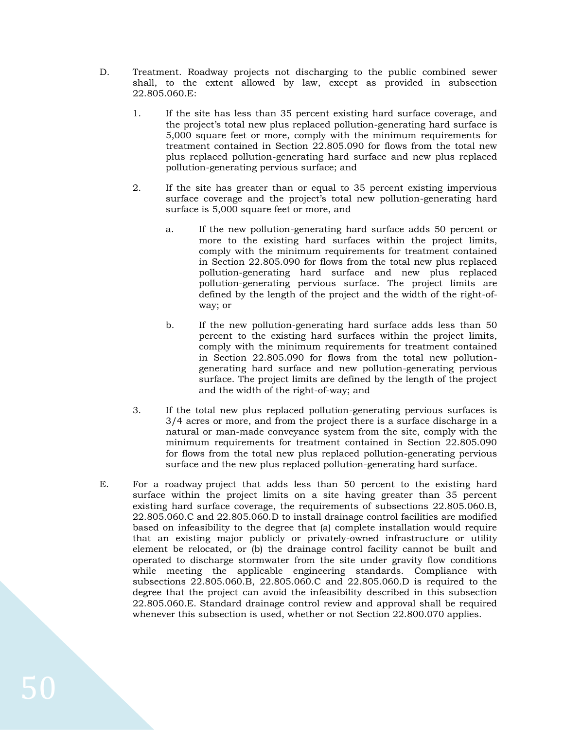D. Treatment. Roadway projects not discharging to the public combined sewer shall, to the extent allowed by law, except as provided in subsection 22.805.060.E:

1. If the site has less than 35 percent existing hard surface coverage, and the project's total new plus replaced pollution-generating hard surface is 5,000 square feet or more, comply with the minimum requirements for treatment contained in Section 22.805.090 for flows from the total new plus replaced pollution-generating hard surface and new plus replaced pollution-generating pervious surface; and

2. If the site has greater than or equal to 35 percent existing impervious surface coverage and the project's total new pollution-generating hard surface is 5,000 square feet or more, and

   a. If the new pollution-generating hard surface adds 50 percent or more to the existing hard surfaces within the project limits, comply with the minimum requirements for treatment contained in Section 22.805.090 for flows from the total new plus replaced pollution-generating hard surface and new plus replaced pollution-generating pervious surface. The project limits are defined by the length of the project and the width of the right-of-way; or

   b. If the new pollution-generating hard surface adds less than 50 percent to the existing hard surfaces within the project limits, comply with the minimum requirements for treatment contained in Section 22.805.090 for flows from the total new pollution-generating hard surface and new pollution-generating pervious surface. The project limits are defined by the length of the project and the width of the right-of-way; and

3. If the total new plus replaced pollution-generating pervious surfaces is 3/4 acres or more, and from the project there is a surface discharge in a natural or man-made conveyance system from the site, comply with the minimum requirements for treatment contained in Section 22.805.090 for flows from the total new plus replaced pollution-generating pervious surface and the new plus replaced pollution-generating hard surface.

E. For a roadway project that adds less than 50 percent to the existing hard surface within the project limits on a site having greater than 35 percent existing hard surface coverage, the requirements of subsections 22.805.060.B, 22.805.060.C and 22.805.060.D to install drainage control facilities are modified based on infeasibility to the degree that (a) complete installation would require that an existing major publicly or privately-owned infrastructure or utility element be relocated, or (b) the drainage control facility cannot be built and operated to discharge stormwater from the site under gravity flow conditions while meeting the applicable engineering standards. Compliance with subsections 22.805.060.B, 22.805.060.C and 22.805.060.D is required to the degree that the project can avoid the infeasibility described in this subsection 22.805.060.E. Standard drainage control review and approval shall be required whenever this subsection is used, whether or not Section 22.800.070 applies.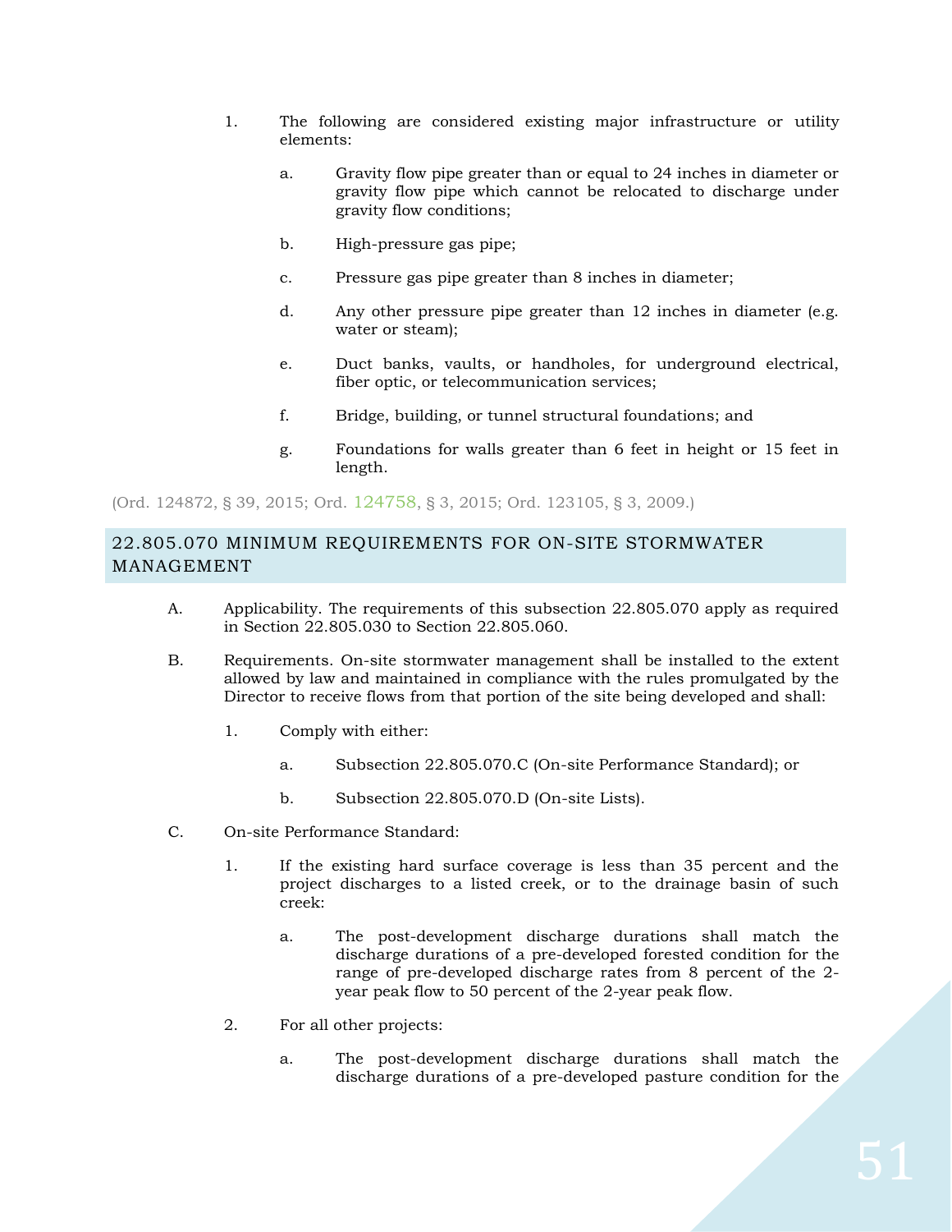1. The following are considered existing major infrastructure or utility elements:

    a. Gravity flow pipe greater than or equal to 24 inches in diameter or gravity flow pipe which cannot be relocated to discharge under gravity flow conditions;

    b. High-pressure gas pipe;

    c. Pressure gas pipe greater than 8 inches in diameter;

    d. Any other pressure pipe greater than 12 inches in diameter (e.g. water or steam);

    e. Duct banks, vaults, or handholes, for underground electrical, fiber optic, or telecommunication services;

    f. Bridge, building, or tunnel structural foundations; and

    g. Foundations for walls greater than 6 feet in height or 15 feet in length.

(Ord. 124872, § 39, 2015; Ord. 124758, § 3, 2015; Ord. 123105, § 3, 2009.)

## 22.805.070 MINIMUM REQUIREMENTS FOR ON-SITE STORMWATER MANAGEMENT

A. Applicability. The requirements of this subsection 22.805.070 apply as required in Section 22.805.030 to Section 22.805.060.

B. Requirements. On-site stormwater management shall be installed to the extent allowed by law and maintained in compliance with the rules promulgated by the Director to receive flows from that portion of the site being developed and shall:

1. Comply with either:

    a. Subsection 22.805.070.C (On-site Performance Standard); or

    b. Subsection 22.805.070.D (On-site Lists).

C. On-site Performance Standard:

1. If the existing hard surface coverage is less than 35 percent and the project discharges to a listed creek, or to the drainage basin of such creek:

    a. The post-development discharge durations shall match the discharge durations of a pre-developed forested condition for the range of pre-developed discharge rates from 8 percent of the 2-year peak flow to 50 percent of the 2-year peak flow.

2. For all other projects:

    a. The post-development discharge durations shall match the discharge durations of a pre-developed pasture condition for the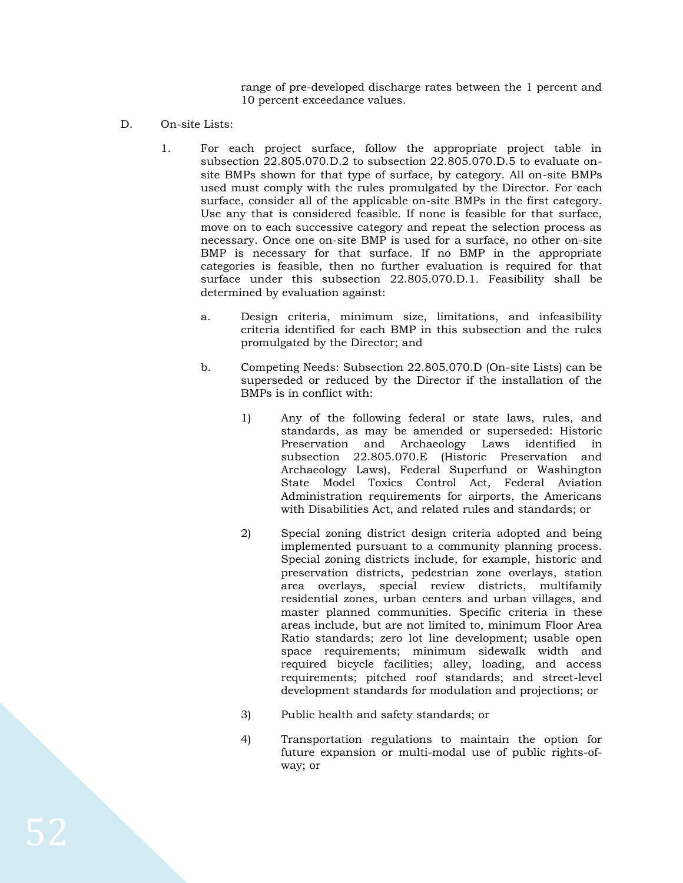range of pre-developed discharge rates between the 1 percent and 10 percent exceedance values.

D. On-site Lists:

1. For each project surface, follow the appropriate project table in subsection 22.805.070.D.2 to subsection 22.805.070.D.5 to evaluate on-site BMPs shown for that type of surface, by category. All on-site BMPs used must comply with the rules promulgated by the Director. For each surface, consider all of the applicable on-site BMPs in the first category. Use any that is considered feasible. If none is feasible for that surface, move on to each successive category and repeat the selection process as necessary. Once one on-site BMP is used for a surface, no other on-site BMP is necessary for that surface. If no BMP in the appropriate categories is feasible, then no further evaluation is required for that surface under this subsection 22.805.070.D.1. Feasibility shall be determined by evaluation against:

   a. Design criteria, minimum size, limitations, and infeasibility criteria identified for each BMP in this subsection and the rules promulgated by the Director; and

   b. Competing Needs: Subsection 22.805.070.D (On-site Lists) can be superseded or reduced by the Director if the installation of the BMPs is in conflict with:

      1) Any of the following federal or state laws, rules, and standards, as may be amended or superseded: Historic Preservation and Archaeology Laws identified in subsection 22.805.070.E (Historic Preservation and Archaeology Laws), Federal Superfund or Washington State Model Toxics Control Act, Federal Aviation Administration requirements for airports, the Americans with Disabilities Act, and related rules and standards; or

      2) Special zoning district design criteria adopted and being implemented pursuant to a community planning process. Special zoning districts include, for example, historic and preservation districts, pedestrian zone overlays, station area overlays, special review districts, multifamily residential zones, urban centers and urban villages, and master planned communities. Specific criteria in these areas include, but are not limited to, minimum Floor Area Ratio standards; zero lot line development; usable open space requirements; minimum sidewalk width and required bicycle facilities; alley, loading, and access requirements; pitched roof standards; and street-level development standards for modulation and projections; or

      3) Public health and safety standards; or

      4) Transportation regulations to maintain the option for future expansion or multi-modal use of public rights-of-way; or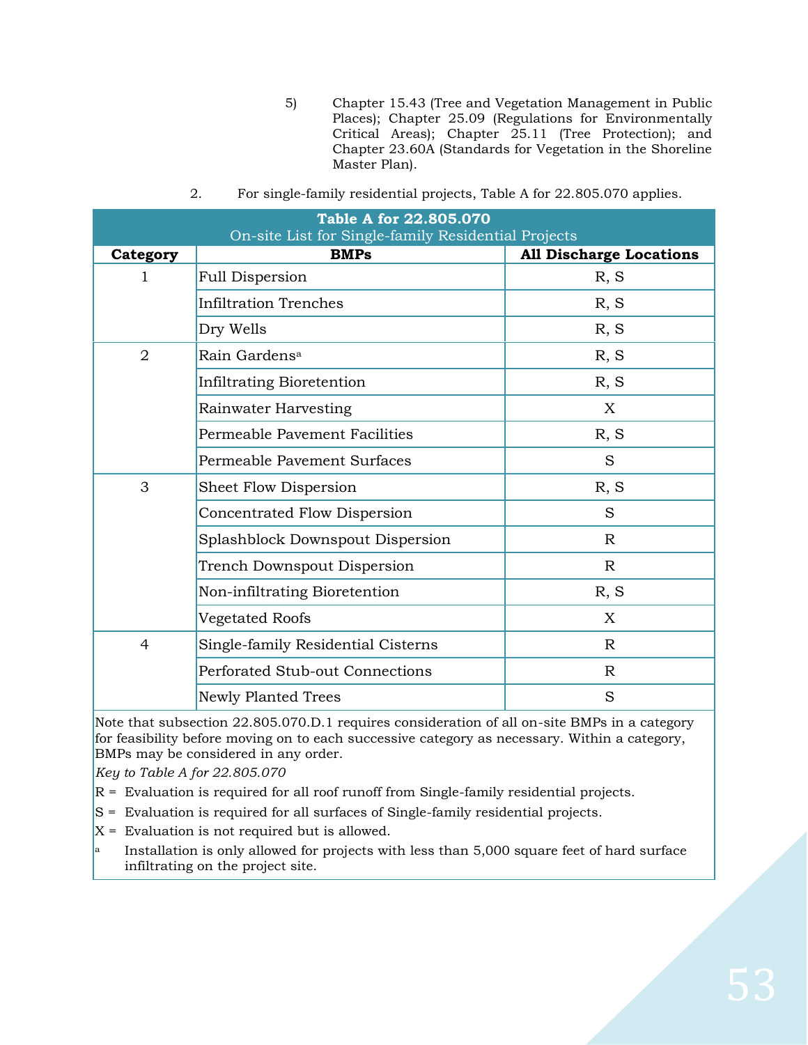5) Chapter 15.43 (Tree and Vegetation Management in Public Places); Chapter 25.09 (Regulations for Environmentally Critical Areas); Chapter 25.11 (Tree Protection); and Chapter 23.60A (Standards for Vegetation in the Shoreline Master Plan).

2. For single-family residential projects, Table A for 22.805.070 applies.

**Table A for 22.805.070**
On-site List for Single-family Residential Projects

| Category | BMPs | All Discharge Locations |
|---|---|---|
| 1 | Full Dispersion | R, S |
| | Infiltration Trenches | R, S |
| | Dry Wells | R, S |
| 2 | Rain Gardens[a] | R, S |
| | Infiltrating Bioretention | R, S |
| | Rainwater Harvesting | X |
| | Permeable Pavement Facilities | R, S |
| | Permeable Pavement Surfaces | S |
| 3 | Sheet Flow Dispersion | R, S |
| | Concentrated Flow Dispersion | S |
| | Splashblock Downspout Dispersion | R |
| | Trench Downspout Dispersion | R |
| | Non-infiltrating Bioretention | R, S |
| | Vegetated Roofs | X |
| 4 | Single-family Residential Cisterns | R |
| | Perforated Stub-out Connections | R |
| | Newly Planted Trees | S |

Note that subsection 22.805.070.D.1 requires consideration of all on-site BMPs in a category for feasibility before moving on to each successive category as necessary. Within a category, BMPs may be considered in any order.

*Key to Table A for 22.805.070*

R = Evaluation is required for all roof runoff from Single-family residential projects.

S = Evaluation is required for all surfaces of Single-family residential projects.

X = Evaluation is not required but is allowed.

[a] Installation is only allowed for projects with less than 5,000 square feet of hard surface infiltrating on the project site.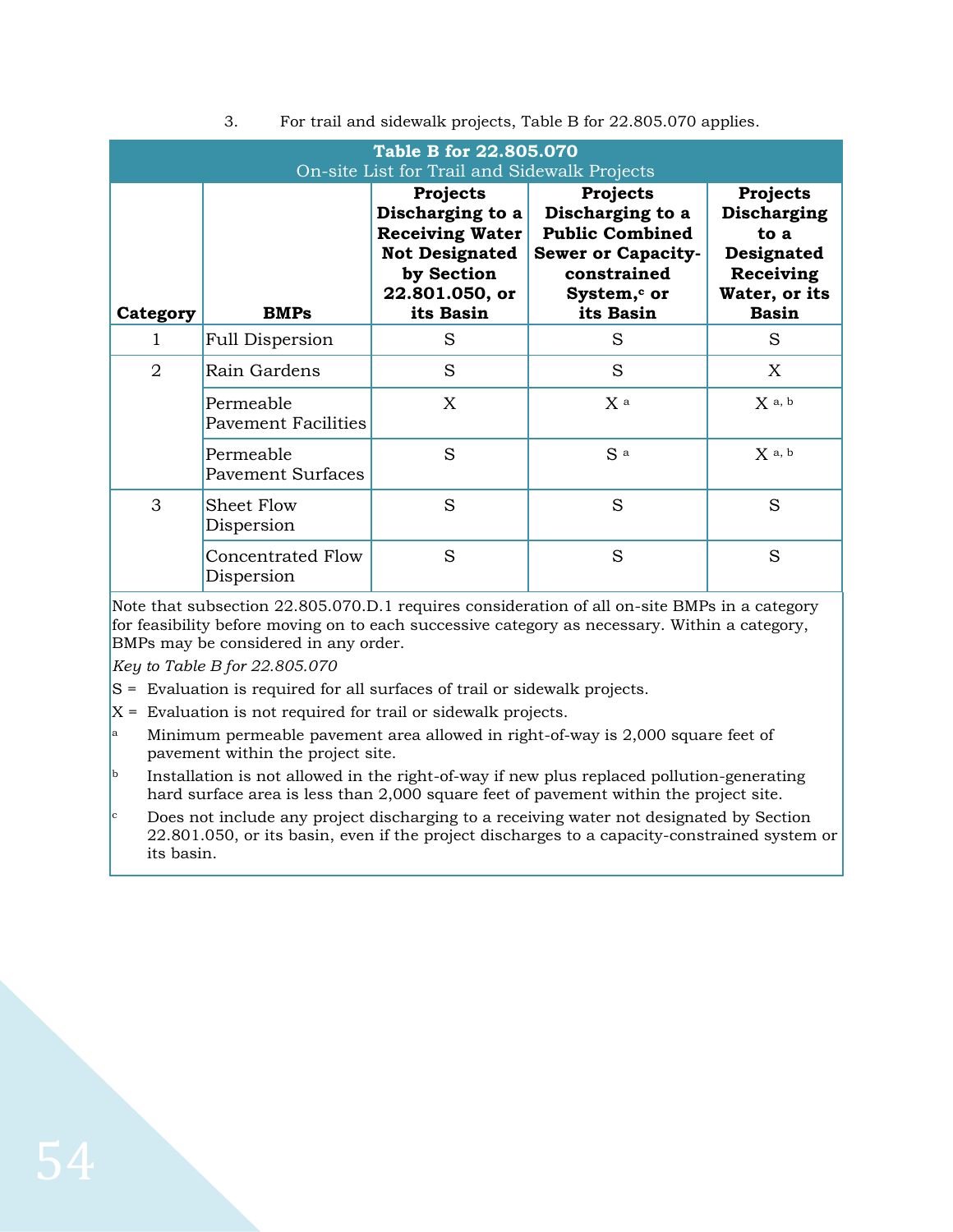3. For trail and sidewalk projects, Table B for 22.805.070 applies.

**Table B for 22.805.070**
On-site List for Trail and Sidewalk Projects

| Category | BMPs | Projects Discharging to a Receiving Water Not Designated by Section 22.801.050, or its Basin | Projects Discharging to a Public Combined Sewer or Capacity-constrained System,[c] or its Basin | Projects Discharging to a Designated Receiving Water, or its Basin |
|---|---|---|---|---|
| 1 | Full Dispersion | S | S | S |
| 2 | Rain Gardens | S | S | X |
| | Permeable Pavement Facilities | X | X [a] | X [a, b] |
| | Permeable Pavement Surfaces | S | S [a] | X [a, b] |
| 3 | Sheet Flow Dispersion | S | S | S |
| | Concentrated Flow Dispersion | S | S | S |

Note that subsection 22.805.070.D.1 requires consideration of all on-site BMPs in a category for feasibility before moving on to each successive category as necessary. Within a category, BMPs may be considered in any order.

*Key to Table B for 22.805.070*

S = Evaluation is required for all surfaces of trail or sidewalk projects.

X = Evaluation is not required for trail or sidewalk projects.

[a] Minimum permeable pavement area allowed in right-of-way is 2,000 square feet of pavement within the project site.

[b] Installation is not allowed in the right-of-way if new plus replaced pollution-generating hard surface area is less than 2,000 square feet of pavement within the project site.

[c] Does not include any project discharging to a receiving water not designated by Section 22.801.050, or its basin, even if the project discharges to a capacity-constrained system or its basin.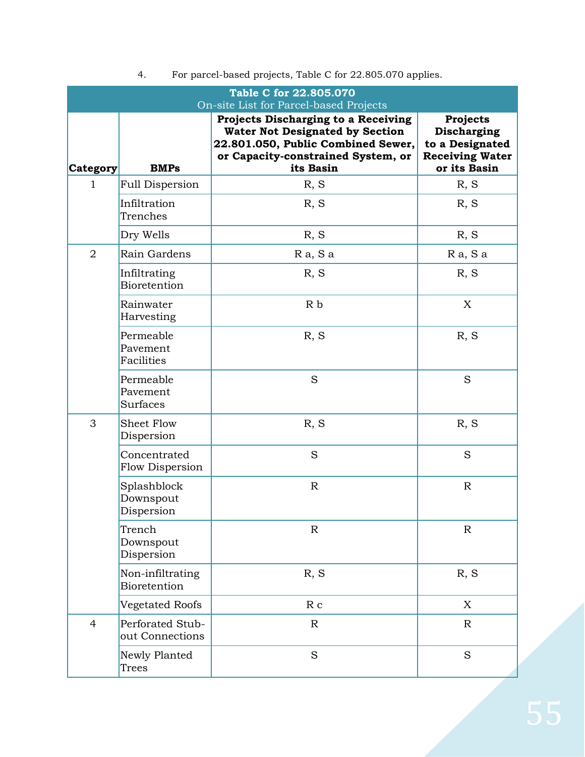4. For parcel-based projects, Table C for 22.805.070 applies.

**Table C for 22.805.070**
On-site List for Parcel-based Projects

| Category | BMPs | Projects Discharging to a Receiving Water Not Designated by Section 22.801.050, Public Combined Sewer, or Capacity-constrained System, or its Basin | Projects Discharging to a Designated Receiving Water or its Basin |
|---|---|---|---|
| 1 | Full Dispersion | R, S | R, S |
| | Infiltration Trenches | R, S | R, S |
| | Dry Wells | R, S | R, S |
| 2 | Rain Gardens | R a, S a | R a, S a |
| | Infiltrating Bioretention | R, S | R, S |
| | Rainwater Harvesting | R b | X |
| | Permeable Pavement Facilities | R, S | R, S |
| | Permeable Pavement Surfaces | S | S |
| 3 | Sheet Flow Dispersion | R, S | R, S |
| | Concentrated Flow Dispersion | S | S |
| | Splashblock Downspout Dispersion | R | R |
| | Trench Downspout Dispersion | R | R |
| | Non-infiltrating Bioretention | R, S | R, S |
| | Vegetated Roofs | R c | X |
| 4 | Perforated Stub-out Connections | R | R |
| | Newly Planted Trees | S | S |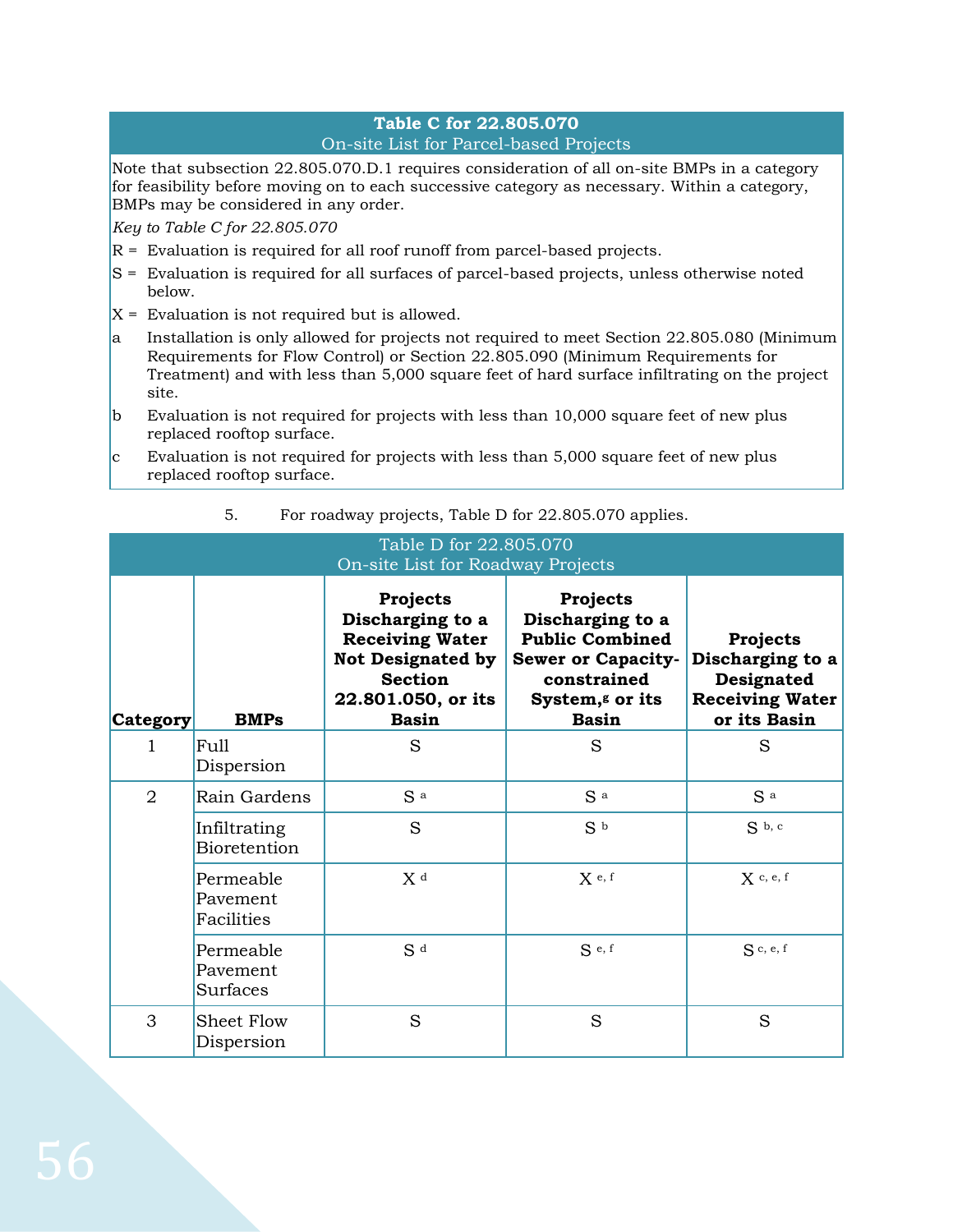| Table C for 22.805.070 On-site List for Parcel-based Projects |
|---|
| Note that subsection 22.805.070.D.1 requires consideration of all on-site BMPs in a category for feasibility before moving on to each successive category as necessary. Within a category, BMPs may be considered in any order. |
| *Key to Table C for 22.805.070* |
| R = Evaluation is required for all roof runoff from parcel-based projects. |
| S = Evaluation is required for all surfaces of parcel-based projects, unless otherwise noted below. |
| X = Evaluation is not required but is allowed. |
| a Installation is only allowed for projects not required to meet Section 22.805.080 (Minimum Requirements for Flow Control) or Section 22.805.090 (Minimum Requirements for Treatment) and with less than 5,000 square feet of hard surface infiltrating on the project site. |
| b Evaluation is not required for projects with less than 10,000 square feet of new plus replaced rooftop surface. |
| c Evaluation is not required for projects with less than 5,000 square feet of new plus replaced rooftop surface. |

5. For roadway projects, Table D for 22.805.070 applies.

**Table D for 22.805.070**
**On-site List for Roadway Projects**

| Category | BMPs | Projects Discharging to a Receiving Water Not Designated by Section 22.801.050, or its Basin | Projects Discharging to a Public Combined Sewer or Capacity-constrained System,[g] or its Basin | Projects Discharging to a Designated Receiving Water or its Basin |
|---|---|---|---|---|
| 1 | Full Dispersion | S | S | S |
| 2 | Rain Gardens | S [a] | S [a] | S [a] |
| | Infiltrating Bioretention | S | S [b] | S [b, c] |
| | Permeable Pavement Facilities | X [d] | X [e, f] | X [c, e, f] |
| | Permeable Pavement Surfaces | S [d] | S [e, f] | S [c, e, f] |
| 3 | Sheet Flow Dispersion | S | S | S |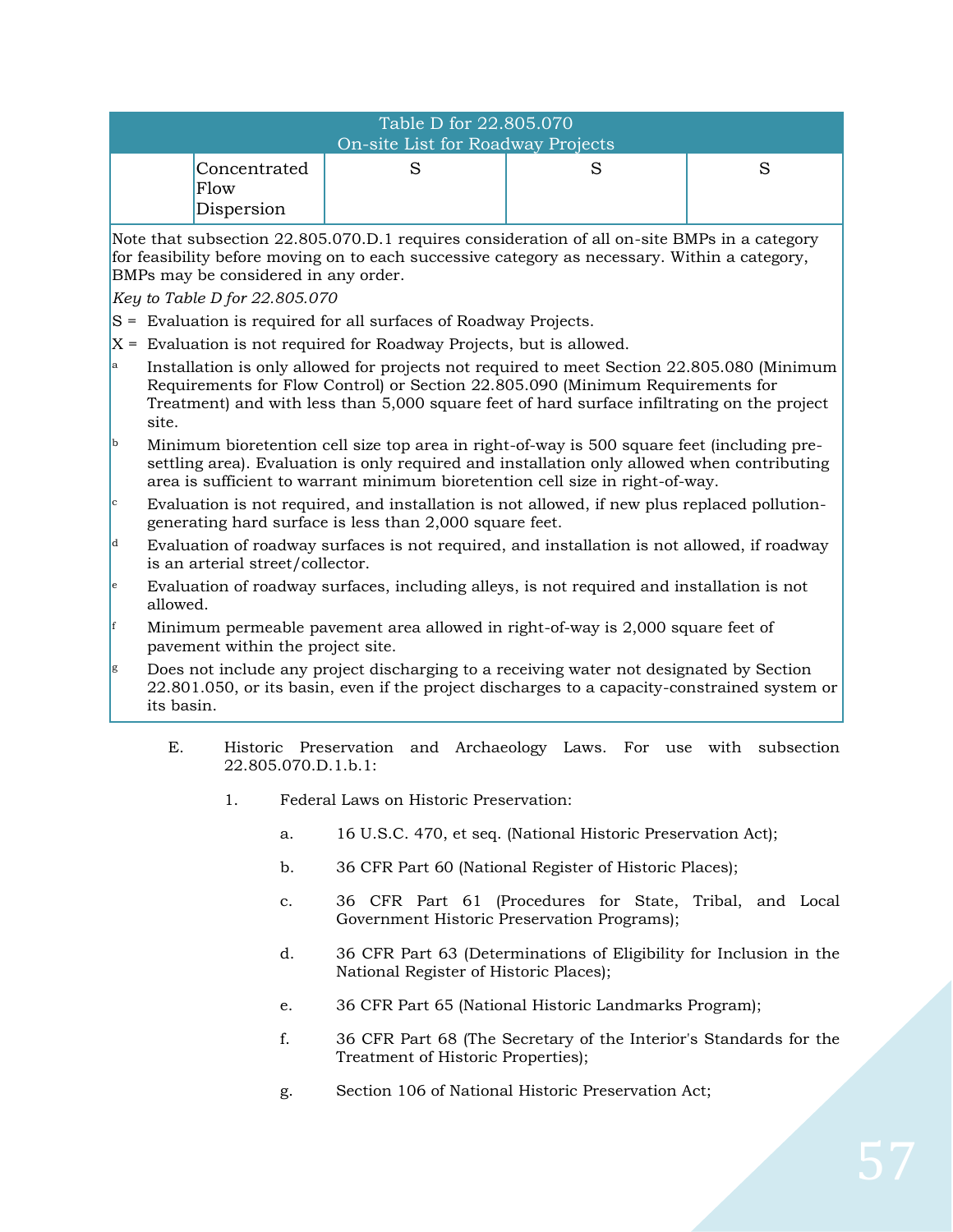| Table D for 22.805.070<br>On-site List for Roadway Projects | | | | |
|---|---|---|---|---|
| | Concentrated Flow Dispersion | S | S | S |

Note that subsection 22.805.070.D.1 requires consideration of all on-site BMPs in a category for feasibility before moving on to each successive category as necessary. Within a category, BMPs may be considered in any order.

*Key to Table D for 22.805.070*

S = Evaluation is required for all surfaces of Roadway Projects.

X = Evaluation is not required for Roadway Projects, but is allowed.

[a] Installation is only allowed for projects not required to meet Section 22.805.080 (Minimum Requirements for Flow Control) or Section 22.805.090 (Minimum Requirements for Treatment) and with less than 5,000 square feet of hard surface infiltrating on the project site.

[b] Minimum bioretention cell size top area in right-of-way is 500 square feet (including pre-settling area). Evaluation is only required and installation only allowed when contributing area is sufficient to warrant minimum bioretention cell size in right-of-way.

[c] Evaluation is not required, and installation is not allowed, if new plus replaced pollution-generating hard surface is less than 2,000 square feet.

[d] Evaluation of roadway surfaces is not required, and installation is not allowed, if roadway is an arterial street/collector.

[e] Evaluation of roadway surfaces, including alleys, is not required and installation is not allowed.

[f] Minimum permeable pavement area allowed in right-of-way is 2,000 square feet of pavement within the project site.

[g] Does not include any project discharging to a receiving water not designated by Section 22.801.050, or its basin, even if the project discharges to a capacity-constrained system or its basin.

E. Historic Preservation and Archaeology Laws. For use with subsection 22.805.070.D.1.b.1:

1. Federal Laws on Historic Preservation:

   a. 16 U.S.C. 470, et seq. (National Historic Preservation Act);

   b. 36 CFR Part 60 (National Register of Historic Places);

   c. 36 CFR Part 61 (Procedures for State, Tribal, and Local Government Historic Preservation Programs);

   d. 36 CFR Part 63 (Determinations of Eligibility for Inclusion in the National Register of Historic Places);

   e. 36 CFR Part 65 (National Historic Landmarks Program);

   f. 36 CFR Part 68 (The Secretary of the Interior's Standards for the Treatment of Historic Properties);

   g. Section 106 of National Historic Preservation Act;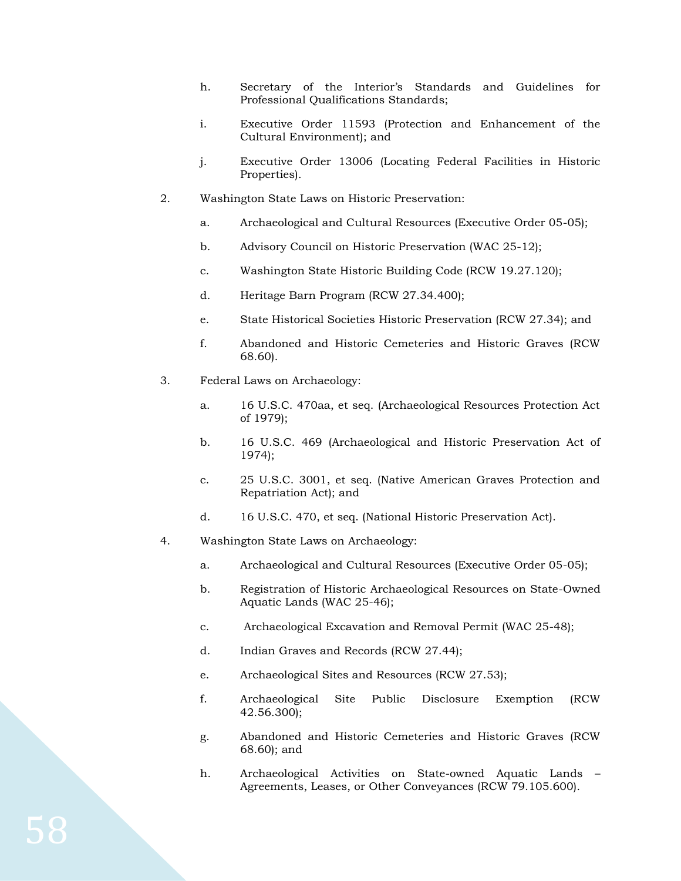- h. Secretary of the Interior's Standards and Guidelines for Professional Qualifications Standards;
- i. Executive Order 11593 (Protection and Enhancement of the Cultural Environment); and
- j. Executive Order 13006 (Locating Federal Facilities in Historic Properties).

2. Washington State Laws on Historic Preservation:

   - a. Archaeological and Cultural Resources (Executive Order 05-05);
   - b. Advisory Council on Historic Preservation (WAC 25-12);
   - c. Washington State Historic Building Code (RCW 19.27.120);
   - d. Heritage Barn Program (RCW 27.34.400);
   - e. State Historical Societies Historic Preservation (RCW 27.34); and
   - f. Abandoned and Historic Cemeteries and Historic Graves (RCW 68.60).

3. Federal Laws on Archaeology:

   - a. 16 U.S.C. 470aa, et seq. (Archaeological Resources Protection Act of 1979);
   - b. 16 U.S.C. 469 (Archaeological and Historic Preservation Act of 1974);
   - c. 25 U.S.C. 3001, et seq. (Native American Graves Protection and Repatriation Act); and
   - d. 16 U.S.C. 470, et seq. (National Historic Preservation Act).

4. Washington State Laws on Archaeology:

   - a. Archaeological and Cultural Resources (Executive Order 05-05);
   - b. Registration of Historic Archaeological Resources on State-Owned Aquatic Lands (WAC 25-46);
   - c. Archaeological Excavation and Removal Permit (WAC 25-48);
   - d. Indian Graves and Records (RCW 27.44);
   - e. Archaeological Sites and Resources (RCW 27.53);
   - f. Archaeological Site Public Disclosure Exemption (RCW 42.56.300);
   - g. Abandoned and Historic Cemeteries and Historic Graves (RCW 68.60); and
   - h. Archaeological Activities on State-owned Aquatic Lands – Agreements, Leases, or Other Conveyances (RCW 79.105.600).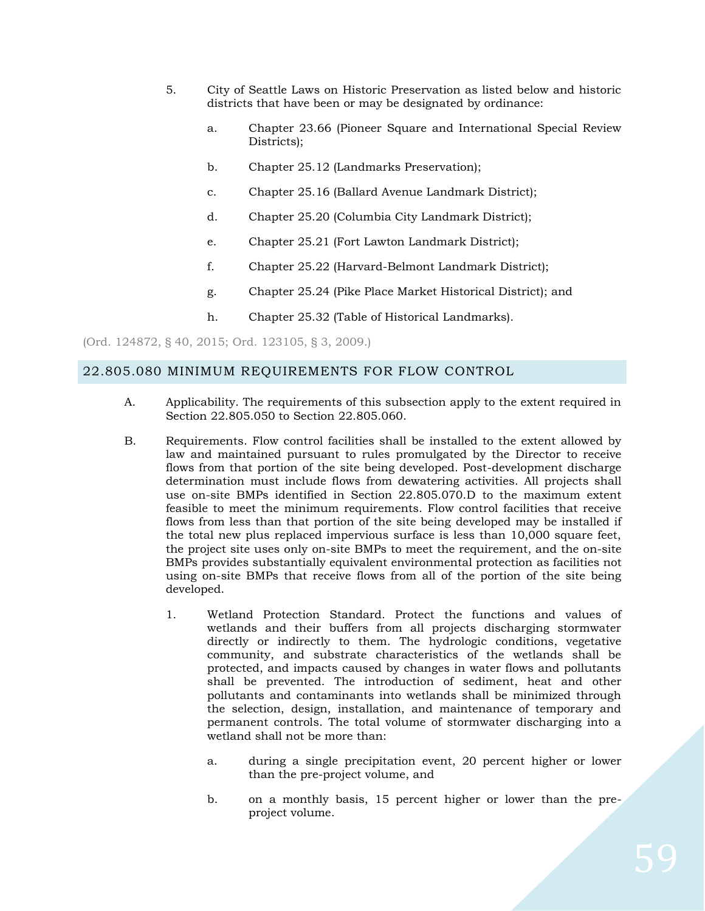5. City of Seattle Laws on Historic Preservation as listed below and historic districts that have been or may be designated by ordinance:

    a. Chapter 23.66 (Pioneer Square and International Special Review Districts);

    b. Chapter 25.12 (Landmarks Preservation);

    c. Chapter 25.16 (Ballard Avenue Landmark District);

    d. Chapter 25.20 (Columbia City Landmark District);

    e. Chapter 25.21 (Fort Lawton Landmark District);

    f. Chapter 25.22 (Harvard-Belmont Landmark District);

    g. Chapter 25.24 (Pike Place Market Historical District); and

    h. Chapter 25.32 (Table of Historical Landmarks).

(Ord. 124872, § 40, 2015; Ord. 123105, § 3, 2009.)

## 22.805.080 MINIMUM REQUIREMENTS FOR FLOW CONTROL

A. Applicability. The requirements of this subsection apply to the extent required in Section 22.805.050 to Section 22.805.060.

B. Requirements. Flow control facilities shall be installed to the extent allowed by law and maintained pursuant to rules promulgated by the Director to receive flows from that portion of the site being developed. Post-development discharge determination must include flows from dewatering activities. All projects shall use on-site BMPs identified in Section 22.805.070.D to the maximum extent feasible to meet the minimum requirements. Flow control facilities that receive flows from less than that portion of the site being developed may be installed if the total new plus replaced impervious surface is less than 10,000 square feet, the project site uses only on-site BMPs to meet the requirement, and the on-site BMPs provides substantially equivalent environmental protection as facilities not using on-site BMPs that receive flows from all of the portion of the site being developed.

1. Wetland Protection Standard. Protect the functions and values of wetlands and their buffers from all projects discharging stormwater directly or indirectly to them. The hydrologic conditions, vegetative community, and substrate characteristics of the wetlands shall be protected, and impacts caused by changes in water flows and pollutants shall be prevented. The introduction of sediment, heat and other pollutants and contaminants into wetlands shall be minimized through the selection, design, installation, and maintenance of temporary and permanent controls. The total volume of stormwater discharging into a wetland shall not be more than:

    a. during a single precipitation event, 20 percent higher or lower than the pre-project volume, and

    b. on a monthly basis, 15 percent higher or lower than the pre-project volume.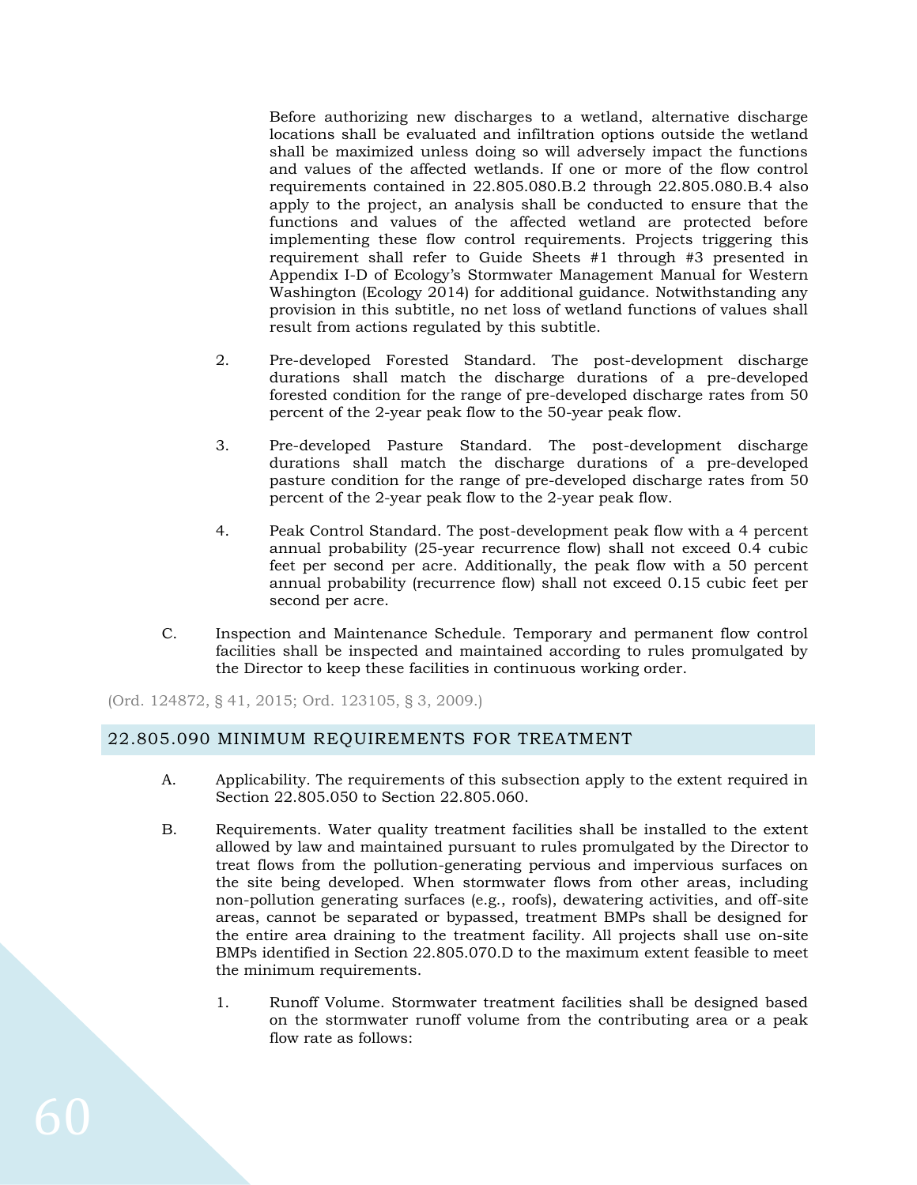Before authorizing new discharges to a wetland, alternative discharge locations shall be evaluated and infiltration options outside the wetland shall be maximized unless doing so will adversely impact the functions and values of the affected wetlands. If one or more of the flow control requirements contained in 22.805.080.B.2 through 22.805.080.B.4 also apply to the project, an analysis shall be conducted to ensure that the functions and values of the affected wetland are protected before implementing these flow control requirements. Projects triggering this requirement shall refer to Guide Sheets #1 through #3 presented in Appendix I-D of Ecology's Stormwater Management Manual for Western Washington (Ecology 2014) for additional guidance. Notwithstanding any provision in this subtitle, no net loss of wetland functions of values shall result from actions regulated by this subtitle.

2. Pre-developed Forested Standard. The post-development discharge durations shall match the discharge durations of a pre-developed forested condition for the range of pre-developed discharge rates from 50 percent of the 2-year peak flow to the 50-year peak flow.

3. Pre-developed Pasture Standard. The post-development discharge durations shall match the discharge durations of a pre-developed pasture condition for the range of pre-developed discharge rates from 50 percent of the 2-year peak flow to the 2-year peak flow.

4. Peak Control Standard. The post-development peak flow with a 4 percent annual probability (25-year recurrence flow) shall not exceed 0.4 cubic feet per second per acre. Additionally, the peak flow with a 50 percent annual probability (recurrence flow) shall not exceed 0.15 cubic feet per second per acre.

C. Inspection and Maintenance Schedule. Temporary and permanent flow control facilities shall be inspected and maintained according to rules promulgated by the Director to keep these facilities in continuous working order.

(Ord. 124872, § 41, 2015; Ord. 123105, § 3, 2009.)

## 22.805.090 MINIMUM REQUIREMENTS FOR TREATMENT

A. Applicability. The requirements of this subsection apply to the extent required in Section 22.805.050 to Section 22.805.060.

B. Requirements. Water quality treatment facilities shall be installed to the extent allowed by law and maintained pursuant to rules promulgated by the Director to treat flows from the pollution-generating pervious and impervious surfaces on the site being developed. When stormwater flows from other areas, including non-pollution generating surfaces (e.g., roofs), dewatering activities, and off-site areas, cannot be separated or bypassed, treatment BMPs shall be designed for the entire area draining to the treatment facility. All projects shall use on-site BMPs identified in Section 22.805.070.D to the maximum extent feasible to meet the minimum requirements.

1. Runoff Volume. Stormwater treatment facilities shall be designed based on the stormwater runoff volume from the contributing area or a peak flow rate as follows: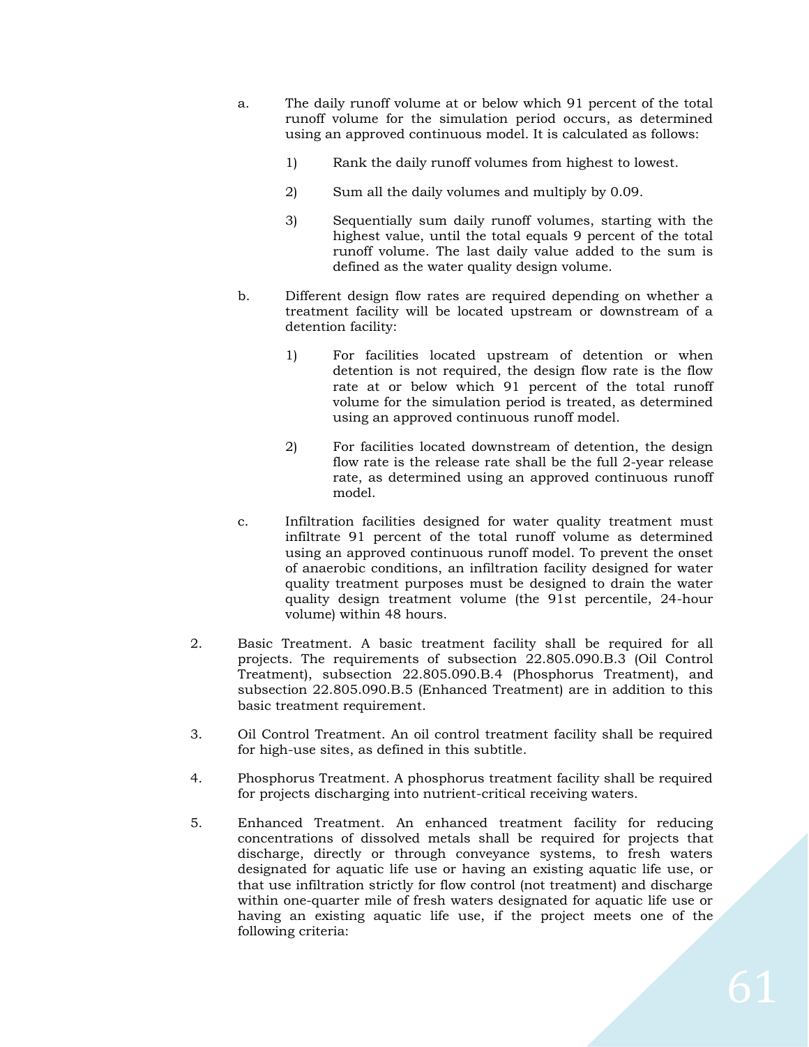a. The daily runoff volume at or below which 91 percent of the total runoff volume for the simulation period occurs, as determined using an approved continuous model. It is calculated as follows:

   1) Rank the daily runoff volumes from highest to lowest.

   2) Sum all the daily volumes and multiply by 0.09.

   3) Sequentially sum daily runoff volumes, starting with the highest value, until the total equals 9 percent of the total runoff volume. The last daily value added to the sum is defined as the water quality design volume.

b. Different design flow rates are required depending on whether a treatment facility will be located upstream or downstream of a detention facility:

   1) For facilities located upstream of detention or when detention is not required, the design flow rate is the flow rate at or below which 91 percent of the total runoff volume for the simulation period is treated, as determined using an approved continuous runoff model.

   2) For facilities located downstream of detention, the design flow rate is the release rate shall be the full 2-year release rate, as determined using an approved continuous runoff model.

c. Infiltration facilities designed for water quality treatment must infiltrate 91 percent of the total runoff volume as determined using an approved continuous runoff model. To prevent the onset of anaerobic conditions, an infiltration facility designed for water quality treatment purposes must be designed to drain the water quality design treatment volume (the 91st percentile, 24-hour volume) within 48 hours.

2. Basic Treatment. A basic treatment facility shall be required for all projects. The requirements of subsection 22.805.090.B.3 (Oil Control Treatment), subsection 22.805.090.B.4 (Phosphorus Treatment), and subsection 22.805.090.B.5 (Enhanced Treatment) are in addition to this basic treatment requirement.

3. Oil Control Treatment. An oil control treatment facility shall be required for high-use sites, as defined in this subtitle.

4. Phosphorus Treatment. A phosphorus treatment facility shall be required for projects discharging into nutrient-critical receiving waters.

5. Enhanced Treatment. An enhanced treatment facility for reducing concentrations of dissolved metals shall be required for projects that discharge, directly or through conveyance systems, to fresh waters designated for aquatic life use or having an existing aquatic life use, or that use infiltration strictly for flow control (not treatment) and discharge within one-quarter mile of fresh waters designated for aquatic life use or having an existing aquatic life use, if the project meets one of the following criteria: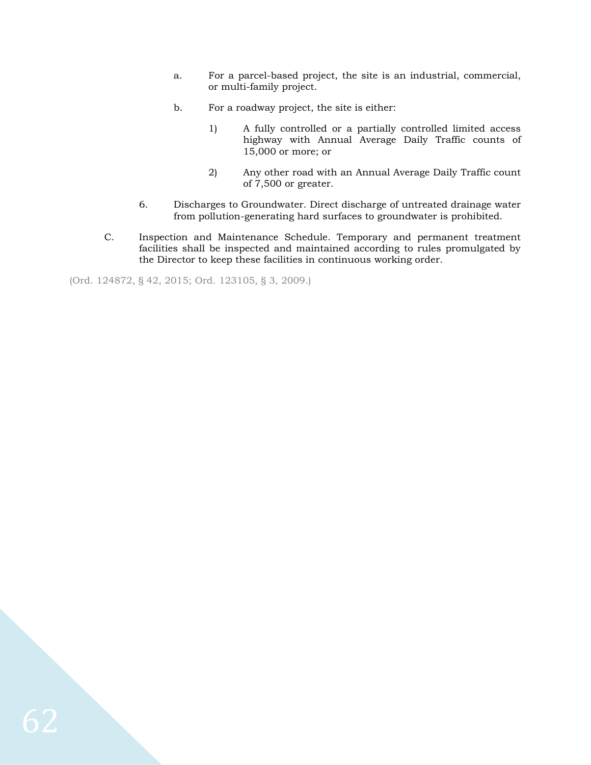a. For a parcel-based project, the site is an industrial, commercial, or multi-family project.

b. For a roadway project, the site is either:

1) A fully controlled or a partially controlled limited access highway with Annual Average Daily Traffic counts of 15,000 or more; or

2) Any other road with an Annual Average Daily Traffic count of 7,500 or greater.

6. Discharges to Groundwater. Direct discharge of untreated drainage water from pollution-generating hard surfaces to groundwater is prohibited.

C. Inspection and Maintenance Schedule. Temporary and permanent treatment facilities shall be inspected and maintained according to rules promulgated by the Director to keep these facilities in continuous working order.

(Ord. 124872, § 42, 2015; Ord. 123105, § 3, 2009.)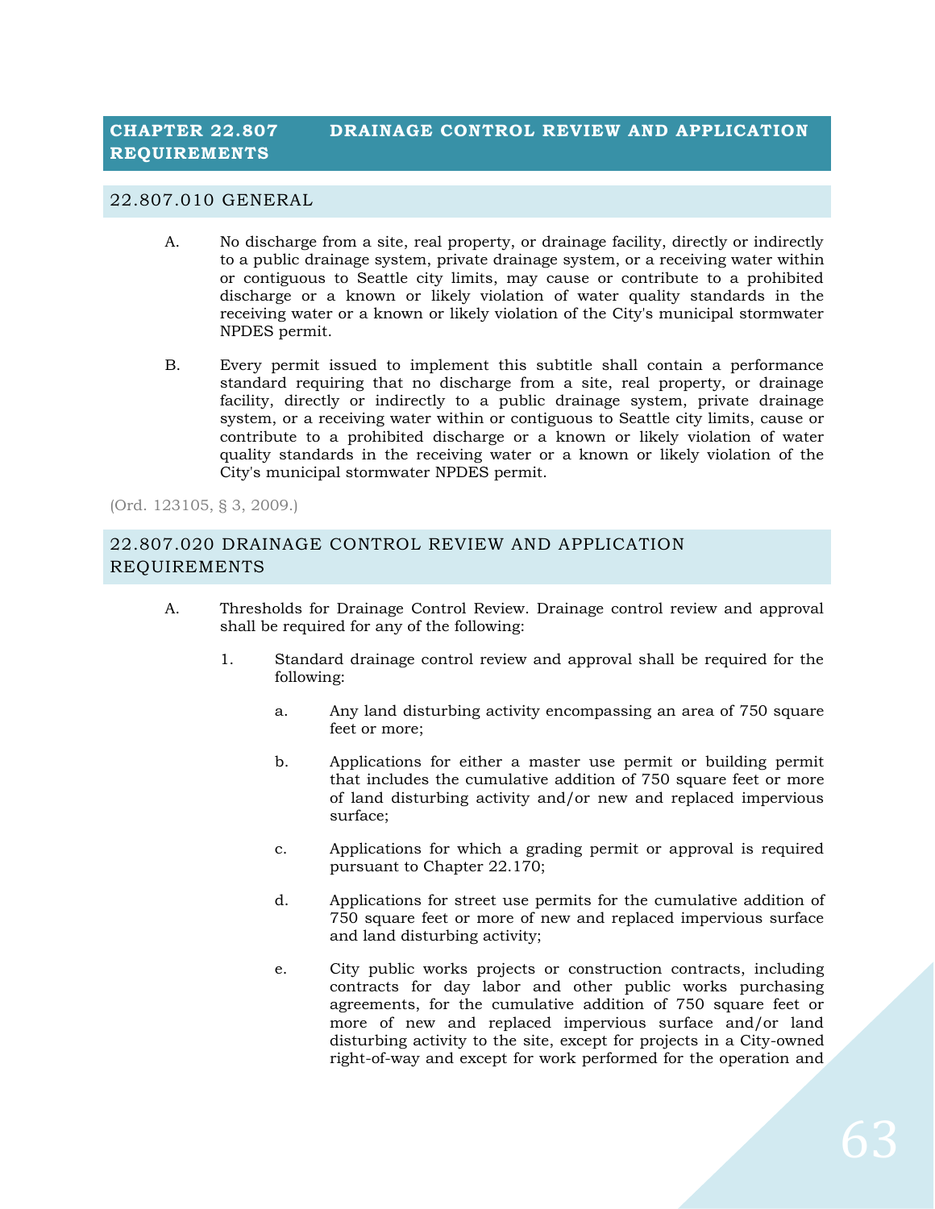# CHAPTER 22.807 DRAINAGE CONTROL REVIEW AND APPLICATION REQUIREMENTS

## 22.807.010 GENERAL

A. No discharge from a site, real property, or drainage facility, directly or indirectly to a public drainage system, private drainage system, or a receiving water within or contiguous to Seattle city limits, may cause or contribute to a prohibited discharge or a known or likely violation of water quality standards in the receiving water or a known or likely violation of the City's municipal stormwater NPDES permit.

B. Every permit issued to implement this subtitle shall contain a performance standard requiring that no discharge from a site, real property, or drainage facility, directly or indirectly to a public drainage system, private drainage system, or a receiving water within or contiguous to Seattle city limits, cause or contribute to a prohibited discharge or a known or likely violation of water quality standards in the receiving water or a known or likely violation of the City's municipal stormwater NPDES permit.

(Ord. 123105, § 3, 2009.)

## 22.807.020 DRAINAGE CONTROL REVIEW AND APPLICATION REQUIREMENTS

A. Thresholds for Drainage Control Review. Drainage control review and approval shall be required for any of the following:

1. Standard drainage control review and approval shall be required for the following:

   a. Any land disturbing activity encompassing an area of 750 square feet or more;

   b. Applications for either a master use permit or building permit that includes the cumulative addition of 750 square feet or more of land disturbing activity and/or new and replaced impervious surface;

   c. Applications for which a grading permit or approval is required pursuant to Chapter 22.170;

   d. Applications for street use permits for the cumulative addition of 750 square feet or more of new and replaced impervious surface and land disturbing activity;

   e. City public works projects or construction contracts, including contracts for day labor and other public works purchasing agreements, for the cumulative addition of 750 square feet or more of new and replaced impervious surface and/or land disturbing activity to the site, except for projects in a City-owned right-of-way and except for work performed for the operation and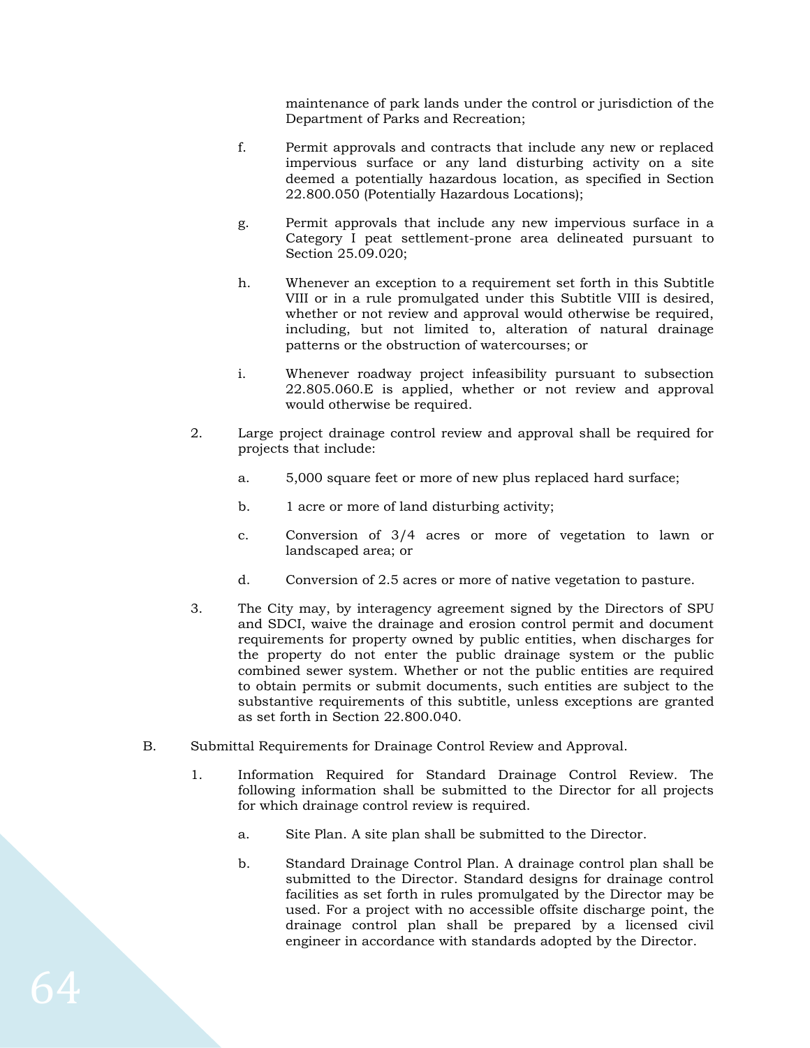maintenance of park lands under the control or jurisdiction of the Department of Parks and Recreation;

f. Permit approvals and contracts that include any new or replaced impervious surface or any land disturbing activity on a site deemed a potentially hazardous location, as specified in Section 22.800.050 (Potentially Hazardous Locations);

g. Permit approvals that include any new impervious surface in a Category I peat settlement-prone area delineated pursuant to Section 25.09.020;

h. Whenever an exception to a requirement set forth in this Subtitle VIII or in a rule promulgated under this Subtitle VIII is desired, whether or not review and approval would otherwise be required, including, but not limited to, alteration of natural drainage patterns or the obstruction of watercourses; or

i. Whenever roadway project infeasibility pursuant to subsection 22.805.060.E is applied, whether or not review and approval would otherwise be required.

2. Large project drainage control review and approval shall be required for projects that include:

   a. 5,000 square feet or more of new plus replaced hard surface;

   b. 1 acre or more of land disturbing activity;

   c. Conversion of 3/4 acres or more of vegetation to lawn or landscaped area; or

   d. Conversion of 2.5 acres or more of native vegetation to pasture.

3. The City may, by interagency agreement signed by the Directors of SPU and SDCI, waive the drainage and erosion control permit and document requirements for property owned by public entities, when discharges for the property do not enter the public drainage system or the public combined sewer system. Whether or not the public entities are required to obtain permits or submit documents, such entities are subject to the substantive requirements of this subtitle, unless exceptions are granted as set forth in Section 22.800.040.

B. Submittal Requirements for Drainage Control Review and Approval.

1. Information Required for Standard Drainage Control Review. The following information shall be submitted to the Director for all projects for which drainage control review is required.

   a. Site Plan. A site plan shall be submitted to the Director.

   b. Standard Drainage Control Plan. A drainage control plan shall be submitted to the Director. Standard designs for drainage control facilities as set forth in rules promulgated by the Director may be used. For a project with no accessible offsite discharge point, the drainage control plan shall be prepared by a licensed civil engineer in accordance with standards adopted by the Director.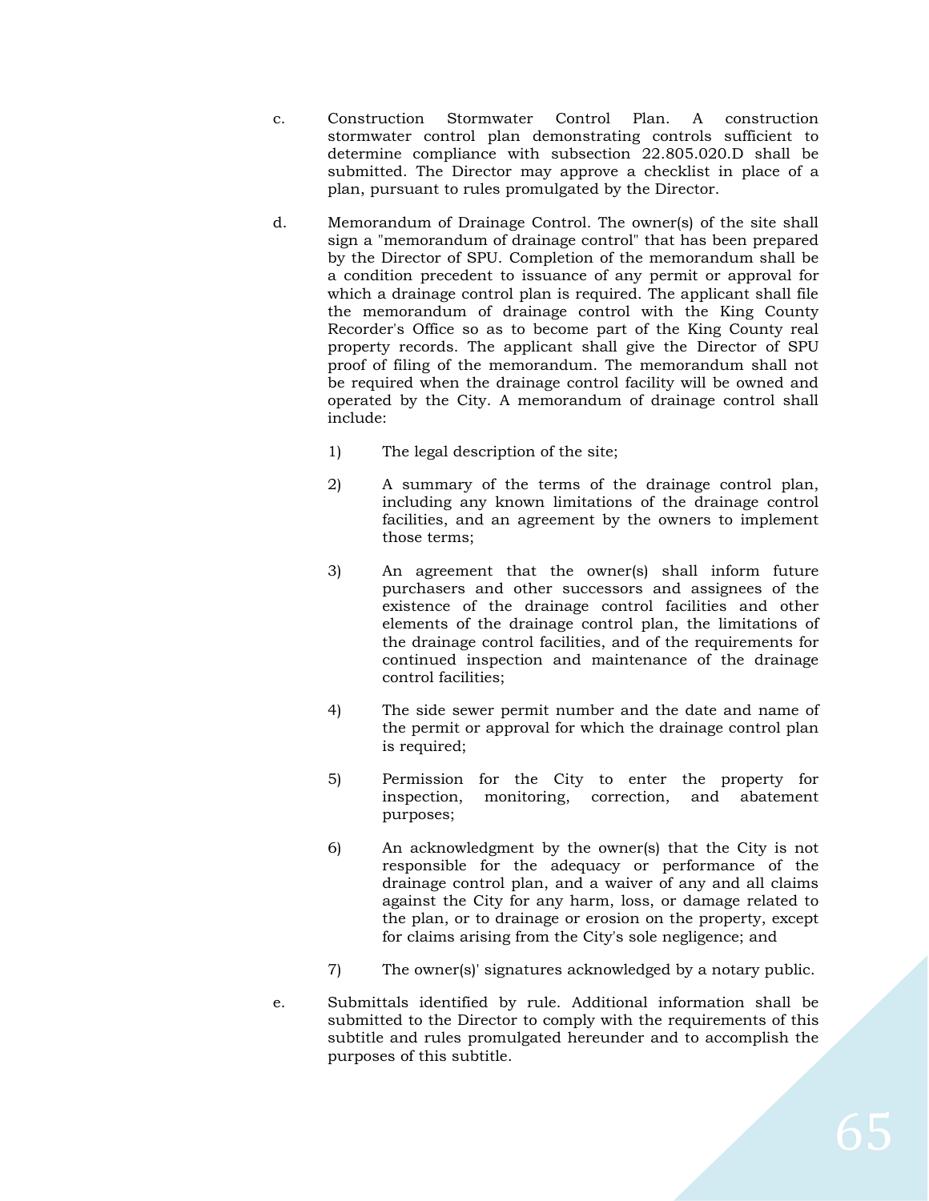c. Construction Stormwater Control Plan. A construction stormwater control plan demonstrating controls sufficient to determine compliance with subsection 22.805.020.D shall be submitted. The Director may approve a checklist in place of a plan, pursuant to rules promulgated by the Director.

d. Memorandum of Drainage Control. The owner(s) of the site shall sign a "memorandum of drainage control" that has been prepared by the Director of SPU. Completion of the memorandum shall be a condition precedent to issuance of any permit or approval for which a drainage control plan is required. The applicant shall file the memorandum of drainage control with the King County Recorder's Office so as to become part of the King County real property records. The applicant shall give the Director of SPU proof of filing of the memorandum. The memorandum shall not be required when the drainage control facility will be owned and operated by the City. A memorandum of drainage control shall include:

   1) The legal description of the site;

   2) A summary of the terms of the drainage control plan, including any known limitations of the drainage control facilities, and an agreement by the owners to implement those terms;

   3) An agreement that the owner(s) shall inform future purchasers and other successors and assignees of the existence of the drainage control facilities and other elements of the drainage control plan, the limitations of the drainage control facilities, and of the requirements for continued inspection and maintenance of the drainage control facilities;

   4) The side sewer permit number and the date and name of the permit or approval for which the drainage control plan is required;

   5) Permission for the City to enter the property for inspection, monitoring, correction, and abatement purposes;

   6) An acknowledgment by the owner(s) that the City is not responsible for the adequacy or performance of the drainage control plan, and a waiver of any and all claims against the City for any harm, loss, or damage related to the plan, or to drainage or erosion on the property, except for claims arising from the City's sole negligence; and

   7) The owner(s)' signatures acknowledged by a notary public.

e. Submittals identified by rule. Additional information shall be submitted to the Director to comply with the requirements of this subtitle and rules promulgated hereunder and to accomplish the purposes of this subtitle.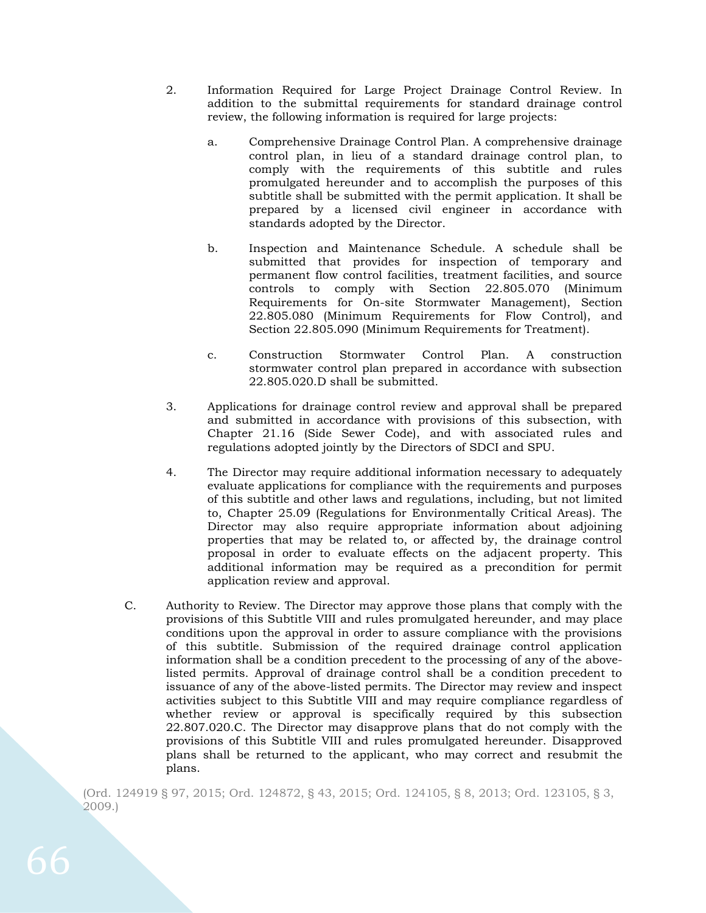2. Information Required for Large Project Drainage Control Review. In addition to the submittal requirements for standard drainage control review, the following information is required for large projects:

   a. Comprehensive Drainage Control Plan. A comprehensive drainage control plan, in lieu of a standard drainage control plan, to comply with the requirements of this subtitle and rules promulgated hereunder and to accomplish the purposes of this subtitle shall be submitted with the permit application. It shall be prepared by a licensed civil engineer in accordance with standards adopted by the Director.

   b. Inspection and Maintenance Schedule. A schedule shall be submitted that provides for inspection of temporary and permanent flow control facilities, treatment facilities, and source controls to comply with Section 22.805.070 (Minimum Requirements for On-site Stormwater Management), Section 22.805.080 (Minimum Requirements for Flow Control), and Section 22.805.090 (Minimum Requirements for Treatment).

   c. Construction Stormwater Control Plan. A construction stormwater control plan prepared in accordance with subsection 22.805.020.D shall be submitted.

3. Applications for drainage control review and approval shall be prepared and submitted in accordance with provisions of this subsection, with Chapter 21.16 (Side Sewer Code), and with associated rules and regulations adopted jointly by the Directors of SDCI and SPU.

4. The Director may require additional information necessary to adequately evaluate applications for compliance with the requirements and purposes of this subtitle and other laws and regulations, including, but not limited to, Chapter 25.09 (Regulations for Environmentally Critical Areas). The Director may also require appropriate information about adjoining properties that may be related to, or affected by, the drainage control proposal in order to evaluate effects on the adjacent property. This additional information may be required as a precondition for permit application review and approval.

C. Authority to Review. The Director may approve those plans that comply with the provisions of this Subtitle VIII and rules promulgated hereunder, and may place conditions upon the approval in order to assure compliance with the provisions of this subtitle. Submission of the required drainage control application information shall be a condition precedent to the processing of any of the above-listed permits. Approval of drainage control shall be a condition precedent to issuance of any of the above-listed permits. The Director may review and inspect activities subject to this Subtitle VIII and may require compliance regardless of whether review or approval is specifically required by this subsection 22.807.020.C. The Director may disapprove plans that do not comply with the provisions of this Subtitle VIII and rules promulgated hereunder. Disapproved plans shall be returned to the applicant, who may correct and resubmit the plans.

(Ord. 124919 § 97, 2015; Ord. 124872, § 43, 2015; Ord. 124105, § 8, 2013; Ord. 123105, § 3, 2009.)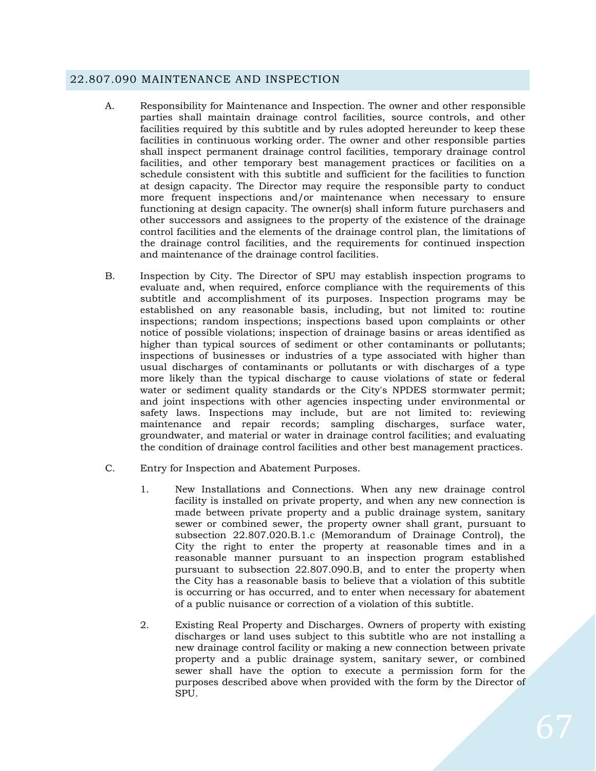## 22.807.090 MAINTENANCE AND INSPECTION

A. Responsibility for Maintenance and Inspection. The owner and other responsible parties shall maintain drainage control facilities, source controls, and other facilities required by this subtitle and by rules adopted hereunder to keep these facilities in continuous working order. The owner and other responsible parties shall inspect permanent drainage control facilities, temporary drainage control facilities, and other temporary best management practices or facilities on a schedule consistent with this subtitle and sufficient for the facilities to function at design capacity. The Director may require the responsible party to conduct more frequent inspections and/or maintenance when necessary to ensure functioning at design capacity. The owner(s) shall inform future purchasers and other successors and assignees to the property of the existence of the drainage control facilities and the elements of the drainage control plan, the limitations of the drainage control facilities, and the requirements for continued inspection and maintenance of the drainage control facilities.

B. Inspection by City. The Director of SPU may establish inspection programs to evaluate and, when required, enforce compliance with the requirements of this subtitle and accomplishment of its purposes. Inspection programs may be established on any reasonable basis, including, but not limited to: routine inspections; random inspections; inspections based upon complaints or other notice of possible violations; inspection of drainage basins or areas identified as higher than typical sources of sediment or other contaminants or pollutants; inspections of businesses or industries of a type associated with higher than usual discharges of contaminants or pollutants or with discharges of a type more likely than the typical discharge to cause violations of state or federal water or sediment quality standards or the City's NPDES stormwater permit; and joint inspections with other agencies inspecting under environmental or safety laws. Inspections may include, but are not limited to: reviewing maintenance and repair records; sampling discharges, surface water, groundwater, and material or water in drainage control facilities; and evaluating the condition of drainage control facilities and other best management practices.

C. Entry for Inspection and Abatement Purposes.

1. New Installations and Connections. When any new drainage control facility is installed on private property, and when any new connection is made between private property and a public drainage system, sanitary sewer or combined sewer, the property owner shall grant, pursuant to subsection 22.807.020.B.1.c (Memorandum of Drainage Control), the City the right to enter the property at reasonable times and in a reasonable manner pursuant to an inspection program established pursuant to subsection 22.807.090.B, and to enter the property when the City has a reasonable basis to believe that a violation of this subtitle is occurring or has occurred, and to enter when necessary for abatement of a public nuisance or correction of a violation of this subtitle.

2. Existing Real Property and Discharges. Owners of property with existing discharges or land uses subject to this subtitle who are not installing a new drainage control facility or making a new connection between private property and a public drainage system, sanitary sewer, or combined sewer shall have the option to execute a permission form for the purposes described above when provided with the form by the Director of SPU.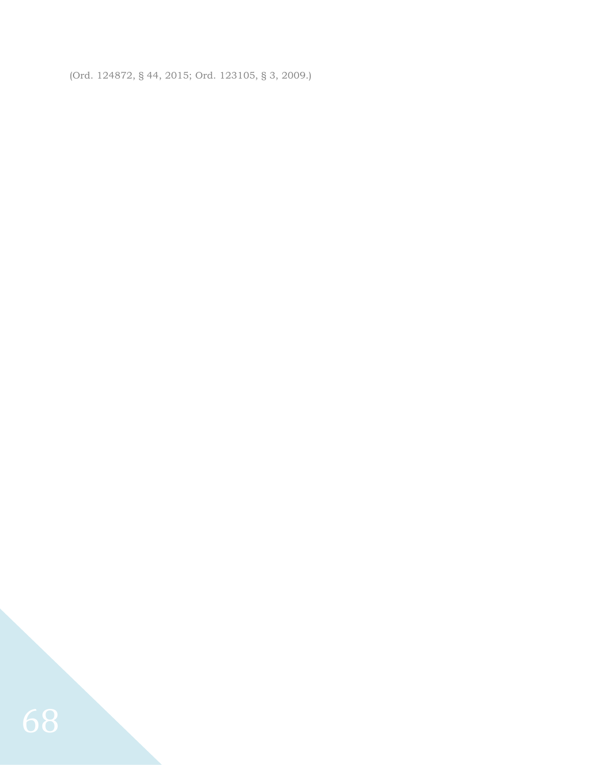(Ord. 124872, § 44, 2015; Ord. 123105, § 3, 2009.)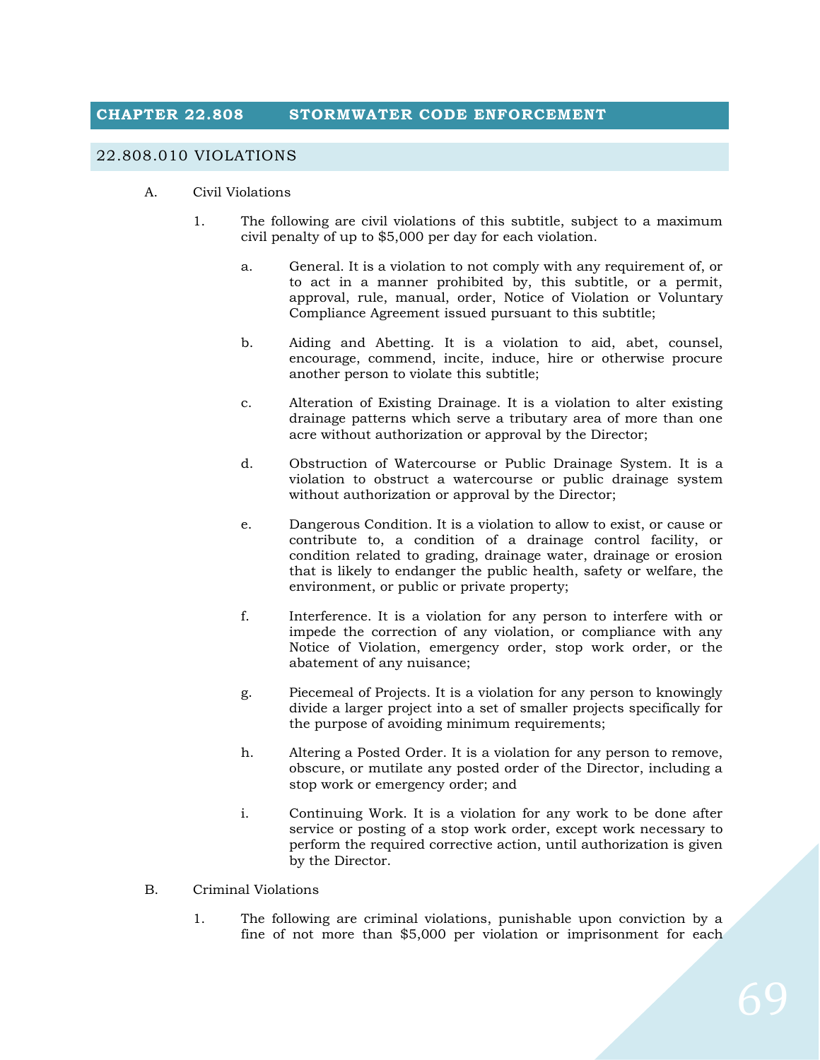# CHAPTER 22.808 STORMWATER CODE ENFORCEMENT

## 22.808.010 VIOLATIONS

A. Civil Violations

1. The following are civil violations of this subtitle, subject to a maximum civil penalty of up to $5,000 per day for each violation.

   a. General. It is a violation to not comply with any requirement of, or to act in a manner prohibited by, this subtitle, or a permit, approval, rule, manual, order, Notice of Violation or Voluntary Compliance Agreement issued pursuant to this subtitle;

   b. Aiding and Abetting. It is a violation to aid, abet, counsel, encourage, commend, incite, induce, hire or otherwise procure another person to violate this subtitle;

   c. Alteration of Existing Drainage. It is a violation to alter existing drainage patterns which serve a tributary area of more than one acre without authorization or approval by the Director;

   d. Obstruction of Watercourse or Public Drainage System. It is a violation to obstruct a watercourse or public drainage system without authorization or approval by the Director;

   e. Dangerous Condition. It is a violation to allow to exist, or cause or contribute to, a condition of a drainage control facility, or condition related to grading, drainage water, drainage or erosion that is likely to endanger the public health, safety or welfare, the environment, or public or private property;

   f. Interference. It is a violation for any person to interfere with or impede the correction of any violation, or compliance with any Notice of Violation, emergency order, stop work order, or the abatement of any nuisance;

   g. Piecemeal of Projects. It is a violation for any person to knowingly divide a larger project into a set of smaller projects specifically for the purpose of avoiding minimum requirements;

   h. Altering a Posted Order. It is a violation for any person to remove, obscure, or mutilate any posted order of the Director, including a stop work or emergency order; and

   i. Continuing Work. It is a violation for any work to be done after service or posting of a stop work order, except work necessary to perform the required corrective action, until authorization is given by the Director.

B. Criminal Violations

1. The following are criminal violations, punishable upon conviction by a fine of not more than $5,000 per violation or imprisonment for each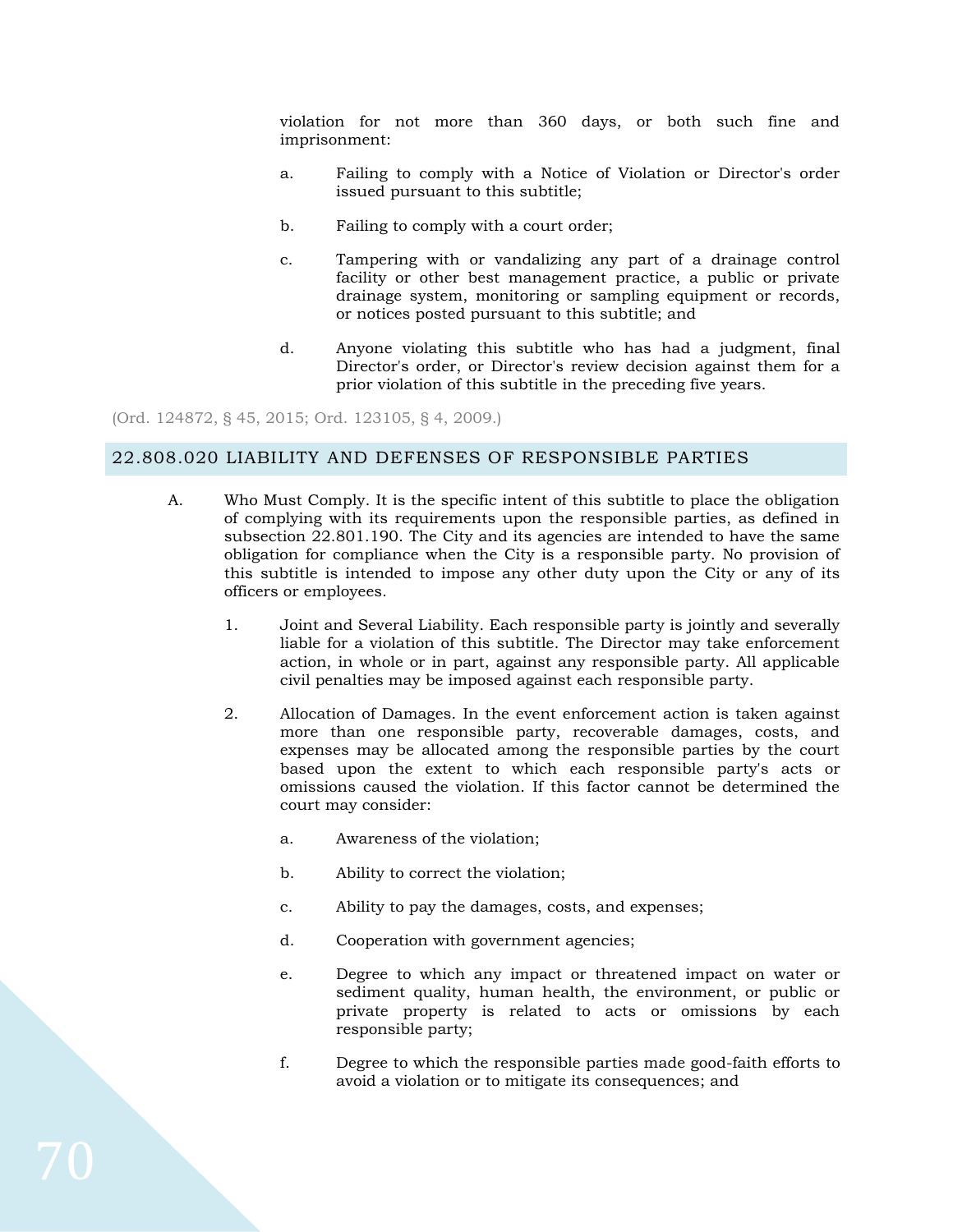violation for not more than 360 days, or both such fine and imprisonment:

a. Failing to comply with a Notice of Violation or Director's order issued pursuant to this subtitle;

b. Failing to comply with a court order;

c. Tampering with or vandalizing any part of a drainage control facility or other best management practice, a public or private drainage system, monitoring or sampling equipment or records, or notices posted pursuant to this subtitle; and

d. Anyone violating this subtitle who has had a judgment, final Director's order, or Director's review decision against them for a prior violation of this subtitle in the preceding five years.

(Ord. 124872, § 45, 2015; Ord. 123105, § 4, 2009.)

## 22.808.020 LIABILITY AND DEFENSES OF RESPONSIBLE PARTIES

A. Who Must Comply. It is the specific intent of this subtitle to place the obligation of complying with its requirements upon the responsible parties, as defined in subsection 22.801.190. The City and its agencies are intended to have the same obligation for compliance when the City is a responsible party. No provision of this subtitle is intended to impose any other duty upon the City or any of its officers or employees.

1. Joint and Several Liability. Each responsible party is jointly and severally liable for a violation of this subtitle. The Director may take enforcement action, in whole or in part, against any responsible party. All applicable civil penalties may be imposed against each responsible party.

2. Allocation of Damages. In the event enforcement action is taken against more than one responsible party, recoverable damages, costs, and expenses may be allocated among the responsible parties by the court based upon the extent to which each responsible party's acts or omissions caused the violation. If this factor cannot be determined the court may consider:

a. Awareness of the violation;

b. Ability to correct the violation;

c. Ability to pay the damages, costs, and expenses;

d. Cooperation with government agencies;

e. Degree to which any impact or threatened impact on water or sediment quality, human health, the environment, or public or private property is related to acts or omissions by each responsible party;

f. Degree to which the responsible parties made good-faith efforts to avoid a violation or to mitigate its consequences; and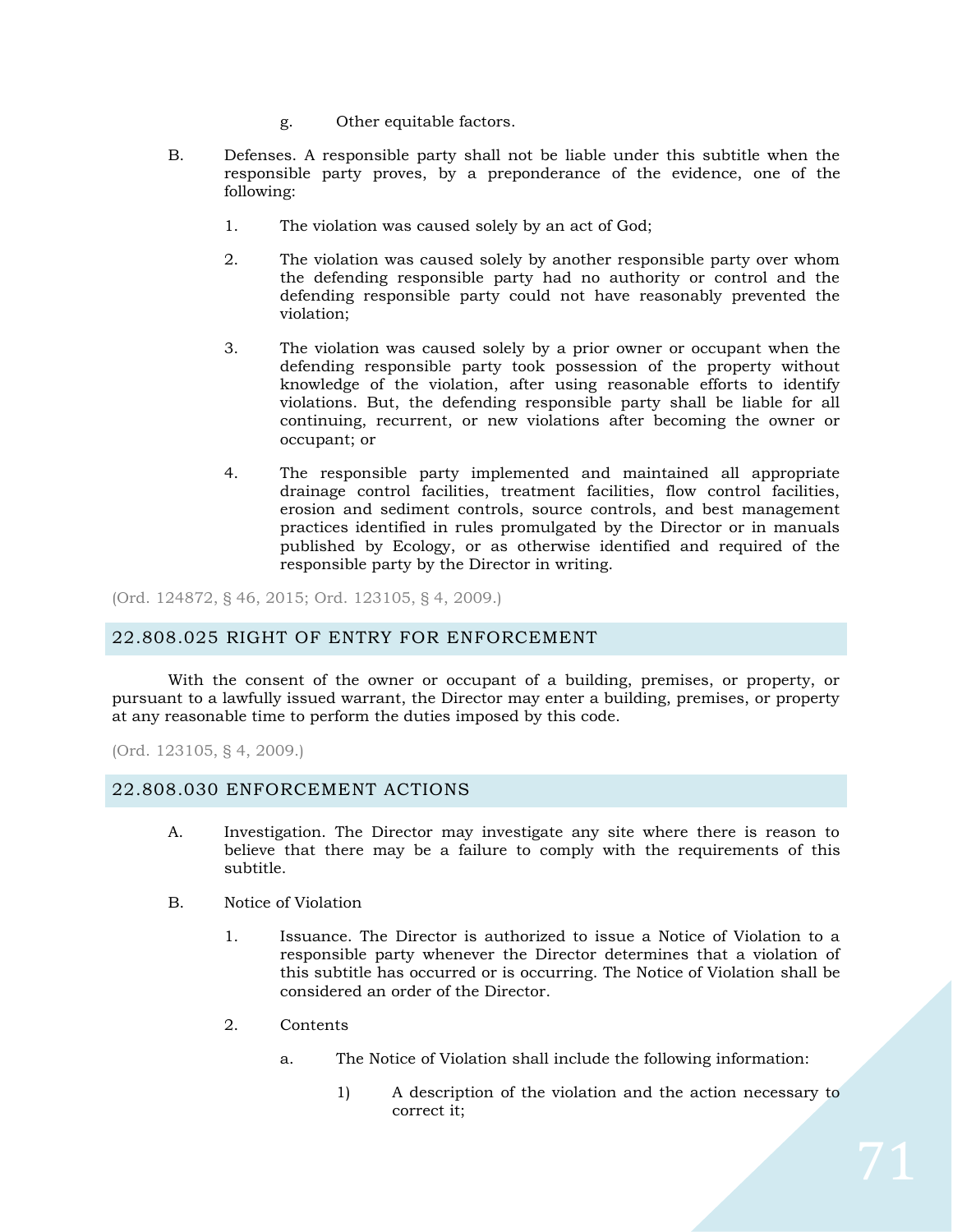g. Other equitable factors.

B. Defenses. A responsible party shall not be liable under this subtitle when the responsible party proves, by a preponderance of the evidence, one of the following:

1. The violation was caused solely by an act of God;

2. The violation was caused solely by another responsible party over whom the defending responsible party had no authority or control and the defending responsible party could not have reasonably prevented the violation;

3. The violation was caused solely by a prior owner or occupant when the defending responsible party took possession of the property without knowledge of the violation, after using reasonable efforts to identify violations. But, the defending responsible party shall be liable for all continuing, recurrent, or new violations after becoming the owner or occupant; or

4. The responsible party implemented and maintained all appropriate drainage control facilities, treatment facilities, flow control facilities, erosion and sediment controls, source controls, and best management practices identified in rules promulgated by the Director or in manuals published by Ecology, or as otherwise identified and required of the responsible party by the Director in writing.

(Ord. 124872, § 46, 2015; Ord. 123105, § 4, 2009.)

## 22.808.025 RIGHT OF ENTRY FOR ENFORCEMENT

With the consent of the owner or occupant of a building, premises, or property, or pursuant to a lawfully issued warrant, the Director may enter a building, premises, or property at any reasonable time to perform the duties imposed by this code.

(Ord. 123105, § 4, 2009.)

## 22.808.030 ENFORCEMENT ACTIONS

A. Investigation. The Director may investigate any site where there is reason to believe that there may be a failure to comply with the requirements of this subtitle.

B. Notice of Violation

1. Issuance. The Director is authorized to issue a Notice of Violation to a responsible party whenever the Director determines that a violation of this subtitle has occurred or is occurring. The Notice of Violation shall be considered an order of the Director.

2. Contents

a. The Notice of Violation shall include the following information:

1) A description of the violation and the action necessary to correct it;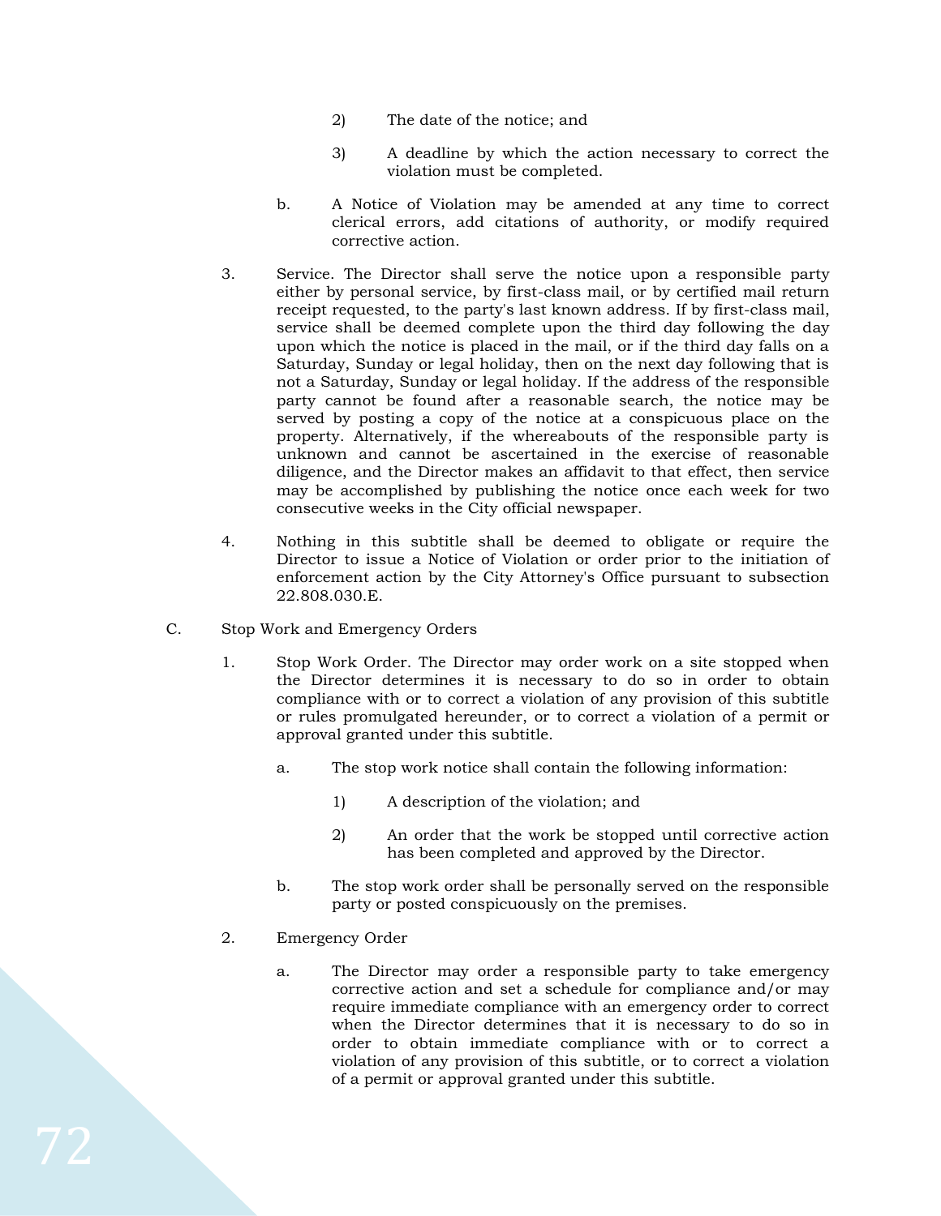2) The date of the notice; and

3) A deadline by which the action necessary to correct the violation must be completed.

b. A Notice of Violation may be amended at any time to correct clerical errors, add citations of authority, or modify required corrective action.

3. Service. The Director shall serve the notice upon a responsible party either by personal service, by first-class mail, or by certified mail return receipt requested, to the party's last known address. If by first-class mail, service shall be deemed complete upon the third day following the day upon which the notice is placed in the mail, or if the third day falls on a Saturday, Sunday or legal holiday, then on the next day following that is not a Saturday, Sunday or legal holiday. If the address of the responsible party cannot be found after a reasonable search, the notice may be served by posting a copy of the notice at a conspicuous place on the property. Alternatively, if the whereabouts of the responsible party is unknown and cannot be ascertained in the exercise of reasonable diligence, and the Director makes an affidavit to that effect, then service may be accomplished by publishing the notice once each week for two consecutive weeks in the City official newspaper.

4. Nothing in this subtitle shall be deemed to obligate or require the Director to issue a Notice of Violation or order prior to the initiation of enforcement action by the City Attorney's Office pursuant to subsection 22.808.030.E.

C. Stop Work and Emergency Orders

1. Stop Work Order. The Director may order work on a site stopped when the Director determines it is necessary to do so in order to obtain compliance with or to correct a violation of any provision of this subtitle or rules promulgated hereunder, or to correct a violation of a permit or approval granted under this subtitle.

a. The stop work notice shall contain the following information:

1) A description of the violation; and

2) An order that the work be stopped until corrective action has been completed and approved by the Director.

b. The stop work order shall be personally served on the responsible party or posted conspicuously on the premises.

2. Emergency Order

a. The Director may order a responsible party to take emergency corrective action and set a schedule for compliance and/or may require immediate compliance with an emergency order to correct when the Director determines that it is necessary to do so in order to obtain immediate compliance with or to correct a violation of any provision of this subtitle, or to correct a violation of a permit or approval granted under this subtitle.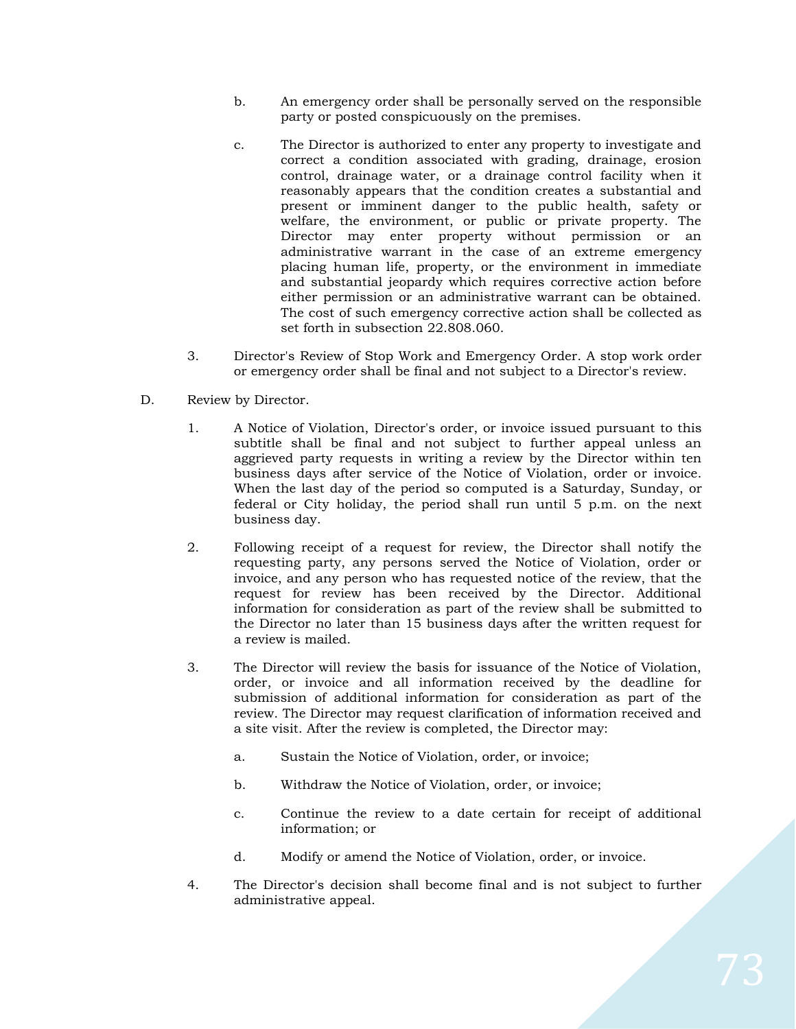b. An emergency order shall be personally served on the responsible party or posted conspicuously on the premises.

c. The Director is authorized to enter any property to investigate and correct a condition associated with grading, drainage, erosion control, drainage water, or a drainage control facility when it reasonably appears that the condition creates a substantial and present or imminent danger to the public health, safety or welfare, the environment, or public or private property. The Director may enter property without permission or an administrative warrant in the case of an extreme emergency placing human life, property, or the environment in immediate and substantial jeopardy which requires corrective action before either permission or an administrative warrant can be obtained. The cost of such emergency corrective action shall be collected as set forth in subsection 22.808.060.

3. Director's Review of Stop Work and Emergency Order. A stop work order or emergency order shall be final and not subject to a Director's review.

D. Review by Director.

1. A Notice of Violation, Director's order, or invoice issued pursuant to this subtitle shall be final and not subject to further appeal unless an aggrieved party requests in writing a review by the Director within ten business days after service of the Notice of Violation, order or invoice. When the last day of the period so computed is a Saturday, Sunday, or federal or City holiday, the period shall run until 5 p.m. on the next business day.

2. Following receipt of a request for review, the Director shall notify the requesting party, any persons served the Notice of Violation, order or invoice, and any person who has requested notice of the review, that the request for review has been received by the Director. Additional information for consideration as part of the review shall be submitted to the Director no later than 15 business days after the written request for a review is mailed.

3. The Director will review the basis for issuance of the Notice of Violation, order, or invoice and all information received by the deadline for submission of additional information for consideration as part of the review. The Director may request clarification of information received and a site visit. After the review is completed, the Director may:

   a. Sustain the Notice of Violation, order, or invoice;

   b. Withdraw the Notice of Violation, order, or invoice;

   c. Continue the review to a date certain for receipt of additional information; or

   d. Modify or amend the Notice of Violation, order, or invoice.

4. The Director's decision shall become final and is not subject to further administrative appeal.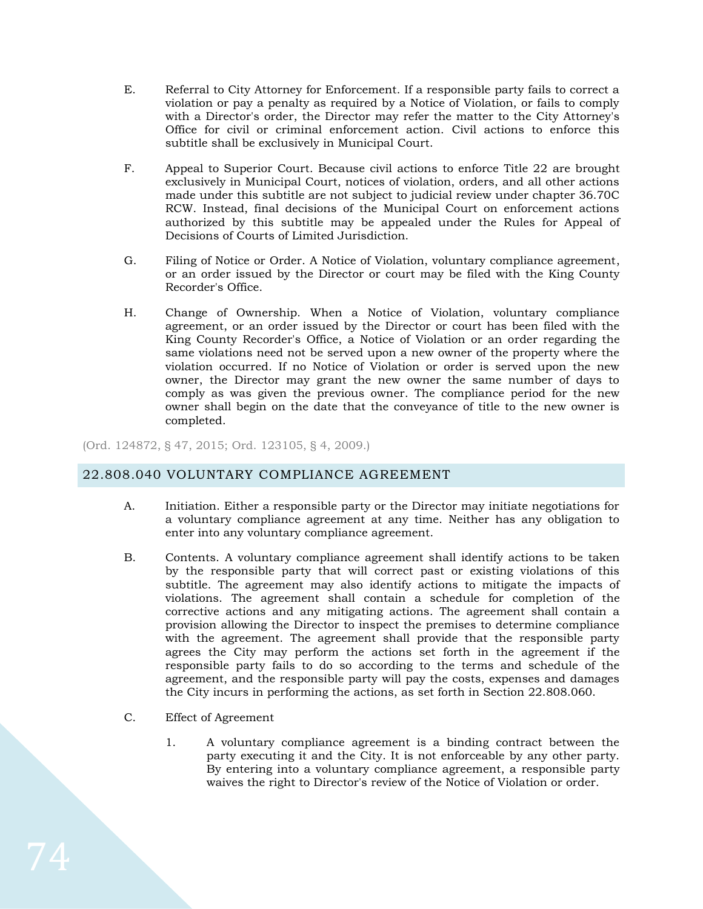E. Referral to City Attorney for Enforcement. If a responsible party fails to correct a violation or pay a penalty as required by a Notice of Violation, or fails to comply with a Director's order, the Director may refer the matter to the City Attorney's Office for civil or criminal enforcement action. Civil actions to enforce this subtitle shall be exclusively in Municipal Court.

F. Appeal to Superior Court. Because civil actions to enforce Title 22 are brought exclusively in Municipal Court, notices of violation, orders, and all other actions made under this subtitle are not subject to judicial review under chapter 36.70C RCW. Instead, final decisions of the Municipal Court on enforcement actions authorized by this subtitle may be appealed under the Rules for Appeal of Decisions of Courts of Limited Jurisdiction.

G. Filing of Notice or Order. A Notice of Violation, voluntary compliance agreement, or an order issued by the Director or court may be filed with the King County Recorder's Office.

H. Change of Ownership. When a Notice of Violation, voluntary compliance agreement, or an order issued by the Director or court has been filed with the King County Recorder's Office, a Notice of Violation or an order regarding the same violations need not be served upon a new owner of the property where the violation occurred. If no Notice of Violation or order is served upon the new owner, the Director may grant the new owner the same number of days to comply as was given the previous owner. The compliance period for the new owner shall begin on the date that the conveyance of title to the new owner is completed.

(Ord. 124872, § 47, 2015; Ord. 123105, § 4, 2009.)

## 22.808.040 VOLUNTARY COMPLIANCE AGREEMENT

A. Initiation. Either a responsible party or the Director may initiate negotiations for a voluntary compliance agreement at any time. Neither has any obligation to enter into any voluntary compliance agreement.

B. Contents. A voluntary compliance agreement shall identify actions to be taken by the responsible party that will correct past or existing violations of this subtitle. The agreement may also identify actions to mitigate the impacts of violations. The agreement shall contain a schedule for completion of the corrective actions and any mitigating actions. The agreement shall contain a provision allowing the Director to inspect the premises to determine compliance with the agreement. The agreement shall provide that the responsible party agrees the City may perform the actions set forth in the agreement if the responsible party fails to do so according to the terms and schedule of the agreement, and the responsible party will pay the costs, expenses and damages the City incurs in performing the actions, as set forth in Section 22.808.060.

C. Effect of Agreement

1. A voluntary compliance agreement is a binding contract between the party executing it and the City. It is not enforceable by any other party. By entering into a voluntary compliance agreement, a responsible party waives the right to Director's review of the Notice of Violation or order.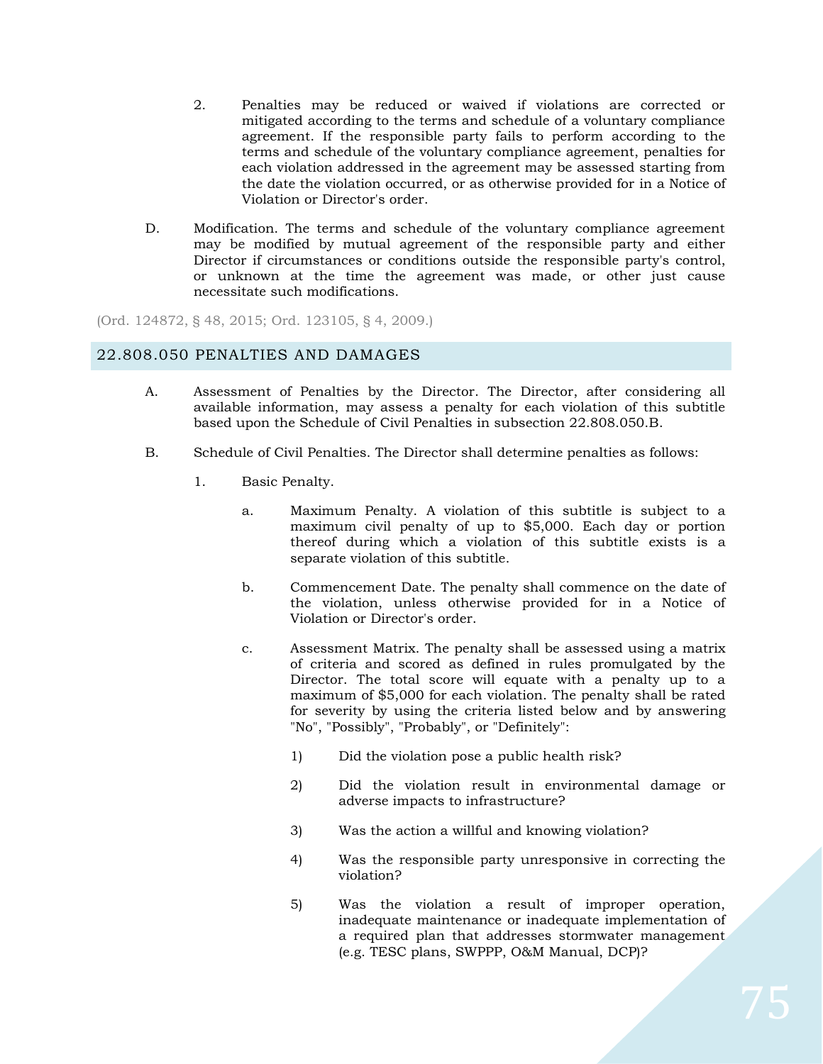2. Penalties may be reduced or waived if violations are corrected or mitigated according to the terms and schedule of a voluntary compliance agreement. If the responsible party fails to perform according to the terms and schedule of the voluntary compliance agreement, penalties for each violation addressed in the agreement may be assessed starting from the date the violation occurred, or as otherwise provided for in a Notice of Violation or Director's order.

D. Modification. The terms and schedule of the voluntary compliance agreement may be modified by mutual agreement of the responsible party and either Director if circumstances or conditions outside the responsible party's control, or unknown at the time the agreement was made, or other just cause necessitate such modifications.

(Ord. 124872, § 48, 2015; Ord. 123105, § 4, 2009.)

## 22.808.050 PENALTIES AND DAMAGES

A. Assessment of Penalties by the Director. The Director, after considering all available information, may assess a penalty for each violation of this subtitle based upon the Schedule of Civil Penalties in subsection 22.808.050.B.

B. Schedule of Civil Penalties. The Director shall determine penalties as follows:

1. Basic Penalty.

   a. Maximum Penalty. A violation of this subtitle is subject to a maximum civil penalty of up to $5,000. Each day or portion thereof during which a violation of this subtitle exists is a separate violation of this subtitle.

   b. Commencement Date. The penalty shall commence on the date of the violation, unless otherwise provided for in a Notice of Violation or Director's order.

   c. Assessment Matrix. The penalty shall be assessed using a matrix of criteria and scored as defined in rules promulgated by the Director. The total score will equate with a penalty up to a maximum of $5,000 for each violation. The penalty shall be rated for severity by using the criteria listed below and by answering "No", "Possibly", "Probably", or "Definitely":

      1) Did the violation pose a public health risk?

      2) Did the violation result in environmental damage or adverse impacts to infrastructure?

      3) Was the action a willful and knowing violation?

      4) Was the responsible party unresponsive in correcting the violation?

      5) Was the violation a result of improper operation, inadequate maintenance or inadequate implementation of a required plan that addresses stormwater management (e.g. TESC plans, SWPPP, O&M Manual, DCP)?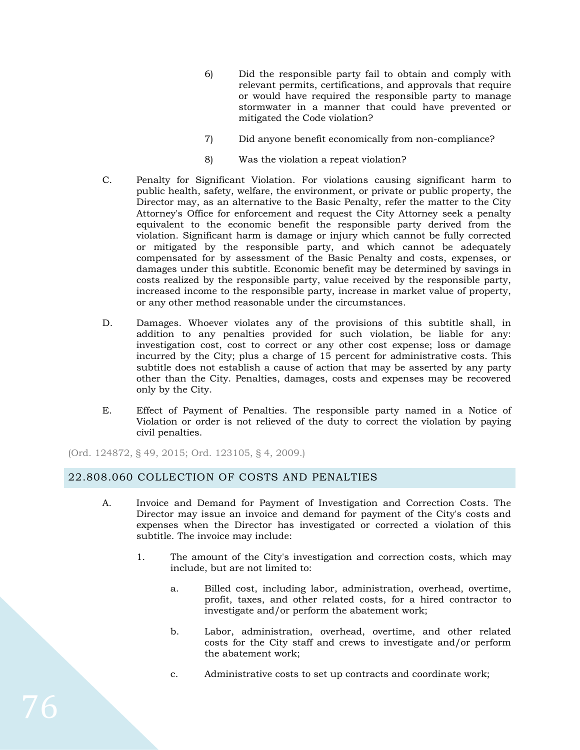6) Did the responsible party fail to obtain and comply with relevant permits, certifications, and approvals that require or would have required the responsible party to manage stormwater in a manner that could have prevented or mitigated the Code violation?

7) Did anyone benefit economically from non-compliance?

8) Was the violation a repeat violation?

C. Penalty for Significant Violation. For violations causing significant harm to public health, safety, welfare, the environment, or private or public property, the Director may, as an alternative to the Basic Penalty, refer the matter to the City Attorney's Office for enforcement and request the City Attorney seek a penalty equivalent to the economic benefit the responsible party derived from the violation. Significant harm is damage or injury which cannot be fully corrected or mitigated by the responsible party, and which cannot be adequately compensated for by assessment of the Basic Penalty and costs, expenses, or damages under this subtitle. Economic benefit may be determined by savings in costs realized by the responsible party, value received by the responsible party, increased income to the responsible party, increase in market value of property, or any other method reasonable under the circumstances.

D. Damages. Whoever violates any of the provisions of this subtitle shall, in addition to any penalties provided for such violation, be liable for any: investigation cost, cost to correct or any other cost expense; loss or damage incurred by the City; plus a charge of 15 percent for administrative costs. This subtitle does not establish a cause of action that may be asserted by any party other than the City. Penalties, damages, costs and expenses may be recovered only by the City.

E. Effect of Payment of Penalties. The responsible party named in a Notice of Violation or order is not relieved of the duty to correct the violation by paying civil penalties.

(Ord. 124872, § 49, 2015; Ord. 123105, § 4, 2009.)

## 22.808.060 COLLECTION OF COSTS AND PENALTIES

A. Invoice and Demand for Payment of Investigation and Correction Costs. The Director may issue an invoice and demand for payment of the City's costs and expenses when the Director has investigated or corrected a violation of this subtitle. The invoice may include:

1. The amount of the City's investigation and correction costs, which may include, but are not limited to:

   a. Billed cost, including labor, administration, overhead, overtime, profit, taxes, and other related costs, for a hired contractor to investigate and/or perform the abatement work;

   b. Labor, administration, overhead, overtime, and other related costs for the City staff and crews to investigate and/or perform the abatement work;

   c. Administrative costs to set up contracts and coordinate work;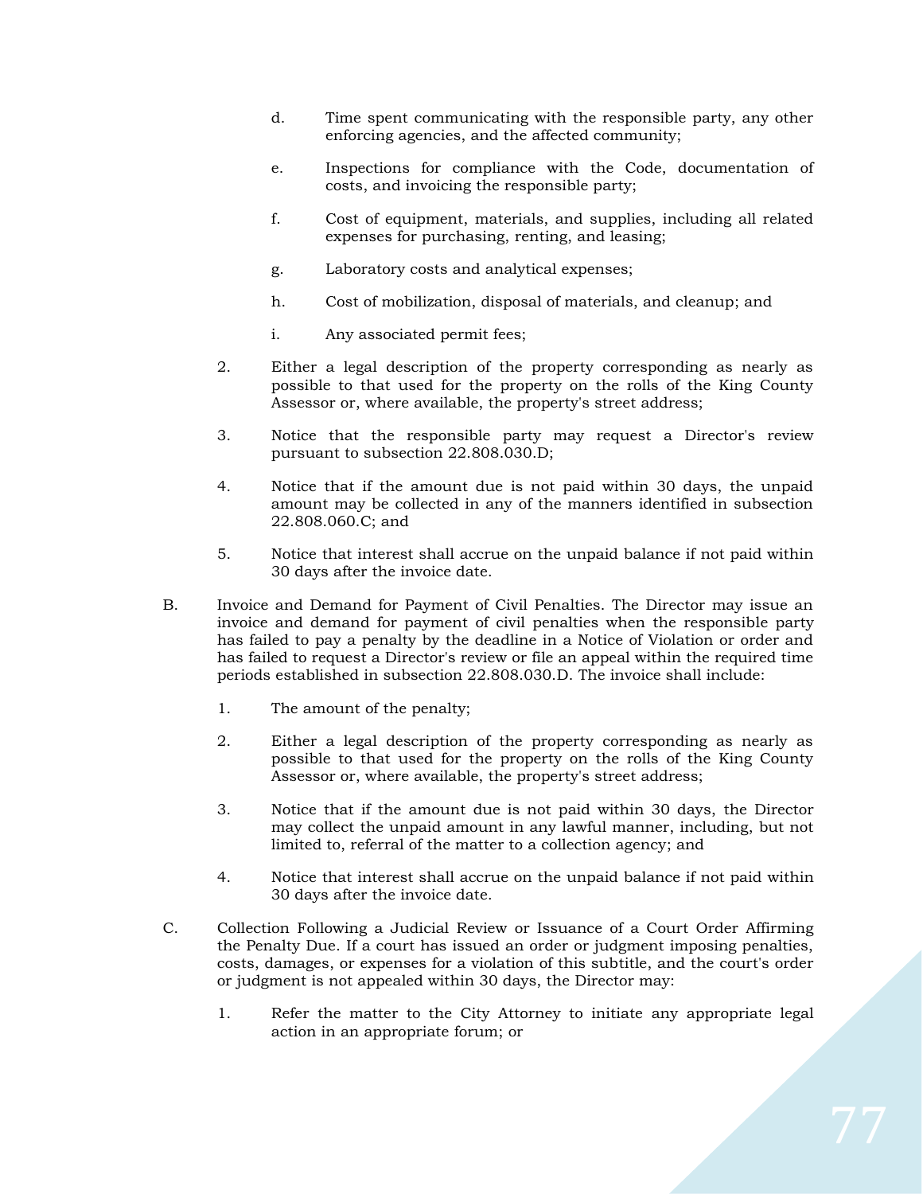d. Time spent communicating with the responsible party, any other enforcing agencies, and the affected community;

e. Inspections for compliance with the Code, documentation of costs, and invoicing the responsible party;

f. Cost of equipment, materials, and supplies, including all related expenses for purchasing, renting, and leasing;

g. Laboratory costs and analytical expenses;

h. Cost of mobilization, disposal of materials, and cleanup; and

i. Any associated permit fees;

2. Either a legal description of the property corresponding as nearly as possible to that used for the property on the rolls of the King County Assessor or, where available, the property's street address;

3. Notice that the responsible party may request a Director's review pursuant to subsection 22.808.030.D;

4. Notice that if the amount due is not paid within 30 days, the unpaid amount may be collected in any of the manners identified in subsection 22.808.060.C; and

5. Notice that interest shall accrue on the unpaid balance if not paid within 30 days after the invoice date.

B. Invoice and Demand for Payment of Civil Penalties. The Director may issue an invoice and demand for payment of civil penalties when the responsible party has failed to pay a penalty by the deadline in a Notice of Violation or order and has failed to request a Director's review or file an appeal within the required time periods established in subsection 22.808.030.D. The invoice shall include:

1. The amount of the penalty;

2. Either a legal description of the property corresponding as nearly as possible to that used for the property on the rolls of the King County Assessor or, where available, the property's street address;

3. Notice that if the amount due is not paid within 30 days, the Director may collect the unpaid amount in any lawful manner, including, but not limited to, referral of the matter to a collection agency; and

4. Notice that interest shall accrue on the unpaid balance if not paid within 30 days after the invoice date.

C. Collection Following a Judicial Review or Issuance of a Court Order Affirming the Penalty Due. If a court has issued an order or judgment imposing penalties, costs, damages, or expenses for a violation of this subtitle, and the court's order or judgment is not appealed within 30 days, the Director may:

1. Refer the matter to the City Attorney to initiate any appropriate legal action in an appropriate forum; or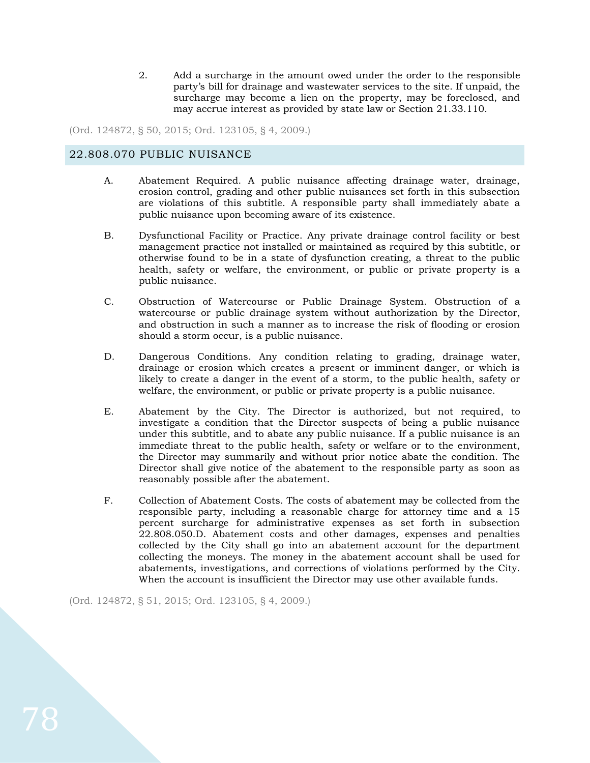2. Add a surcharge in the amount owed under the order to the responsible party's bill for drainage and wastewater services to the site. If unpaid, the surcharge may become a lien on the property, may be foreclosed, and may accrue interest as provided by state law or Section 21.33.110.

(Ord. 124872, § 50, 2015; Ord. 123105, § 4, 2009.)

## 22.808.070 PUBLIC NUISANCE

A. Abatement Required. A public nuisance affecting drainage water, drainage, erosion control, grading and other public nuisances set forth in this subsection are violations of this subtitle. A responsible party shall immediately abate a public nuisance upon becoming aware of its existence.

B. Dysfunctional Facility or Practice. Any private drainage control facility or best management practice not installed or maintained as required by this subtitle, or otherwise found to be in a state of dysfunction creating, a threat to the public health, safety or welfare, the environment, or public or private property is a public nuisance.

C. Obstruction of Watercourse or Public Drainage System. Obstruction of a watercourse or public drainage system without authorization by the Director, and obstruction in such a manner as to increase the risk of flooding or erosion should a storm occur, is a public nuisance.

D. Dangerous Conditions. Any condition relating to grading, drainage water, drainage or erosion which creates a present or imminent danger, or which is likely to create a danger in the event of a storm, to the public health, safety or welfare, the environment, or public or private property is a public nuisance.

E. Abatement by the City. The Director is authorized, but not required, to investigate a condition that the Director suspects of being a public nuisance under this subtitle, and to abate any public nuisance. If a public nuisance is an immediate threat to the public health, safety or welfare or to the environment, the Director may summarily and without prior notice abate the condition. The Director shall give notice of the abatement to the responsible party as soon as reasonably possible after the abatement.

F. Collection of Abatement Costs. The costs of abatement may be collected from the responsible party, including a reasonable charge for attorney time and a 15 percent surcharge for administrative expenses as set forth in subsection 22.808.050.D. Abatement costs and other damages, expenses and penalties collected by the City shall go into an abatement account for the department collecting the moneys. The money in the abatement account shall be used for abatements, investigations, and corrections of violations performed by the City. When the account is insufficient the Director may use other available funds.

(Ord. 124872, § 51, 2015; Ord. 123105, § 4, 2009.)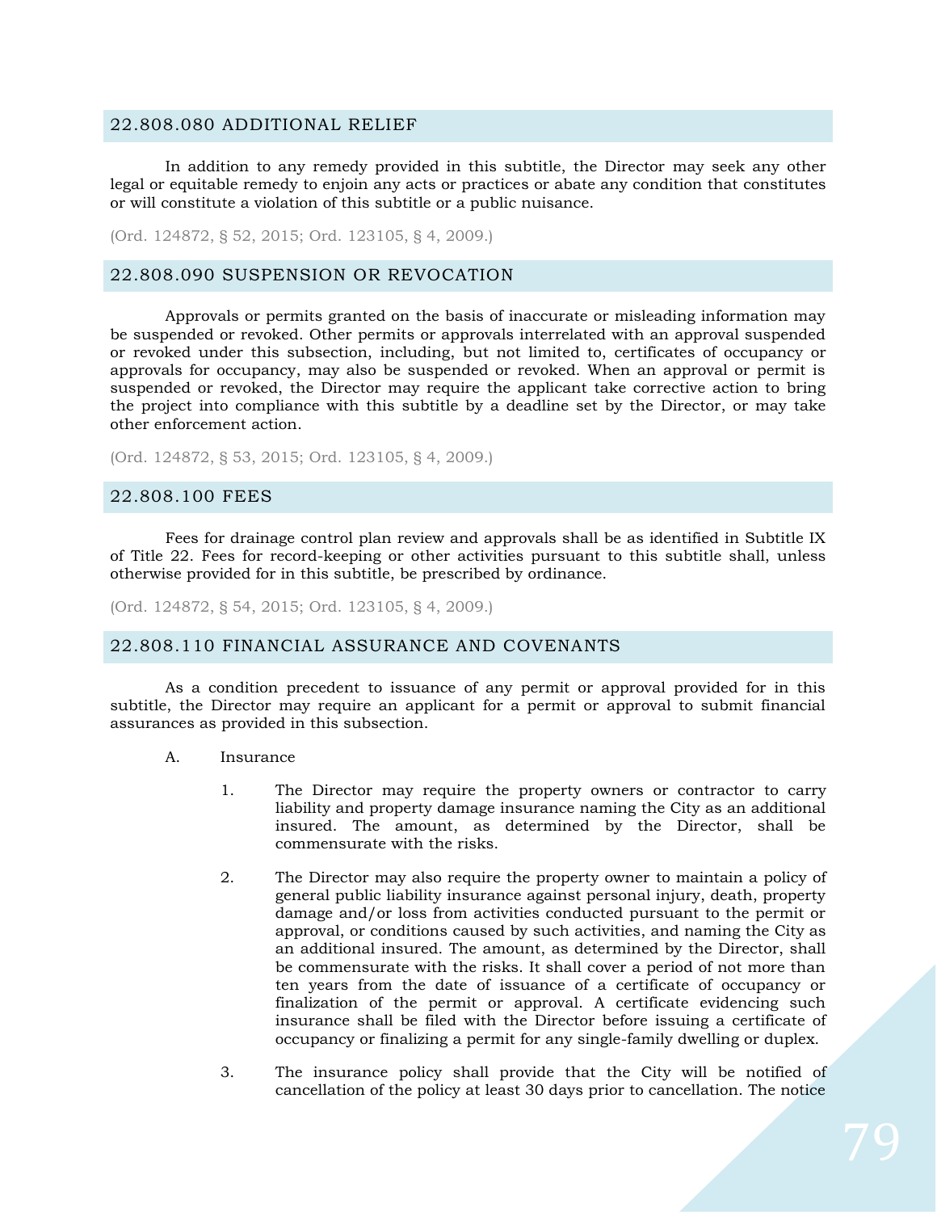## 22.808.080 ADDITIONAL RELIEF

In addition to any remedy provided in this subtitle, the Director may seek any other legal or equitable remedy to enjoin any acts or practices or abate any condition that constitutes or will constitute a violation of this subtitle or a public nuisance.

(Ord. 124872, § 52, 2015; Ord. 123105, § 4, 2009.)

## 22.808.090 SUSPENSION OR REVOCATION

Approvals or permits granted on the basis of inaccurate or misleading information may be suspended or revoked. Other permits or approvals interrelated with an approval suspended or revoked under this subsection, including, but not limited to, certificates of occupancy or approvals for occupancy, may also be suspended or revoked. When an approval or permit is suspended or revoked, the Director may require the applicant take corrective action to bring the project into compliance with this subtitle by a deadline set by the Director, or may take other enforcement action.

(Ord. 124872, § 53, 2015; Ord. 123105, § 4, 2009.)

## 22.808.100 FEES

Fees for drainage control plan review and approvals shall be as identified in Subtitle IX of Title 22. Fees for record-keeping or other activities pursuant to this subtitle shall, unless otherwise provided for in this subtitle, be prescribed by ordinance.

(Ord. 124872, § 54, 2015; Ord. 123105, § 4, 2009.)

## 22.808.110 FINANCIAL ASSURANCE AND COVENANTS

As a condition precedent to issuance of any permit or approval provided for in this subtitle, the Director may require an applicant for a permit or approval to submit financial assurances as provided in this subsection.

A. Insurance

1. The Director may require the property owners or contractor to carry liability and property damage insurance naming the City as an additional insured. The amount, as determined by the Director, shall be commensurate with the risks.

2. The Director may also require the property owner to maintain a policy of general public liability insurance against personal injury, death, property damage and/or loss from activities conducted pursuant to the permit or approval, or conditions caused by such activities, and naming the City as an additional insured. The amount, as determined by the Director, shall be commensurate with the risks. It shall cover a period of not more than ten years from the date of issuance of a certificate of occupancy or finalization of the permit or approval. A certificate evidencing such insurance shall be filed with the Director before issuing a certificate of occupancy or finalizing a permit for any single-family dwelling or duplex.

3. The insurance policy shall provide that the City will be notified of cancellation of the policy at least 30 days prior to cancellation. The notice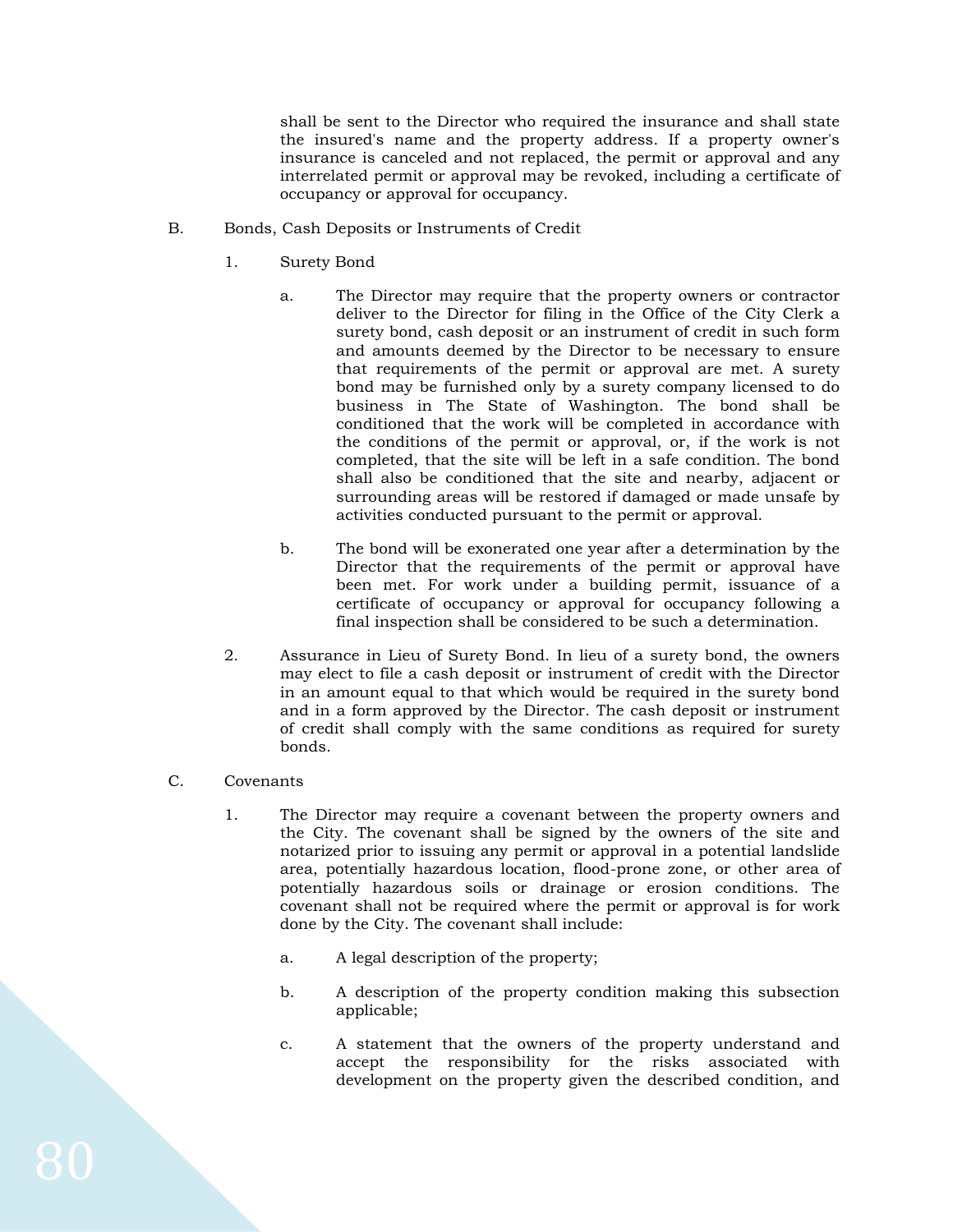shall be sent to the Director who required the insurance and shall state the insured's name and the property address. If a property owner's insurance is canceled and not replaced, the permit or approval and any interrelated permit or approval may be revoked, including a certificate of occupancy or approval for occupancy.

B. Bonds, Cash Deposits or Instruments of Credit

1. Surety Bond

a. The Director may require that the property owners or contractor deliver to the Director for filing in the Office of the City Clerk a surety bond, cash deposit or an instrument of credit in such form and amounts deemed by the Director to be necessary to ensure that requirements of the permit or approval are met. A surety bond may be furnished only by a surety company licensed to do business in The State of Washington. The bond shall be conditioned that the work will be completed in accordance with the conditions of the permit or approval, or, if the work is not completed, that the site will be left in a safe condition. The bond shall also be conditioned that the site and nearby, adjacent or surrounding areas will be restored if damaged or made unsafe by activities conducted pursuant to the permit or approval.

b. The bond will be exonerated one year after a determination by the Director that the requirements of the permit or approval have been met. For work under a building permit, issuance of a certificate of occupancy or approval for occupancy following a final inspection shall be considered to be such a determination.

2. Assurance in Lieu of Surety Bond. In lieu of a surety bond, the owners may elect to file a cash deposit or instrument of credit with the Director in an amount equal to that which would be required in the surety bond and in a form approved by the Director. The cash deposit or instrument of credit shall comply with the same conditions as required for surety bonds.

C. Covenants

1. The Director may require a covenant between the property owners and the City. The covenant shall be signed by the owners of the site and notarized prior to issuing any permit or approval in a potential landslide area, potentially hazardous location, flood-prone zone, or other area of potentially hazardous soils or drainage or erosion conditions. The covenant shall not be required where the permit or approval is for work done by the City. The covenant shall include:

a. A legal description of the property;

b. A description of the property condition making this subsection applicable;

c. A statement that the owners of the property understand and accept the responsibility for the risks associated with development on the property given the described condition, and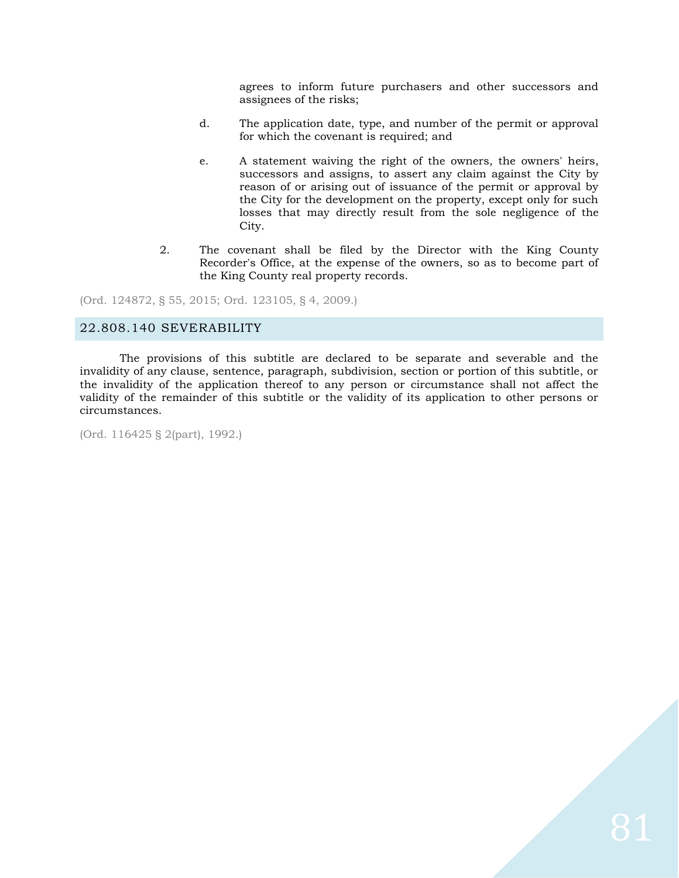agrees to inform future purchasers and other successors and assignees of the risks;

d. The application date, type, and number of the permit or approval for which the covenant is required; and

e. A statement waiving the right of the owners, the owners' heirs, successors and assigns, to assert any claim against the City by reason of or arising out of issuance of the permit or approval by the City for the development on the property, except only for such losses that may directly result from the sole negligence of the City.

2. The covenant shall be filed by the Director with the King County Recorder's Office, at the expense of the owners, so as to become part of the King County real property records.

(Ord. 124872, § 55, 2015; Ord. 123105, § 4, 2009.)

## 22.808.140 SEVERABILITY

The provisions of this subtitle are declared to be separate and severable and the invalidity of any clause, sentence, paragraph, subdivision, section or portion of this subtitle, or the invalidity of the application thereof to any person or circumstance shall not affect the validity of the remainder of this subtitle or the validity of its application to other persons or circumstances.

(Ord. 116425 § 2(part), 1992.)